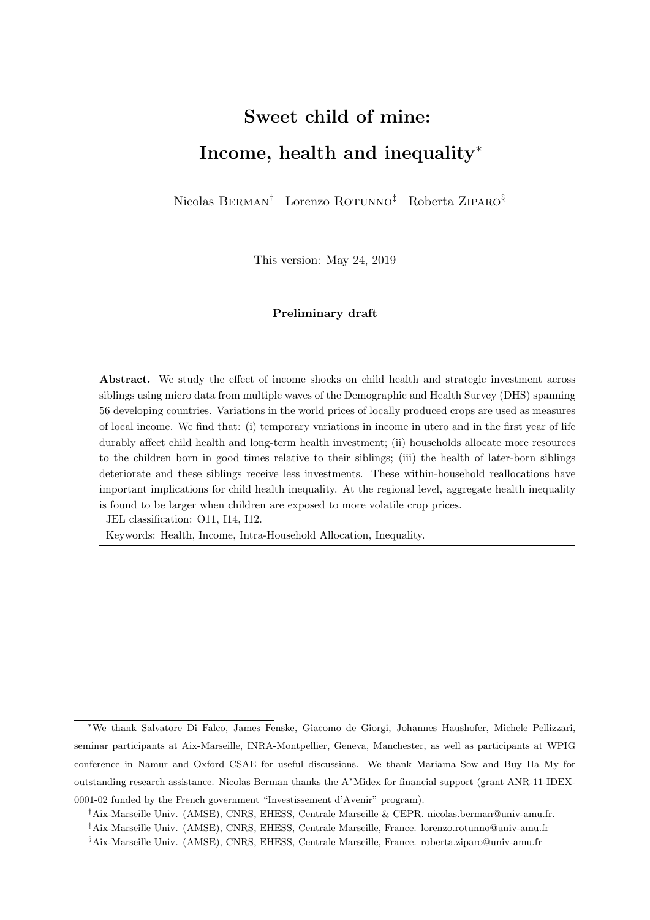# Sweet child of mine: Income, health and inequality*

Nicolas Berman[†] Lorenzo Rotunno[‡] Roberta Ziparo[§]

This version: May 24, 2019

**Preliminary draft**

---

**Abstract.** We study the effect of income shocks on child health and strategic investment across siblings using micro data from multiple waves of the Demographic and Health Survey (DHS) spanning 56 developing countries. Variations in the world prices of locally produced crops are used as measures of local income. We find that: (i) temporary variations in income in utero and in the first year of life durably affect child health and long-term health investment; (ii) households allocate more resources to the children born in good times relative to their siblings; (iii) the health of later-born siblings deteriorate and these siblings receive less investments. These within-household reallocations have important implications for child health inequality. At the regional level, aggregate health inequality is found to be larger when children are exposed to more volatile crop prices.

JEL classification: O11, I14, I12.

Keywords: Health, Income, Intra-Household Allocation, Inequality.

---

*We thank Salvatore Di Falco, James Fenske, Giacomo de Giorgi, Johannes Haushofer, Michele Pellizzari, seminar participants at Aix-Marseille, INRA-Montpellier, Geneva, Manchester, as well as participants at WPIG conference in Namur and Oxford CSAE for useful discussions. We thank Mariama Sow and Buy Ha My for outstanding research assistance. Nicolas Berman thanks the A*Midex for financial support (grant ANR-11-IDEX-0001-02 funded by the French government "Investissement d'Avenir" program).

[†]Aix-Marseille Univ. (AMSE), CNRS, EHESS, Centrale Marseille & CEPR. nicolas.berman@univ-amu.fr.

[‡]Aix-Marseille Univ. (AMSE), CNRS, EHESS, Centrale Marseille, France. lorenzo.rotunno@univ-amu.fr

[§]Aix-Marseille Univ. (AMSE), CNRS, EHESS, Centrale Marseille, France. roberta.ziparo@univ-amu.fr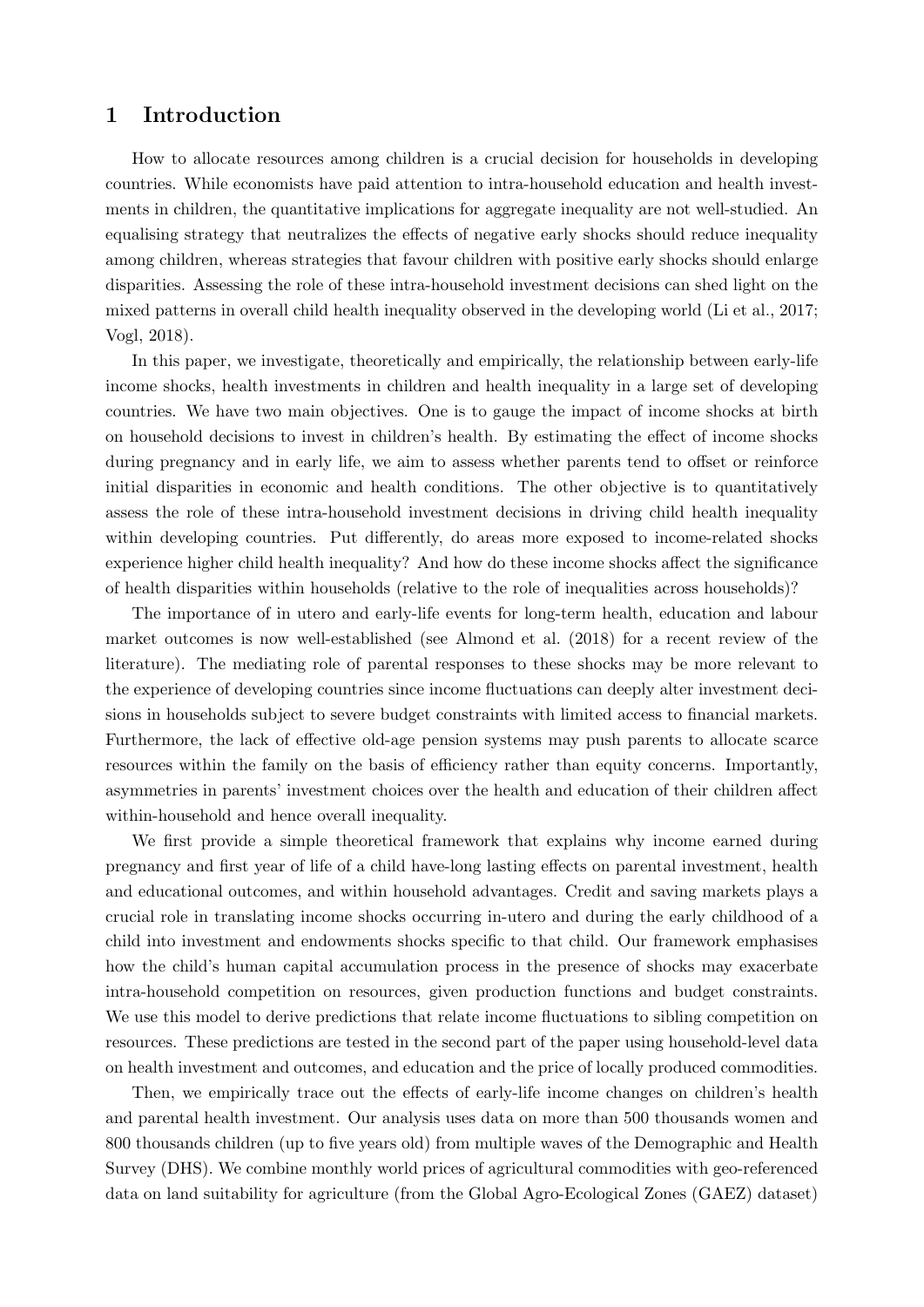# 1 Introduction

How to allocate resources among children is a crucial decision for households in developing countries. While economists have paid attention to intra-household education and health investments in children, the quantitative implications for aggregate inequality are not well-studied. An equalising strategy that neutralizes the effects of negative early shocks should reduce inequality among children, whereas strategies that favour children with positive early shocks should enlarge disparities. Assessing the role of these intra-household investment decisions can shed light on the mixed patterns in overall child health inequality observed in the developing world (Li et al., 2017; Vogl, 2018).

In this paper, we investigate, theoretically and empirically, the relationship between early-life income shocks, health investments in children and health inequality in a large set of developing countries. We have two main objectives. One is to gauge the impact of income shocks at birth on household decisions to invest in children's health. By estimating the effect of income shocks during pregnancy and in early life, we aim to assess whether parents tend to offset or reinforce initial disparities in economic and health conditions. The other objective is to quantitatively assess the role of these intra-household investment decisions in driving child health inequality within developing countries. Put differently, do areas more exposed to income-related shocks experience higher child health inequality? And how do these income shocks affect the significance of health disparities within households (relative to the role of inequalities across households)?

The importance of in utero and early-life events for long-term health, education and labour market outcomes is now well-established (see Almond et al. (2018) for a recent review of the literature). The mediating role of parental responses to these shocks may be more relevant to the experience of developing countries since income fluctuations can deeply alter investment decisions in households subject to severe budget constraints with limited access to financial markets. Furthermore, the lack of effective old-age pension systems may push parents to allocate scarce resources within the family on the basis of efficiency rather than equity concerns. Importantly, asymmetries in parents' investment choices over the health and education of their children affect within-household and hence overall inequality.

We first provide a simple theoretical framework that explains why income earned during pregnancy and first year of life of a child have-long lasting effects on parental investment, health and educational outcomes, and within household advantages. Credit and saving markets plays a crucial role in translating income shocks occurring in-utero and during the early childhood of a child into investment and endowments shocks specific to that child. Our framework emphasises how the child's human capital accumulation process in the presence of shocks may exacerbate intra-household competition on resources, given production functions and budget constraints. We use this model to derive predictions that relate income fluctuations to sibling competition on resources. These predictions are tested in the second part of the paper using household-level data on health investment and outcomes, and education and the price of locally produced commodities.

Then, we empirically trace out the effects of early-life income changes on children's health and parental health investment. Our analysis uses data on more than 500 thousands women and 800 thousands children (up to five years old) from multiple waves of the Demographic and Health Survey (DHS). We combine monthly world prices of agricultural commodities with geo-referenced data on land suitability for agriculture (from the Global Agro-Ecological Zones (GAEZ) dataset)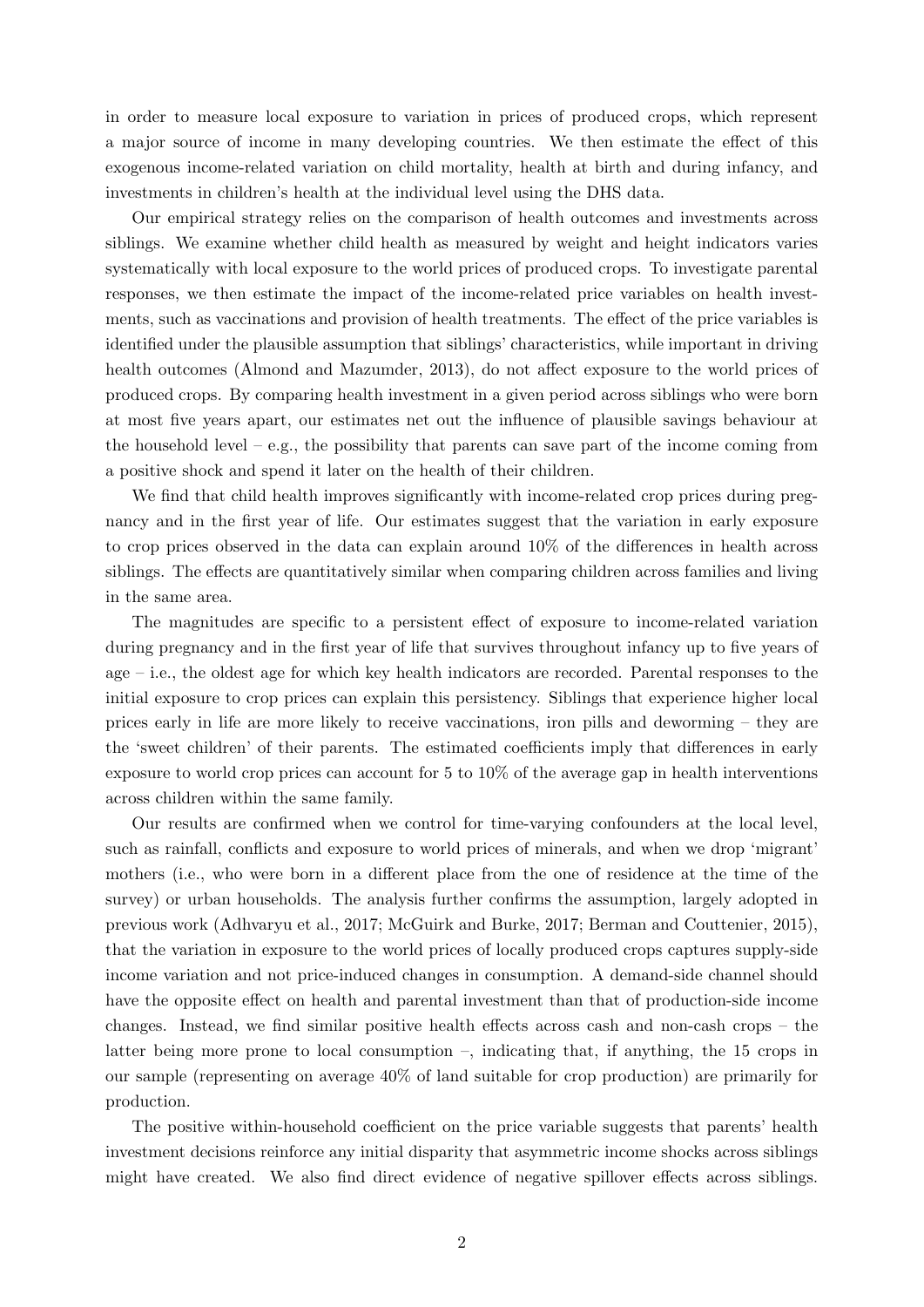in order to measure local exposure to variation in prices of produced crops, which represent a major source of income in many developing countries. We then estimate the effect of this exogenous income-related variation on child mortality, health at birth and during infancy, and investments in children's health at the individual level using the DHS data.

Our empirical strategy relies on the comparison of health outcomes and investments across siblings. We examine whether child health as measured by weight and height indicators varies systematically with local exposure to the world prices of produced crops. To investigate parental responses, we then estimate the impact of the income-related price variables on health investments, such as vaccinations and provision of health treatments. The effect of the price variables is identified under the plausible assumption that siblings' characteristics, while important in driving health outcomes (Almond and Mazumder, 2013), do not affect exposure to the world prices of produced crops. By comparing health investment in a given period across siblings who were born at most five years apart, our estimates net out the influence of plausible savings behaviour at the household level – e.g., the possibility that parents can save part of the income coming from a positive shock and spend it later on the health of their children.

We find that child health improves significantly with income-related crop prices during pregnancy and in the first year of life. Our estimates suggest that the variation in early exposure to crop prices observed in the data can explain around 10% of the differences in health across siblings. The effects are quantitatively similar when comparing children across families and living in the same area.

The magnitudes are specific to a persistent effect of exposure to income-related variation during pregnancy and in the first year of life that survives throughout infancy up to five years of age – i.e., the oldest age for which key health indicators are recorded. Parental responses to the initial exposure to crop prices can explain this persistency. Siblings that experience higher local prices early in life are more likely to receive vaccinations, iron pills and deworming – they are the 'sweet children' of their parents. The estimated coefficients imply that differences in early exposure to world crop prices can account for 5 to 10% of the average gap in health interventions across children within the same family.

Our results are confirmed when we control for time-varying confounders at the local level, such as rainfall, conflicts and exposure to world prices of minerals, and when we drop 'migrant' mothers (i.e., who were born in a different place from the one of residence at the time of the survey) or urban households. The analysis further confirms the assumption, largely adopted in previous work (Adhvaryu et al., 2017; McGuirk and Burke, 2017; Berman and Couttenier, 2015), that the variation in exposure to the world prices of locally produced crops captures supply-side income variation and not price-induced changes in consumption. A demand-side channel should have the opposite effect on health and parental investment than that of production-side income changes. Instead, we find similar positive health effects across cash and non-cash crops – the latter being more prone to local consumption –, indicating that, if anything, the 15 crops in our sample (representing on average 40% of land suitable for crop production) are primarily for production.

The positive within-household coefficient on the price variable suggests that parents' health investment decisions reinforce any initial disparity that asymmetric income shocks across siblings might have created. We also find direct evidence of negative spillover effects across siblings.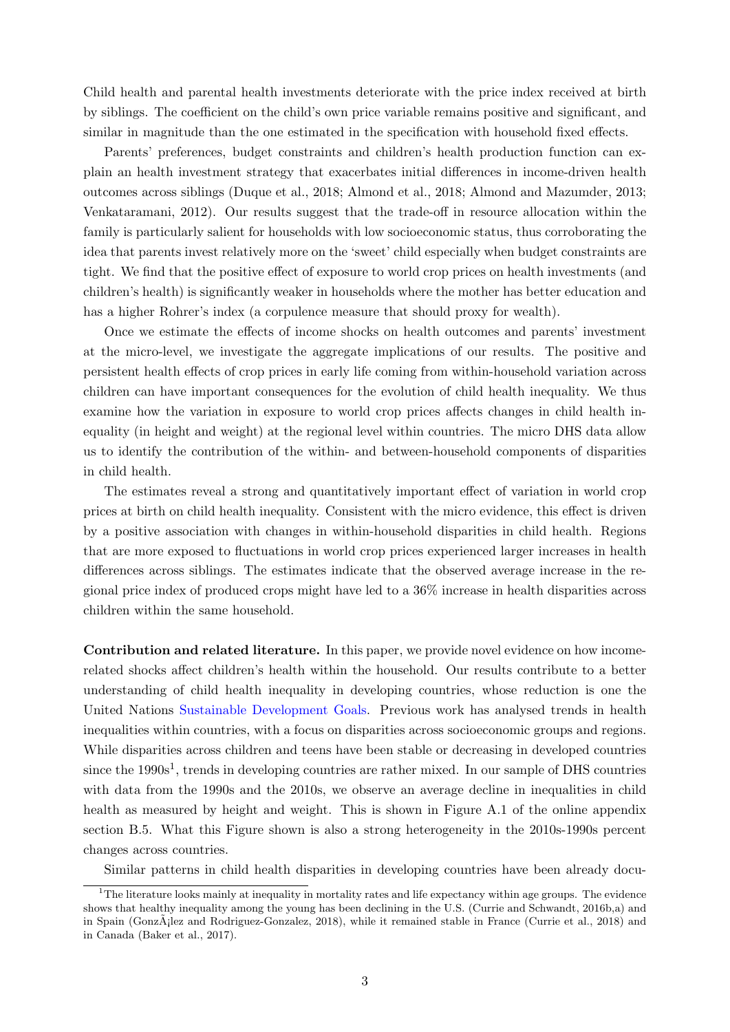Child health and parental health investments deteriorate with the price index received at birth by siblings. The coefficient on the child's own price variable remains positive and significant, and similar in magnitude than the one estimated in the specification with household fixed effects.

Parents' preferences, budget constraints and children's health production function can explain an health investment strategy that exacerbates initial differences in income-driven health outcomes across siblings (Duque et al., 2018; Almond et al., 2018; Almond and Mazumder, 2013; Venkataramani, 2012). Our results suggest that the trade-off in resource allocation within the family is particularly salient for households with low socioeconomic status, thus corroborating the idea that parents invest relatively more on the 'sweet' child especially when budget constraints are tight. We find that the positive effect of exposure to world crop prices on health investments (and children's health) is significantly weaker in households where the mother has better education and has a higher Rohrer's index (a corpulence measure that should proxy for wealth).

Once we estimate the effects of income shocks on health outcomes and parents' investment at the micro-level, we investigate the aggregate implications of our results. The positive and persistent health effects of crop prices in early life coming from within-household variation across children can have important consequences for the evolution of child health inequality. We thus examine how the variation in exposure to world crop prices affects changes in child health inequality (in height and weight) at the regional level within countries. The micro DHS data allow us to identify the contribution of the within- and between-household components of disparities in child health.

The estimates reveal a strong and quantitatively important effect of variation in world crop prices at birth on child health inequality. Consistent with the micro evidence, this effect is driven by a positive association with changes in within-household disparities in child health. Regions that are more exposed to fluctuations in world crop prices experienced larger increases in health differences across siblings. The estimates indicate that the observed average increase in the regional price index of produced crops might have led to a 36% increase in health disparities across children within the same household.

**Contribution and related literature.** In this paper, we provide novel evidence on how income-related shocks affect children's health within the household. Our results contribute to a better understanding of child health inequality in developing countries, whose reduction is one the United Nations Sustainable Development Goals. Previous work has analysed trends in health inequalities within countries, with a focus on disparities across socioeconomic groups and regions. While disparities across children and teens have been stable or decreasing in developed countries since the 1990s[1], trends in developing countries are rather mixed. In our sample of DHS countries with data from the 1990s and the 2010s, we observe an average decline in inequalities in child health as measured by height and weight. This is shown in Figure A.1 of the online appendix section B.5. What this Figure shown is also a strong heterogeneity in the 2010s-1990s percent changes across countries.

Similar patterns in child health disparities in developing countries have been already docu-

[1] The literature looks mainly at inequality in mortality rates and life expectancy within age groups. The evidence shows that healthy inequality among the young has been declining in the U.S. (Currie and Schwandt, 2016b,a) and in Spain (GonzÃ¡lez and Rodriguez-Gonzalez, 2018), while it remained stable in France (Currie et al., 2018) and in Canada (Baker et al., 2017).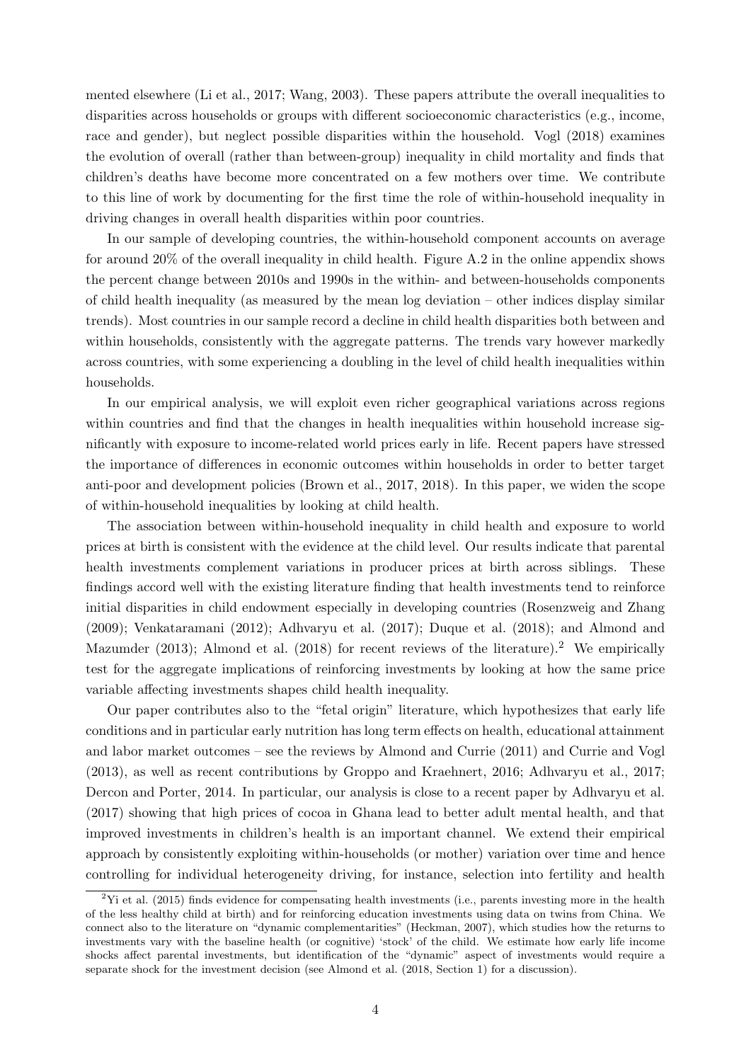mented elsewhere (Li et al., 2017; Wang, 2003). These papers attribute the overall inequalities to disparities across households or groups with different socioeconomic characteristics (e.g., income, race and gender), but neglect possible disparities within the household. Vogl (2018) examines the evolution of overall (rather than between-group) inequality in child mortality and finds that children's deaths have become more concentrated on a few mothers over time. We contribute to this line of work by documenting for the first time the role of within-household inequality in driving changes in overall health disparities within poor countries.

In our sample of developing countries, the within-household component accounts on average for around 20% of the overall inequality in child health. Figure A.2 in the online appendix shows the percent change between 2010s and 1990s in the within- and between-households components of child health inequality (as measured by the mean log deviation – other indices display similar trends). Most countries in our sample record a decline in child health disparities both between and within households, consistently with the aggregate patterns. The trends vary however markedly across countries, with some experiencing a doubling in the level of child health inequalities within households.

In our empirical analysis, we will exploit even richer geographical variations across regions within countries and find that the changes in health inequalities within household increase significantly with exposure to income-related world prices early in life. Recent papers have stressed the importance of differences in economic outcomes within households in order to better target anti-poor and development policies (Brown et al., 2017, 2018). In this paper, we widen the scope of within-household inequalities by looking at child health.

The association between within-household inequality in child health and exposure to world prices at birth is consistent with the evidence at the child level. Our results indicate that parental health investments complement variations in producer prices at birth across siblings. These findings accord well with the existing literature finding that health investments tend to reinforce initial disparities in child endowment especially in developing countries (Rosenzweig and Zhang (2009); Venkataramani (2012); Adhvaryu et al. (2017); Duque et al. (2018); and Almond and Mazumder (2013); Almond et al. (2018) for recent reviews of the literature).[2] We empirically test for the aggregate implications of reinforcing investments by looking at how the same price variable affecting investments shapes child health inequality.

Our paper contributes also to the "fetal origin" literature, which hypothesizes that early life conditions and in particular early nutrition has long term effects on health, educational attainment and labor market outcomes – see the reviews by Almond and Currie (2011) and Currie and Vogl (2013), as well as recent contributions by Groppo and Kraehnert, 2016; Adhvaryu et al., 2017; Dercon and Porter, 2014. In particular, our analysis is close to a recent paper by Adhvaryu et al. (2017) showing that high prices of cocoa in Ghana lead to better adult mental health, and that improved investments in children's health is an important channel. We extend their empirical approach by consistently exploiting within-households (or mother) variation over time and hence controlling for individual heterogeneity driving, for instance, selection into fertility and health

[2] Yi et al. (2015) finds evidence for compensating health investments (i.e., parents investing more in the health of the less healthy child at birth) and for reinforcing education investments using data on twins from China. We connect also to the literature on "dynamic complementarities" (Heckman, 2007), which studies how the returns to investments vary with the baseline health (or cognitive) 'stock' of the child. We estimate how early life income shocks affect parental investments, but identification of the "dynamic" aspect of investments would require a separate shock for the investment decision (see Almond et al. (2018, Section 1) for a discussion).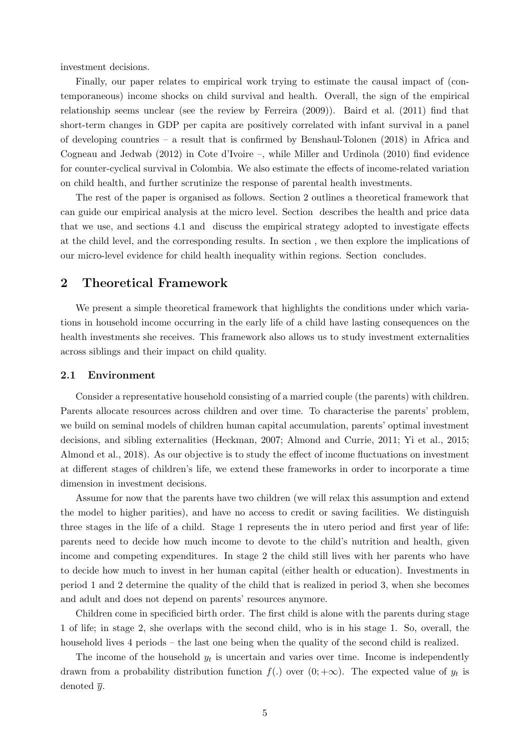investment decisions.

Finally, our paper relates to empirical work trying to estimate the causal impact of (contemporaneous) income shocks on child survival and health. Overall, the sign of the empirical relationship seems unclear (see the review by Ferreira (2009)). Baird et al. (2011) find that short-term changes in GDP per capita are positively correlated with infant survival in a panel of developing countries – a result that is confirmed by Benshaul-Tolonen (2018) in Africa and Cogneau and Jedwab (2012) in Cote d'Ivoire –, while Miller and Urdinola (2010) find evidence for counter-cyclical survival in Colombia. We also estimate the effects of income-related variation on child health, and further scrutinize the response of parental health investments.

The rest of the paper is organised as follows. Section 2 outlines a theoretical framework that can guide our empirical analysis at the micro level. Section  describes the health and price data that we use, and sections 4.1 and  discuss the empirical strategy adopted to investigate effects at the child level, and the corresponding results. In section , we then explore the implications of our micro-level evidence for child health inequality within regions. Section  concludes.

## 2 Theoretical Framework

We present a simple theoretical framework that highlights the conditions under which variations in household income occurring in the early life of a child have lasting consequences on the health investments she receives. This framework also allows us to study investment externalities across siblings and their impact on child quality.

### 2.1 Environment

Consider a representative household consisting of a married couple (the parents) with children. Parents allocate resources across children and over time. To characterise the parents' problem, we build on seminal models of children human capital accumulation, parents' optimal investment decisions, and sibling externalities (Heckman, 2007; Almond and Currie, 2011; Yi et al., 2015; Almond et al., 2018). As our objective is to study the effect of income fluctuations on investment at different stages of children's life, we extend these frameworks in order to incorporate a time dimension in investment decisions.

Assume for now that the parents have two children (we will relax this assumption and extend the model to higher parities), and have no access to credit or saving facilities. We distinguish three stages in the life of a child. Stage 1 represents the in utero period and first year of life: parents need to decide how much income to devote to the child's nutrition and health, given income and competing expenditures. In stage 2 the child still lives with her parents who have to decide how much to invest in her human capital (either health or education). Investments in period 1 and 2 determine the quality of the child that is realized in period 3, when she becomes and adult and does not depend on parents' resources anymore.

Children come in specificied birth order. The first child is alone with the parents during stage 1 of life; in stage 2, she overlaps with the second child, who is in his stage 1. So, overall, the household lives 4 periods – the last one being when the quality of the second child is realized.

The income of the household $y_t$ is uncertain and varies over time. Income is independently drawn from a probability distribution function $f(.)$ over $(0; +\infty)$. The expected value of $y_t$ is denoted $\overline{y}$.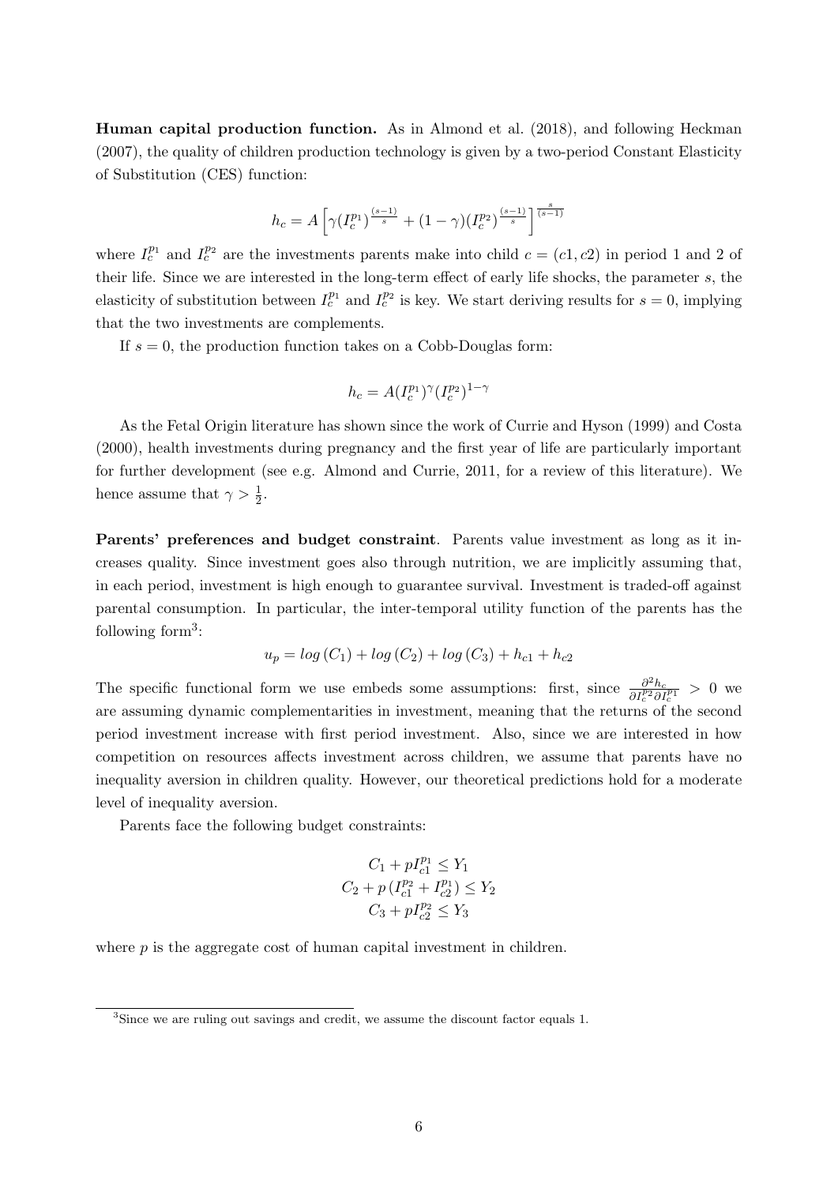**Human capital production function.** As in Almond et al. (2018), and following Heckman (2007), the quality of children production technology is given by a two-period Constant Elasticity of Substitution (CES) function:

$$h_c = A\left[\gamma(I_c^{p_1})^{\frac{(s-1)}{s}} + (1-\gamma)(I_c^{p_2})^{\frac{(s-1)}{s}}\right]^{\frac{s}{(s-1)}}$$

where $I_c^{p_1}$ and $I_c^{p_2}$ are the investments parents make into child $c = (c1, c2)$ in period 1 and 2 of their life. Since we are interested in the long-term effect of early life shocks, the parameter $s$, the elasticity of substitution between $I_c^{p_1}$ and $I_c^{p_2}$ is key. We start deriving results for $s = 0$, implying that the two investments are complements.

If $s = 0$, the production function takes on a Cobb-Douglas form:

$$h_c = A(I_c^{p_1})^{\gamma}(I_c^{p_2})^{1-\gamma}$$

As the Fetal Origin literature has shown since the work of Currie and Hyson (1999) and Costa (2000), health investments during pregnancy and the first year of life are particularly important for further development (see e.g. Almond and Currie, 2011, for a review of this literature). We hence assume that $\gamma > \frac{1}{2}$.

**Parents' preferences and budget constraint**. Parents value investment as long as it increases quality. Since investment goes also through nutrition, we are implicitly assuming that, in each period, investment is high enough to guarantee survival. Investment is traded-off against parental consumption. In particular, the inter-temporal utility function of the parents has the following form[3]:

$$u_p = log\,(C_1) + log\,(C_2) + log\,(C_3) + h_{c1} + h_{c2}$$

The specific functional form we use embeds some assumptions: first, since $\frac{\partial^2 h_c}{\partial I_c^{p_2} \partial I_c^{p_1}} > 0$ we are assuming dynamic complementarities in investment, meaning that the returns of the second period investment increase with first period investment. Also, since we are interested in how competition on resources affects investment across children, we assume that parents have no inequality aversion in children quality. However, our theoretical predictions hold for a moderate level of inequality aversion.

Parents face the following budget constraints:

$$C_1 + pI_{c1}^{p_1} \leq Y_1$$
$$C_2 + p\,(I_{c1}^{p_2} + I_{c2}^{p_1}) \leq Y_2$$
$$C_3 + pI_{c2}^{p_2} \leq Y_3$$

where $p$ is the aggregate cost of human capital investment in children.

[3] Since we are ruling out savings and credit, we assume the discount factor equals 1.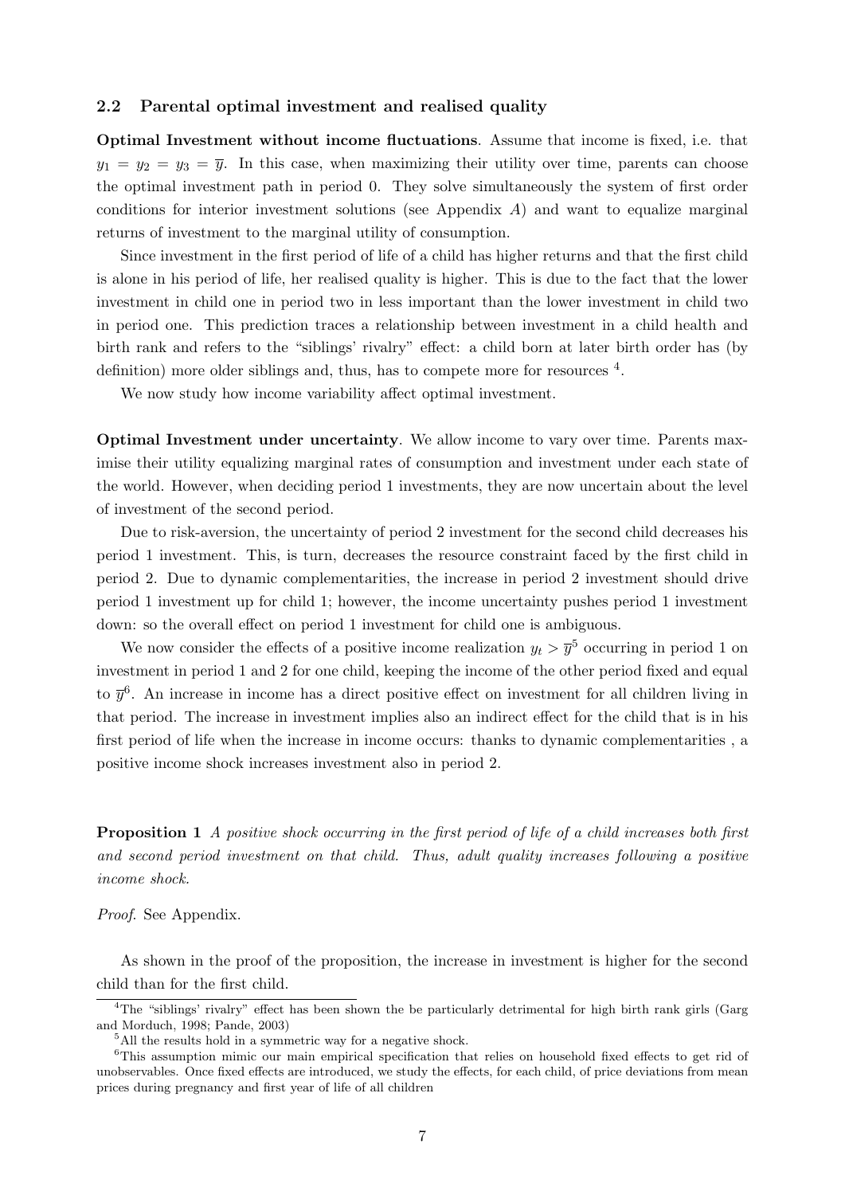### 2.2 Parental optimal investment and realised quality

**Optimal Investment without income fluctuations**. Assume that income is fixed, i.e. that $y_1 = y_2 = y_3 = \overline{y}$. In this case, when maximizing their utility over time, parents can choose the optimal investment path in period 0. They solve simultaneously the system of first order conditions for interior investment solutions (see Appendix *A*) and want to equalize marginal returns of investment to the marginal utility of consumption.

Since investment in the first period of life of a child has higher returns and that the first child is alone in his period of life, her realised quality is higher. This is due to the fact that the lower investment in child one in period two in less important than the lower investment in child two in period one. This prediction traces a relationship between investment in a child health and birth rank and refers to the "siblings' rivalry" effect: a child born at later birth order has (by definition) more older siblings and, thus, has to compete more for resources [4].

We now study how income variability affect optimal investment.

**Optimal Investment under uncertainty**. We allow income to vary over time. Parents maximise their utility equalizing marginal rates of consumption and investment under each state of the world. However, when deciding period 1 investments, they are now uncertain about the level of investment of the second period.

Due to risk-aversion, the uncertainty of period 2 investment for the second child decreases his period 1 investment. This, is turn, decreases the resource constraint faced by the first child in period 2. Due to dynamic complementarities, the increase in period 2 investment should drive period 1 investment up for child 1; however, the income uncertainty pushes period 1 investment down: so the overall effect on period 1 investment for child one is ambiguous.

We now consider the effects of a positive income realization $y_t > \overline{y}$[5] occurring in period 1 on investment in period 1 and 2 for one child, keeping the income of the other period fixed and equal to $\overline{y}$[6]. An increase in income has a direct positive effect on investment for all children living in that period. The increase in investment implies also an indirect effect for the child that is in his first period of life when the increase in income occurs: thanks to dynamic complementarities , a positive income shock increases investment also in period 2.

**Proposition 1** *A positive shock occurring in the first period of life of a child increases both first and second period investment on that child. Thus, adult quality increases following a positive income shock.*

*Proof.* See Appendix.

As shown in the proof of the proposition, the increase in investment is higher for the second child than for the first child.

---

[4] The "siblings' rivalry" effect has been shown the be particularly detrimental for high birth rank girls (Garg and Morduch, 1998; Pande, 2003)

[5] All the results hold in a symmetric way for a negative shock.

[6] This assumption mimic our main empirical specification that relies on household fixed effects to get rid of unobservables. Once fixed effects are introduced, we study the effects, for each child, of price deviations from mean prices during pregnancy and first year of life of all children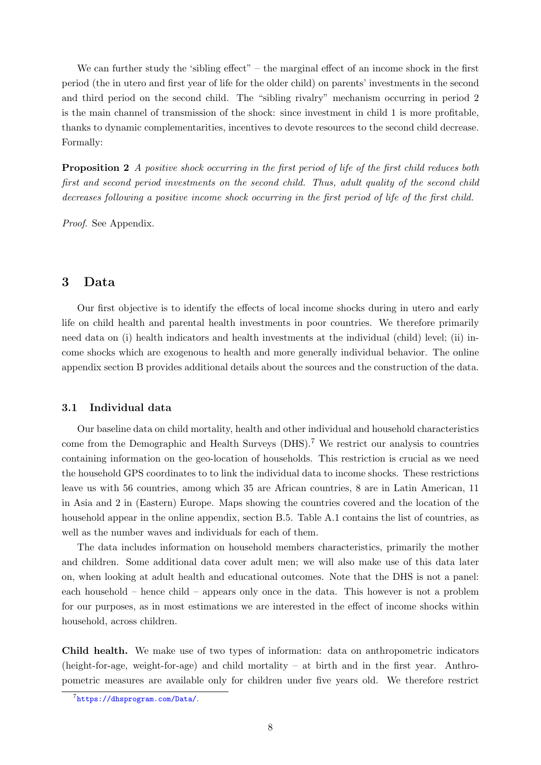We can further study the 'sibling effect" – the marginal effect of an income shock in the first period (the in utero and first year of life for the older child) on parents' investments in the second and third period on the second child. The "sibling rivalry" mechanism occurring in period 2 is the main channel of transmission of the shock: since investment in child 1 is more profitable, thanks to dynamic complementarities, incentives to devote resources to the second child decrease. Formally:

**Proposition 2** *A positive shock occurring in the first period of life of the first child reduces both first and second period investments on the second child. Thus, adult quality of the second child decreases following a positive income shock occurring in the first period of life of the first child.*

*Proof.* See Appendix.

## 3 Data

Our first objective is to identify the effects of local income shocks during in utero and early life on child health and parental health investments in poor countries. We therefore primarily need data on (i) health indicators and health investments at the individual (child) level; (ii) income shocks which are exogenous to health and more generally individual behavior. The online appendix section B provides additional details about the sources and the construction of the data.

### 3.1 Individual data

Our baseline data on child mortality, health and other individual and household characteristics come from the Demographic and Health Surveys (DHS).[7] We restrict our analysis to countries containing information on the geo-location of households. This restriction is crucial as we need the household GPS coordinates to to link the individual data to income shocks. These restrictions leave us with 56 countries, among which 35 are African countries, 8 are in Latin American, 11 in Asia and 2 in (Eastern) Europe. Maps showing the countries covered and the location of the household appear in the online appendix, section B.5. Table A.1 contains the list of countries, as well as the number waves and individuals for each of them.

The data includes information on household members characteristics, primarily the mother and children. Some additional data cover adult men; we will also make use of this data later on, when looking at adult health and educational outcomes. Note that the DHS is not a panel: each household – hence child – appears only once in the data. This however is not a problem for our purposes, as in most estimations we are interested in the effect of income shocks within household, across children.

**Child health.** We make use of two types of information: data on anthropometric indicators (height-for-age, weight-for-age) and child mortality – at birth and in the first year. Anthropometric measures are available only for children under five years old. We therefore restrict

[7] https://dhsprogram.com/Data/.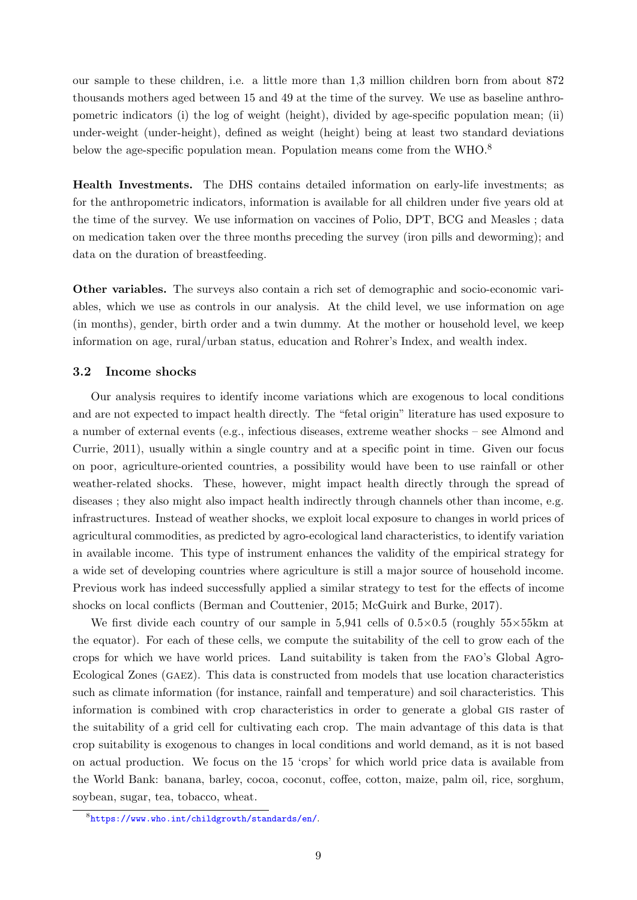our sample to these children, i.e. a little more than 1,3 million children born from about 872 thousands mothers aged between 15 and 49 at the time of the survey. We use as baseline anthropometric indicators (i) the log of weight (height), divided by age-specific population mean; (ii) under-weight (under-height), defined as weight (height) being at least two standard deviations below the age-specific population mean. Population means come from the WHO.[8]

**Health Investments.** The DHS contains detailed information on early-life investments; as for the anthropometric indicators, information is available for all children under five years old at the time of the survey. We use information on vaccines of Polio, DPT, BCG and Measles ; data on medication taken over the three months preceding the survey (iron pills and deworming); and data on the duration of breastfeeding.

**Other variables.** The surveys also contain a rich set of demographic and socio-economic variables, which we use as controls in our analysis. At the child level, we use information on age (in months), gender, birth order and a twin dummy. At the mother or household level, we keep information on age, rural/urban status, education and Rohrer's Index, and wealth index.

### 3.2 Income shocks

Our analysis requires to identify income variations which are exogenous to local conditions and are not expected to impact health directly. The "fetal origin" literature has used exposure to a number of external events (e.g., infectious diseases, extreme weather shocks – see Almond and Currie, 2011), usually within a single country and at a specific point in time. Given our focus on poor, agriculture-oriented countries, a possibility would have been to use rainfall or other weather-related shocks. These, however, might impact health directly through the spread of diseases ; they also might also impact health indirectly through channels other than income, e.g. infrastructures. Instead of weather shocks, we exploit local exposure to changes in world prices of agricultural commodities, as predicted by agro-ecological land characteristics, to identify variation in available income. This type of instrument enhances the validity of the empirical strategy for a wide set of developing countries where agriculture is still a major source of household income. Previous work has indeed successfully applied a similar strategy to test for the effects of income shocks on local conflicts (Berman and Couttenier, 2015; McGuirk and Burke, 2017).

We first divide each country of our sample in 5,941 cells of 0.5×0.5 (roughly 55×55km at the equator). For each of these cells, we compute the suitability of the cell to grow each of the crops for which we have world prices. Land suitability is taken from the FAO's Global Agro-Ecological Zones (GAEZ). This data is constructed from models that use location characteristics such as climate information (for instance, rainfall and temperature) and soil characteristics. This information is combined with crop characteristics in order to generate a global GIS raster of the suitability of a grid cell for cultivating each crop. The main advantage of this data is that crop suitability is exogenous to changes in local conditions and world demand, as it is not based on actual production. We focus on the 15 'crops' for which world price data is available from the World Bank: banana, barley, cocoa, coconut, coffee, cotton, maize, palm oil, rice, sorghum, soybean, sugar, tea, tobacco, wheat.

[8] https://www.who.int/childgrowth/standards/en/.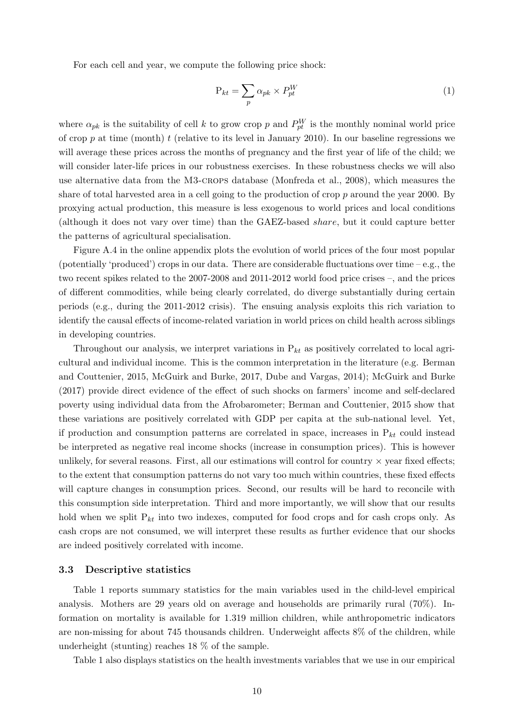For each cell and year, we compute the following price shock:

$$\mathrm{P}_{kt} = \sum_{p} \alpha_{pk} \times P^{W}_{pt} \tag{1}$$

where $\alpha_{pk}$ is the suitability of cell $k$ to grow crop $p$ and $P^{W}_{pt}$ is the monthly nominal world price of crop $p$ at time (month) $t$ (relative to its level in January 2010). In our baseline regressions we will average these prices across the months of pregnancy and the first year of life of the child; we will consider later-life prices in our robustness exercises. In these robustness checks we will also use alternative data from the M3-crops database (Monfreda et al., 2008), which measures the share of total harvested area in a cell going to the production of crop $p$ around the year 2000. By proxying actual production, this measure is less exogenous to world prices and local conditions (although it does not vary over time) than the GAEZ-based *share*, but it could capture better the patterns of agricultural specialisation.

Figure A.4 in the online appendix plots the evolution of world prices of the four most popular (potentially 'produced') crops in our data. There are considerable fluctuations over time – e.g., the two recent spikes related to the 2007-2008 and 2011-2012 world food price crises –, and the prices of different commodities, while being clearly correlated, do diverge substantially during certain periods (e.g., during the 2011-2012 crisis). The ensuing analysis exploits this rich variation to identify the causal effects of income-related variation in world prices on child health across siblings in developing countries.

Throughout our analysis, we interpret variations in $\mathrm{P}_{kt}$ as positively correlated to local agricultural and individual income. This is the common interpretation in the literature (e.g. Berman and Couttenier, 2015, McGuirk and Burke, 2017, Dube and Vargas, 2014); McGuirk and Burke (2017) provide direct evidence of the effect of such shocks on farmers' income and self-declared poverty using individual data from the Afrobarometer; Berman and Couttenier, 2015 show that these variations are positively correlated with GDP per capita at the sub-national level. Yet, if production and consumption patterns are correlated in space, increases in $\mathrm{P}_{kt}$ could instead be interpreted as negative real income shocks (increase in consumption prices). This is however unlikely, for several reasons. First, all our estimations will control for country × year fixed effects; to the extent that consumption patterns do not vary too much within countries, these fixed effects will capture changes in consumption prices. Second, our results will be hard to reconcile with this consumption side interpretation. Third and more importantly, we will show that our results hold when we split $\mathrm{P}_{kt}$ into two indexes, computed for food crops and for cash crops only. As cash crops are not consumed, we will interpret these results as further evidence that our shocks are indeed positively correlated with income.

### 3.3 Descriptive statistics

Table 1 reports summary statistics for the main variables used in the child-level empirical analysis. Mothers are 29 years old on average and households are primarily rural (70%). Information on mortality is available for 1.319 million children, while anthropometric indicators are non-missing for about 745 thousands children. Underweight affects 8% of the children, while underheight (stunting) reaches 18 % of the sample.

Table 1 also displays statistics on the health investments variables that we use in our empirical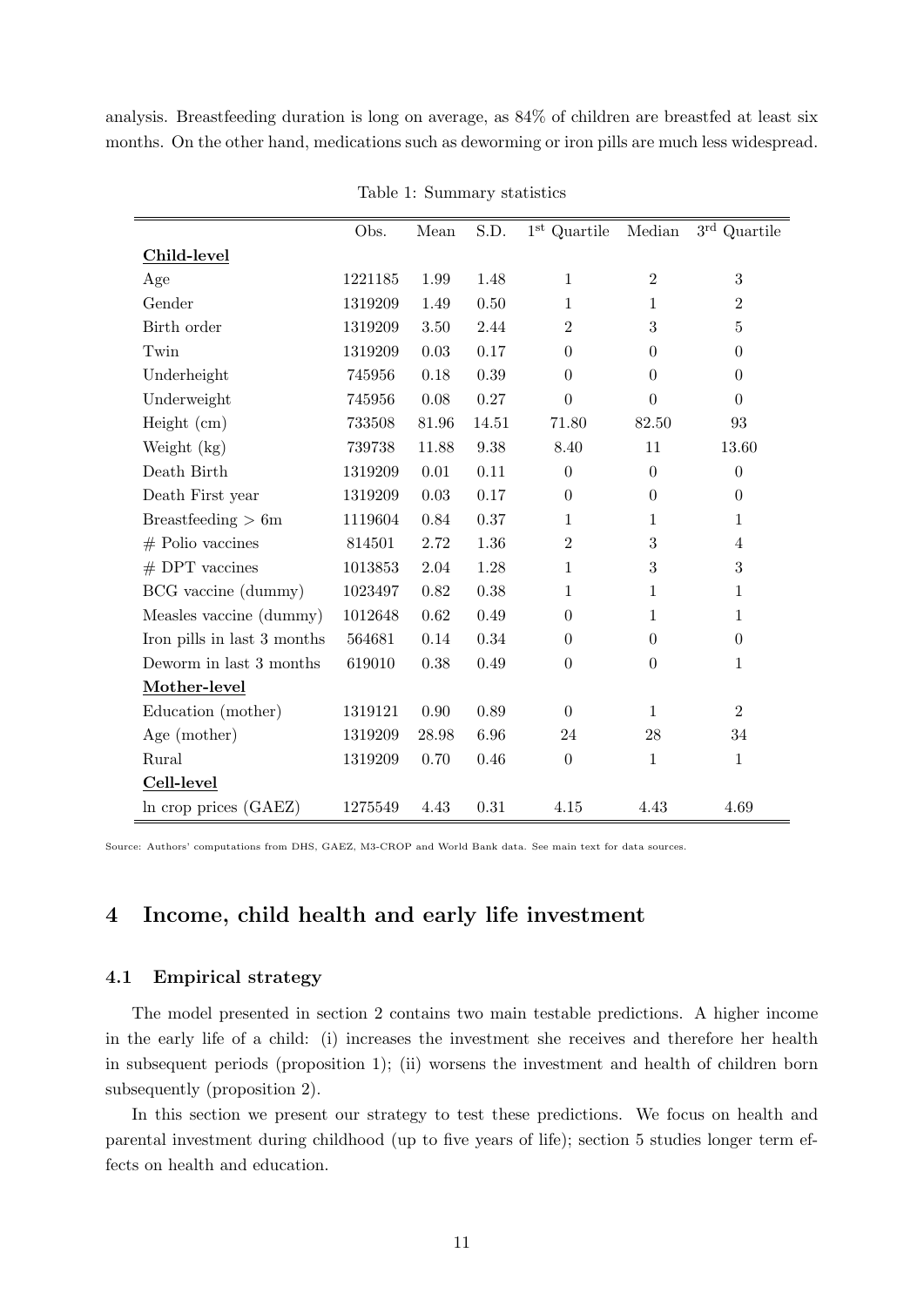analysis. Breastfeeding duration is long on average, as 84% of children are breastfed at least six months. On the other hand, medications such as deworming or iron pills are much less widespread.

Table 1: Summary statistics

| | Obs. | Mean | S.D. | 1st Quartile | Median | 3rd Quartile |
|---|---|---|---|---|---|---|
| **Child-level** | | | | | | |
| Age | 1221185 | 1.99 | 1.48 | 1 | 2 | 3 |
| Gender | 1319209 | 1.49 | 0.50 | 1 | 1 | 2 |
| Birth order | 1319209 | 3.50 | 2.44 | 2 | 3 | 5 |
| Twin | 1319209 | 0.03 | 0.17 | 0 | 0 | 0 |
| Underheight | 745956 | 0.18 | 0.39 | 0 | 0 | 0 |
| Underweight | 745956 | 0.08 | 0.27 | 0 | 0 | 0 |
| Height (cm) | 733508 | 81.96 | 14.51 | 71.80 | 82.50 | 93 |
| Weight (kg) | 739738 | 11.88 | 9.38 | 8.40 | 11 | 13.60 |
| Death Birth | 1319209 | 0.01 | 0.11 | 0 | 0 | 0 |
| Death First year | 1319209 | 0.03 | 0.17 | 0 | 0 | 0 |
| Breastfeeding > 6m | 1119604 | 0.84 | 0.37 | 1 | 1 | 1 |
| # Polio vaccines | 814501 | 2.72 | 1.36 | 2 | 3 | 4 |
| # DPT vaccines | 1013853 | 2.04 | 1.28 | 1 | 3 | 3 |
| BCG vaccine (dummy) | 1023497 | 0.82 | 0.38 | 1 | 1 | 1 |
| Measles vaccine (dummy) | 1012648 | 0.62 | 0.49 | 0 | 1 | 1 |
| Iron pills in last 3 months | 564681 | 0.14 | 0.34 | 0 | 0 | 0 |
| Deworm in last 3 months | 619010 | 0.38 | 0.49 | 0 | 0 | 1 |
| **Mother-level** | | | | | | |
| Education (mother) | 1319121 | 0.90 | 0.89 | 0 | 1 | 2 |
| Age (mother) | 1319209 | 28.98 | 6.96 | 24 | 28 | 34 |
| Rural | 1319209 | 0.70 | 0.46 | 0 | 1 | 1 |
| **Cell-level** | | | | | | |
| ln crop prices (GAEZ) | 1275549 | 4.43 | 0.31 | 4.15 | 4.43 | 4.69 |

Source: Authors' computations from DHS, GAEZ, M3-CROP and World Bank data. See main text for data sources.

# 4 Income, child health and early life investment

## 4.1 Empirical strategy

The model presented in section 2 contains two main testable predictions. A higher income in the early life of a child: (i) increases the investment she receives and therefore her health in subsequent periods (proposition 1); (ii) worsens the investment and health of children born subsequently (proposition 2).

In this section we present our strategy to test these predictions. We focus on health and parental investment during childhood (up to five years of life); section 5 studies longer term effects on health and education.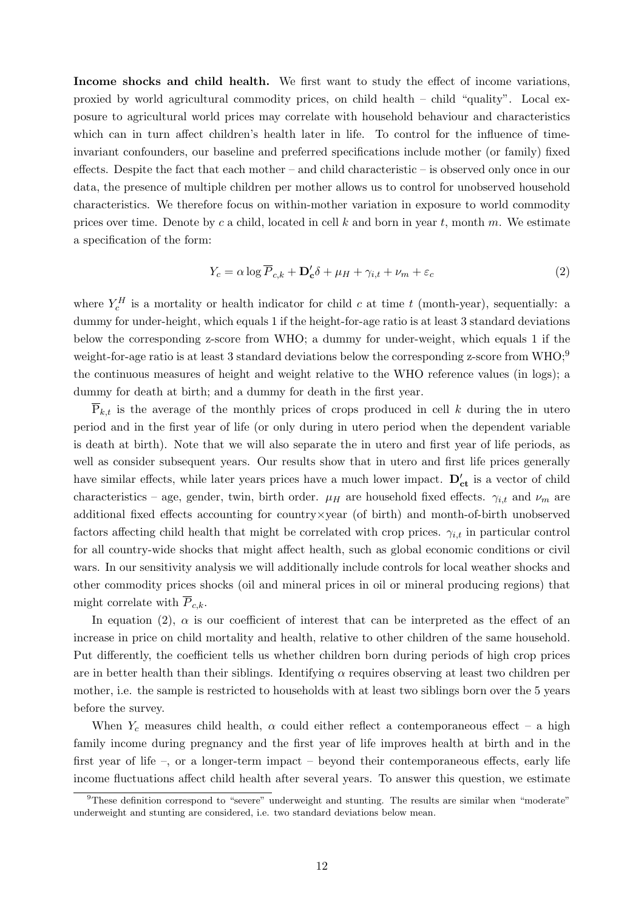**Income shocks and child health.** We first want to study the effect of income variations, proxied by world agricultural commodity prices, on child health – child "quality". Local exposure to agricultural world prices may correlate with household behaviour and characteristics which can in turn affect children's health later in life. To control for the influence of time-invariant confounders, our baseline and preferred specifications include mother (or family) fixed effects. Despite the fact that each mother – and child characteristic – is observed only once in our data, the presence of multiple children per mother allows us to control for unobserved household characteristics. We therefore focus on within-mother variation in exposure to world commodity prices over time. Denote by $c$ a child, located in cell $k$ and born in year $t$, month $m$. We estimate a specification of the form:

$$Y_c = \alpha \log \overline{P}_{c,k} + \mathbf{D_c'}\delta + \mu_H + \gamma_{i,t} + \nu_m + \varepsilon_c \tag{2}$$

where $Y_c^H$ is a mortality or health indicator for child $c$ at time $t$ (month-year), sequentially: a dummy for under-height, which equals 1 if the height-for-age ratio is at least 3 standard deviations below the corresponding z-score from WHO; a dummy for under-weight, which equals 1 if the weight-for-age ratio is at least 3 standard deviations below the corresponding z-score from WHO;[9] the continuous measures of height and weight relative to the WHO reference values (in logs); a dummy for death at birth; and a dummy for death in the first year.

$\overline{\mathrm{P}}_{k,t}$ is the average of the monthly prices of crops produced in cell $k$ during the in utero period and in the first year of life (or only during in utero period when the dependent variable is death at birth). Note that we will also separate the in utero and first year of life periods, as well as consider subsequent years. Our results show that in utero and first life prices generally have similar effects, while later years prices have a much lower impact. $\mathbf{D_{ct}'}$ is a vector of child characteristics – age, gender, twin, birth order. $\mu_H$ are household fixed effects. $\gamma_{i,t}$ and $\nu_m$ are additional fixed effects accounting for country×year (of birth) and month-of-birth unobserved factors affecting child health that might be correlated with crop prices. $\gamma_{i,t}$ in particular control for all country-wide shocks that might affect health, such as global economic conditions or civil wars. In our sensitivity analysis we will additionally include controls for local weather shocks and other commodity prices shocks (oil and mineral prices in oil or mineral producing regions) that might correlate with $\overline{P}_{c,k}$.

In equation (2), $\alpha$ is our coefficient of interest that can be interpreted as the effect of an increase in price on child mortality and health, relative to other children of the same household. Put differently, the coefficient tells us whether children born during periods of high crop prices are in better health than their siblings. Identifying $\alpha$ requires observing at least two children per mother, i.e. the sample is restricted to households with at least two siblings born over the 5 years before the survey.

When $Y_c$ measures child health, $\alpha$ could either reflect a contemporaneous effect – a high family income during pregnancy and the first year of life improves health at birth and in the first year of life –, or a longer-term impact – beyond their contemporaneous effects, early life income fluctuations affect child health after several years. To answer this question, we estimate

[9] These definition correspond to "severe" underweight and stunting. The results are similar when "moderate" underweight and stunting are considered, i.e. two standard deviations below mean.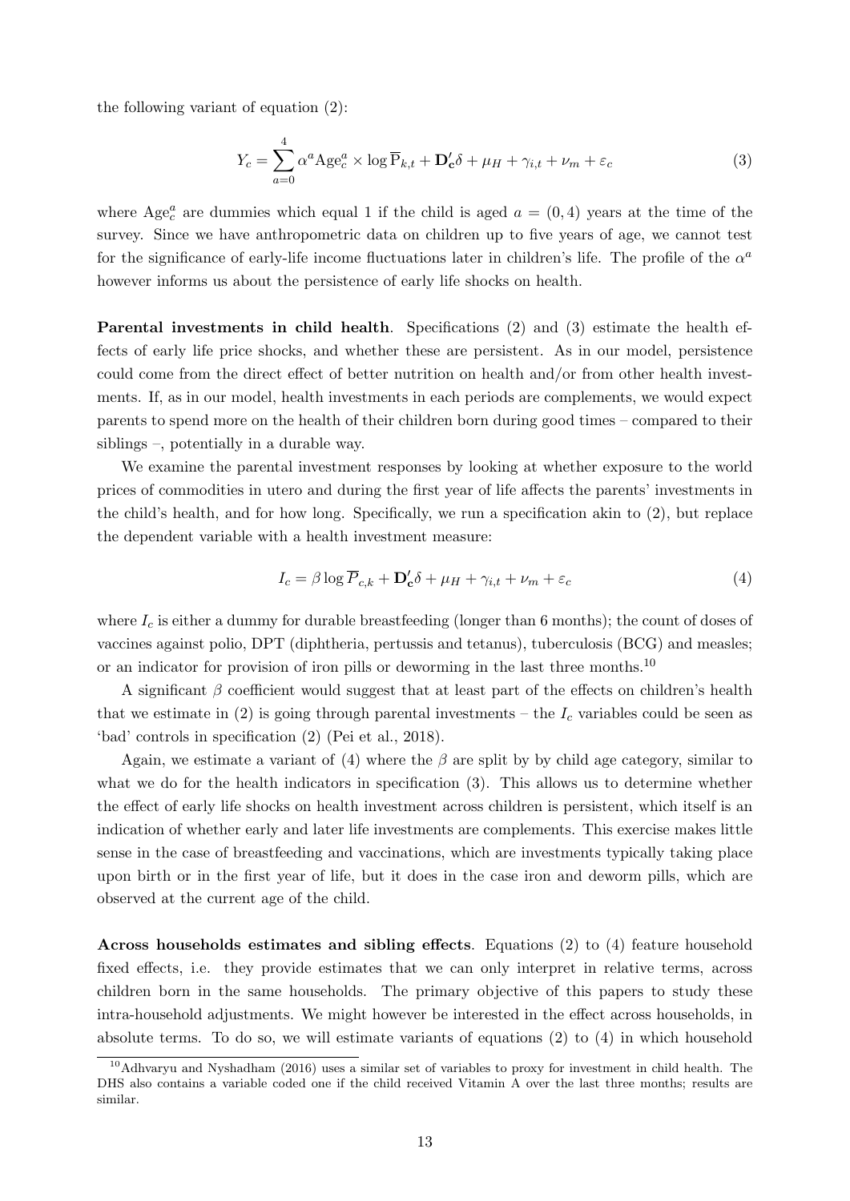the following variant of equation (2):

$$Y_c = \sum_{a=0}^{4} \alpha^a \text{Age}_c^a \times \log \overline{\text{P}}_{k,t} + \mathbf{D_c'}\delta + \mu_H + \gamma_{i,t} + \nu_m + \varepsilon_c \tag{3}$$

where $\text{Age}_c^a$ are dummies which equal 1 if the child is aged $a = (0, 4)$ years at the time of the survey. Since we have anthropometric data on children up to five years of age, we cannot test for the significance of early-life income fluctuations later in children's life. The profile of the $\alpha^a$ however informs us about the persistence of early life shocks on health.

**Parental investments in child health**. Specifications (2) and (3) estimate the health effects of early life price shocks, and whether these are persistent. As in our model, persistence could come from the direct effect of better nutrition on health and/or from other health investments. If, as in our model, health investments in each periods are complements, we would expect parents to spend more on the health of their children born during good times – compared to their siblings –, potentially in a durable way.

We examine the parental investment responses by looking at whether exposure to the world prices of commodities in utero and during the first year of life affects the parents' investments in the child's health, and for how long. Specifically, we run a specification akin to (2), but replace the dependent variable with a health investment measure:

$$I_c = \beta \log \overline{P}_{c,k} + \mathbf{D_c'}\delta + \mu_H + \gamma_{i,t} + \nu_m + \varepsilon_c \tag{4}$$

where $I_c$ is either a dummy for durable breastfeeding (longer than 6 months); the count of doses of vaccines against polio, DPT (diphtheria, pertussis and tetanus), tuberculosis (BCG) and measles; or an indicator for provision of iron pills or deworming in the last three months.[10]

A significant $\beta$ coefficient would suggest that at least part of the effects on children's health that we estimate in (2) is going through parental investments – the $I_c$ variables could be seen as 'bad' controls in specification (2) (Pei et al., 2018).

Again, we estimate a variant of (4) where the $\beta$ are split by by child age category, similar to what we do for the health indicators in specification (3). This allows us to determine whether the effect of early life shocks on health investment across children is persistent, which itself is an indication of whether early and later life investments are complements. This exercise makes little sense in the case of breastfeeding and vaccinations, which are investments typically taking place upon birth or in the first year of life, but it does in the case iron and deworm pills, which are observed at the current age of the child.

**Across households estimates and sibling effects**. Equations (2) to (4) feature household fixed effects, i.e. they provide estimates that we can only interpret in relative terms, across children born in the same households. The primary objective of this papers to study these intra-household adjustments. We might however be interested in the effect across households, in absolute terms. To do so, we will estimate variants of equations (2) to (4) in which household

[10] Adhvaryu and Nyshadham (2016) uses a similar set of variables to proxy for investment in child health. The DHS also contains a variable coded one if the child received Vitamin A over the last three months; results are similar.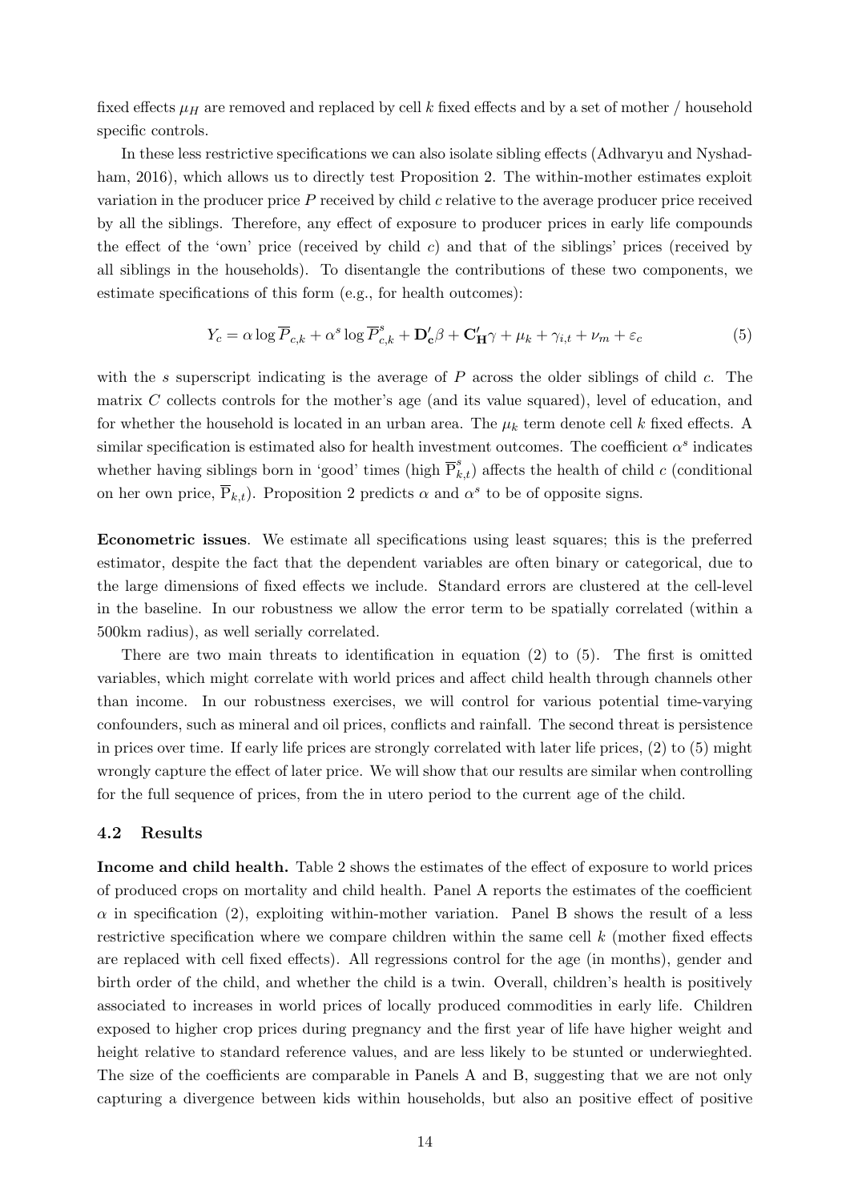fixed effects $\mu_H$ are removed and replaced by cell $k$ fixed effects and by a set of mother / household specific controls.

In these less restrictive specifications we can also isolate sibling effects (Adhvaryu and Nyshadham, 2016), which allows us to directly test Proposition 2. The within-mother estimates exploit variation in the producer price $P$ received by child $c$ relative to the average producer price received by all the siblings. Therefore, any effect of exposure to producer prices in early life compounds the effect of the 'own' price (received by child $c$) and that of the siblings' prices (received by all siblings in the households). To disentangle the contributions of these two components, we estimate specifications of this form (e.g., for health outcomes):

$$Y_c = \alpha \log \overline{P}_{c,k} + \alpha^s \log \overline{P}^s_{c,k} + \mathbf{D_c'}\beta + \mathbf{C_H'}\gamma + \mu_k + \gamma_{i,t} + \nu_m + \varepsilon_c \tag{5}$$

with the $s$ superscript indicating is the average of $P$ across the older siblings of child $c$. The matrix $C$ collects controls for the mother's age (and its value squared), level of education, and for whether the household is located in an urban area. The $\mu_k$ term denote cell $k$ fixed effects. A similar specification is estimated also for health investment outcomes. The coefficient $\alpha^s$ indicates whether having siblings born in 'good' times (high $\overline{\text{P}}^s_{k,t}$) affects the health of child $c$ (conditional on her own price, $\overline{\text{P}}_{k,t}$). Proposition 2 predicts $\alpha$ and $\alpha^s$ to be of opposite signs.

**Econometric issues**. We estimate all specifications using least squares; this is the preferred estimator, despite the fact that the dependent variables are often binary or categorical, due to the large dimensions of fixed effects we include. Standard errors are clustered at the cell-level in the baseline. In our robustness we allow the error term to be spatially correlated (within a 500km radius), as well serially correlated.

There are two main threats to identification in equation (2) to (5). The first is omitted variables, which might correlate with world prices and affect child health through channels other than income. In our robustness exercises, we will control for various potential time-varying confounders, such as mineral and oil prices, conflicts and rainfall. The second threat is persistence in prices over time. If early life prices are strongly correlated with later life prices, (2) to (5) might wrongly capture the effect of later price. We will show that our results are similar when controlling for the full sequence of prices, from the in utero period to the current age of the child.

### 4.2 Results

**Income and child health.** Table 2 shows the estimates of the effect of exposure to world prices of produced crops on mortality and child health. Panel A reports the estimates of the coefficient $\alpha$ in specification (2), exploiting within-mother variation. Panel B shows the result of a less restrictive specification where we compare children within the same cell $k$ (mother fixed effects are replaced with cell fixed effects). All regressions control for the age (in months), gender and birth order of the child, and whether the child is a twin. Overall, children's health is positively associated to increases in world prices of locally produced commodities in early life. Children exposed to higher crop prices during pregnancy and the first year of life have higher weight and height relative to standard reference values, and are less likely to be stunted or underwieghted. The size of the coefficients are comparable in Panels A and B, suggesting that we are not only capturing a divergence between kids within households, but also an positive effect of positive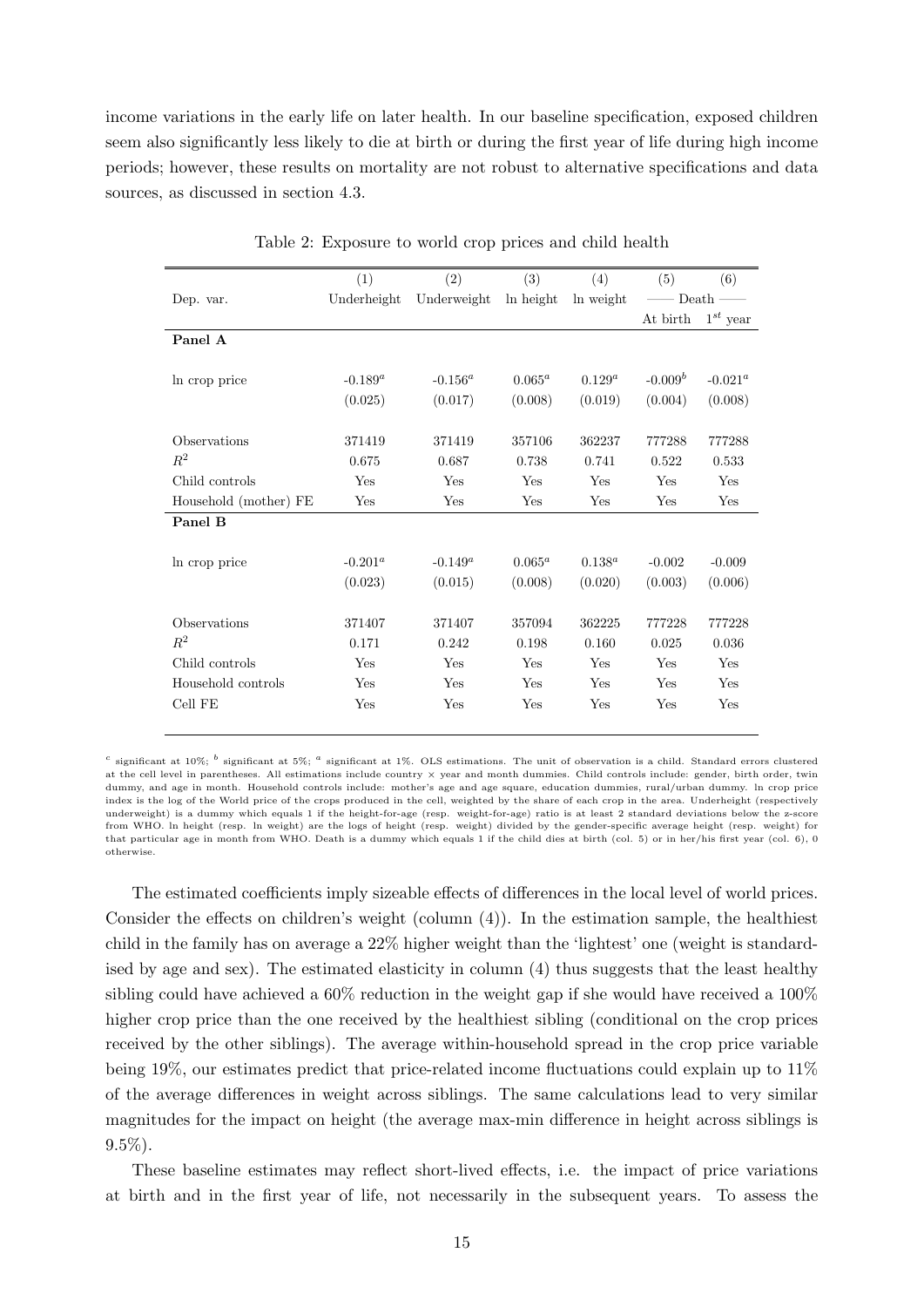income variations in the early life on later health. In our baseline specification, exposed children seem also significantly less likely to die at birth or during the first year of life during high income periods; however, these results on mortality are not robust to alternative specifications and data sources, as discussed in section 4.3.

Table 2: Exposure to world crop prices and child health

| | (1) | (2) | (3) | (4) | (5) | (6) |
|---|---|---|---|---|---|---|
| Dep. var. | Underheight | Underweight | ln height | ln weight | Death | |
| | | | | | At birth | $1^{st}$ year |
| **Panel A** | | | | | | |
| ln crop price | $-0.189^a$ | $-0.156^a$ | $0.065^a$ | $0.129^a$ | $-0.009^b$ | $-0.021^a$ |
| | (0.025) | (0.017) | (0.008) | (0.019) | (0.004) | (0.008) |
| Observations | 371419 | 371419 | 357106 | 362237 | 777288 | 777288 |
| $R^2$ | 0.675 | 0.687 | 0.738 | 0.741 | 0.522 | 0.533 |
| Child controls | Yes | Yes | Yes | Yes | Yes | Yes |
| Household (mother) FE | Yes | Yes | Yes | Yes | Yes | Yes |
| **Panel B** | | | | | | |
| ln crop price | $-0.201^a$ | $-0.149^a$ | $0.065^a$ | $0.138^a$ | -0.002 | -0.009 |
| | (0.023) | (0.015) | (0.008) | (0.020) | (0.003) | (0.006) |
| Observations | 371407 | 371407 | 357094 | 362225 | 777228 | 777228 |
| $R^2$ | 0.171 | 0.242 | 0.198 | 0.160 | 0.025 | 0.036 |
| Child controls | Yes | Yes | Yes | Yes | Yes | Yes |
| Household controls | Yes | Yes | Yes | Yes | Yes | Yes |
| Cell FE | Yes | Yes | Yes | Yes | Yes | Yes |

[c] significant at 10%; [b] significant at 5%; [a] significant at 1%. OLS estimations. The unit of observation is a child. Standard errors clustered at the cell level in parentheses. All estimations include country × year and month dummies. Child controls include: gender, birth order, twin dummy, and age in month. Household controls include: mother's age and age square, education dummies, rural/urban dummy. ln crop price index is the log of the World price of the crops produced in the cell, weighted by the share of each crop in the area. Underheight (respectively underweight) is a dummy which equals 1 if the height-for-age (resp. weight-for-age) ratio is at least 2 standard deviations below the z-score from WHO. ln height (resp. ln weight) are the logs of height (resp. weight) divided by the gender-specific average height (resp. weight) for that particular age in month from WHO. Death is a dummy which equals 1 if the child dies at birth (col. 5) or in her/his first year (col. 6), 0 otherwise.

The estimated coefficients imply sizeable effects of differences in the local level of world prices. Consider the effects on children's weight (column (4)). In the estimation sample, the healthiest child in the family has on average a 22% higher weight than the 'lightest' one (weight is standardised by age and sex). The estimated elasticity in column (4) thus suggests that the least healthy sibling could have achieved a 60% reduction in the weight gap if she would have received a 100% higher crop price than the one received by the healthiest sibling (conditional on the crop prices received by the other siblings). The average within-household spread in the crop price variable being 19%, our estimates predict that price-related income fluctuations could explain up to 11% of the average differences in weight across siblings. The same calculations lead to very similar magnitudes for the impact on height (the average max-min difference in height across siblings is 9.5%).

These baseline estimates may reflect short-lived effects, i.e. the impact of price variations at birth and in the first year of life, not necessarily in the subsequent years. To assess the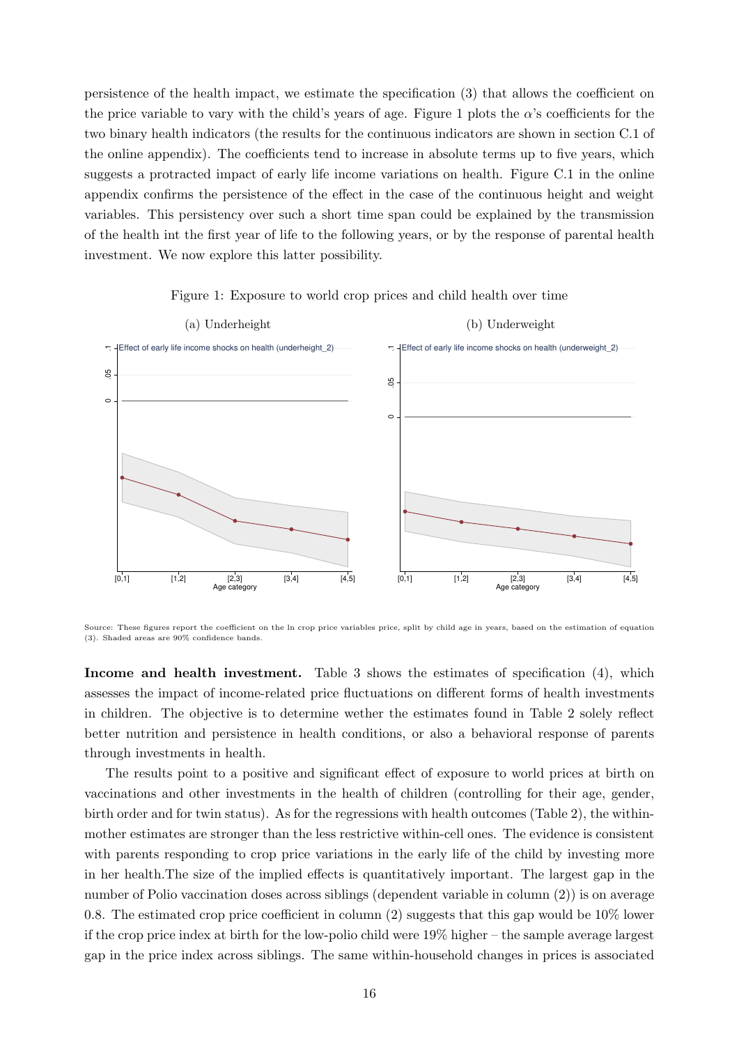persistence of the health impact, we estimate the specification (3) that allows the coefficient on the price variable to vary with the child's years of age. Figure 1 plots the $\alpha$'s coefficients for the two binary health indicators (the results for the continuous indicators are shown in section C.1 of the online appendix). The coefficients tend to increase in absolute terms up to five years, which suggests a protracted impact of early life income variations on health. Figure C.1 in the online appendix confirms the persistence of the effect in the case of the continuous height and weight variables. This persistency over such a short time span could be explained by the transmission of the health int the first year of life to the following years, or by the response of parental health investment. We now explore this latter possibility.

Figure 1: Exposure to world crop prices and child health over time

(a) Underheight

(b) Underweight

Source: These figures report the coefficient on the ln crop price variables price, split by child age in years, based on the estimation of equation (3). Shaded areas are 90% confidence bands.

**Income and health investment.** Table 3 shows the estimates of specification (4), which assesses the impact of income-related price fluctuations on different forms of health investments in children. The objective is to determine wether the estimates found in Table 2 solely reflect better nutrition and persistence in health conditions, or also a behavioral response of parents through investments in health.

The results point to a positive and significant effect of exposure to world prices at birth on vaccinations and other investments in the health of children (controlling for their age, gender, birth order and for twin status). As for the regressions with health outcomes (Table 2), the within-mother estimates are stronger than the less restrictive within-cell ones. The evidence is consistent with parents responding to crop price variations in the early life of the child by investing more in her health.The size of the implied effects is quantitatively important. The largest gap in the number of Polio vaccination doses across siblings (dependent variable in column (2)) is on average 0.8. The estimated crop price coefficient in column (2) suggests that this gap would be 10% lower if the crop price index at birth for the low-polio child were 19% higher – the sample average largest gap in the price index across siblings. The same within-household changes in prices is associated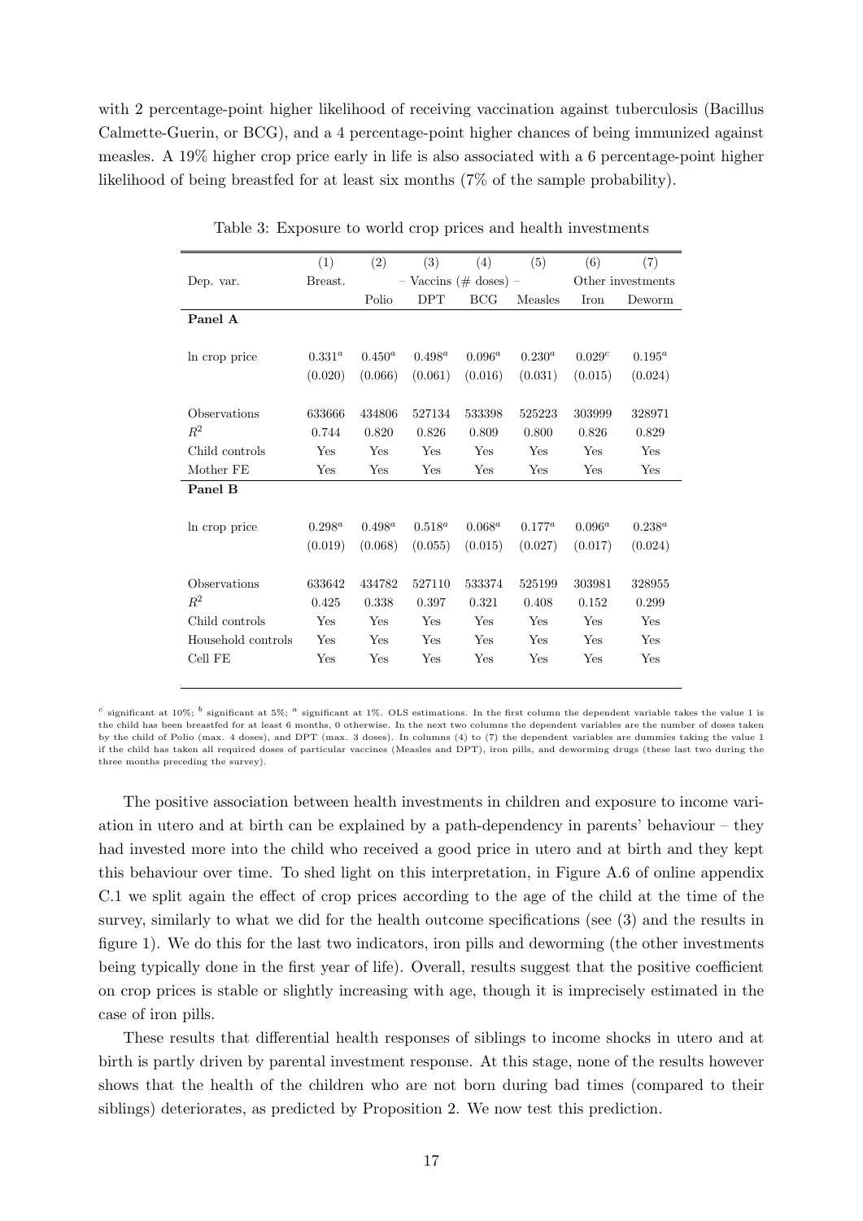with 2 percentage-point higher likelihood of receiving vaccination against tuberculosis (Bacillus Calmette-Guerin, or BCG), and a 4 percentage-point higher chances of being immunized against measles. A 19% higher crop price early in life is also associated with a 6 percentage-point higher likelihood of being breastfed for at least six months (7% of the sample probability).

Table 3: Exposure to world crop prices and health investments

| | (1) | (2) | (3) | (4) | (5) | (6) | (7) |
|---|---|---|---|---|---|---|---|
| Dep. var. | Breast. | – Vaccins (# doses) – | | | | Other investments | |
| | | Polio | DPT | BCG | Measles | Iron | Deworm |
| **Panel A** | | | | | | | |
| ln crop price | $0.331^a$ | $0.450^a$ | $0.498^a$ | $0.096^a$ | $0.230^a$ | $0.029^c$ | $0.195^a$ |
| | (0.020) | (0.066) | (0.061) | (0.016) | (0.031) | (0.015) | (0.024) |
| Observations | 633666 | 434806 | 527134 | 533398 | 525223 | 303999 | 328971 |
| $R^2$ | 0.744 | 0.820 | 0.826 | 0.809 | 0.800 | 0.826 | 0.829 |
| Child controls | Yes | Yes | Yes | Yes | Yes | Yes | Yes |
| Mother FE | Yes | Yes | Yes | Yes | Yes | Yes | Yes |
| **Panel B** | | | | | | | |
| ln crop price | $0.298^a$ | $0.498^a$ | $0.518^a$ | $0.068^a$ | $0.177^a$ | $0.096^a$ | $0.238^a$ |
| | (0.019) | (0.068) | (0.055) | (0.015) | (0.027) | (0.017) | (0.024) |
| Observations | 633642 | 434782 | 527110 | 533374 | 525199 | 303981 | 328955 |
| $R^2$ | 0.425 | 0.338 | 0.397 | 0.321 | 0.408 | 0.152 | 0.299 |
| Child controls | Yes | Yes | Yes | Yes | Yes | Yes | Yes |
| Household controls | Yes | Yes | Yes | Yes | Yes | Yes | Yes |
| Cell FE | Yes | Yes | Yes | Yes | Yes | Yes | Yes |

[c] significant at 10%; [b] significant at 5%; [a] significant at 1%. OLS estimations. In the first column the dependent variable takes the value 1 is the child has been breastfed for at least 6 months, 0 otherwise. In the next two columns the dependent variables are the number of doses taken by the child of Polio (max. 4 doses), and DPT (max. 3 doses). In columns (4) to (7) the dependent variables are dummies taking the value 1 if the child has taken all required doses of particular vaccines (Measles and DPT), iron pills, and deworming drugs (these last two during the three months preceding the survey).

The positive association between health investments in children and exposure to income variation in utero and at birth can be explained by a path-dependency in parents' behaviour – they had invested more into the child who received a good price in utero and at birth and they kept this behaviour over time. To shed light on this interpretation, in Figure A.6 of online appendix C.1 we split again the effect of crop prices according to the age of the child at the time of the survey, similarly to what we did for the health outcome specifications (see (3) and the results in figure 1). We do this for the last two indicators, iron pills and deworming (the other investments being typically done in the first year of life). Overall, results suggest that the positive coefficient on crop prices is stable or slightly increasing with age, though it is imprecisely estimated in the case of iron pills.

These results that differential health responses of siblings to income shocks in utero and at birth is partly driven by parental investment response. At this stage, none of the results however shows that the health of the children who are not born during bad times (compared to their siblings) deteriorates, as predicted by Proposition 2. We now test this prediction.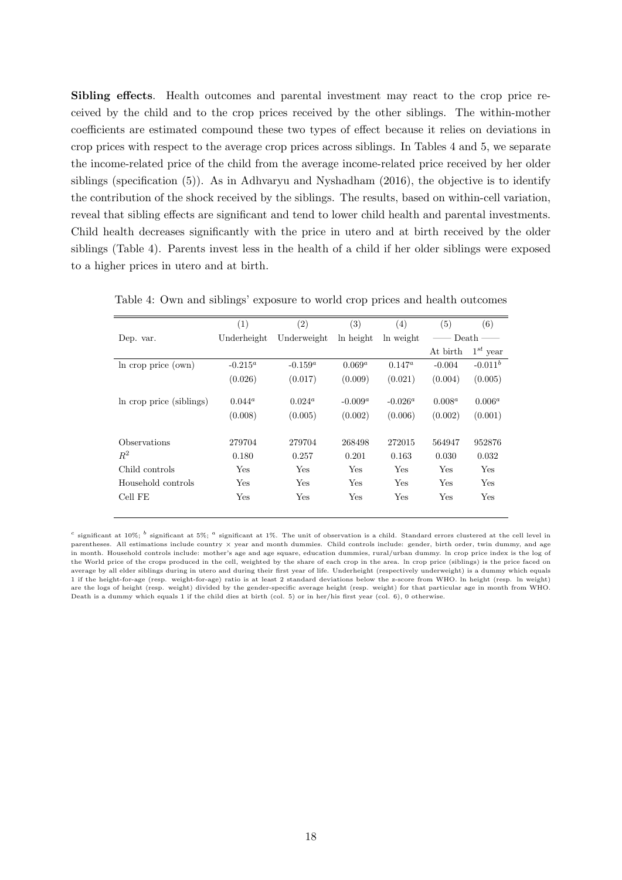**Sibling effects**. Health outcomes and parental investment may react to the crop price received by the child and to the crop prices received by the other siblings. The within-mother coefficients are estimated compound these two types of effect because it relies on deviations in crop prices with respect to the average crop prices across siblings. In Tables 4 and 5, we separate the income-related price of the child from the average income-related price received by her older siblings (specification (5)). As in Adhvaryu and Nyshadham (2016), the objective is to identify the contribution of the shock received by the siblings. The results, based on within-cell variation, reveal that sibling effects are significant and tend to lower child health and parental investments. Child health decreases significantly with the price in utero and at birth received by the older siblings (Table 4). Parents invest less in the health of a child if her older siblings were exposed to a higher prices in utero and at birth.

Table 4: Own and siblings' exposure to world crop prices and health outcomes

| | (1) | (2) | (3) | (4) | (5) | (6) |
|---|---|---|---|---|---|---|
| Dep. var. | Underheight | Underweight | ln height | ln weight | Death | |
| | | | | | At birth | $1^{st}$ year |
| ln crop price (own) | -0.215[a] | -0.159[a] | 0.069[a] | 0.147[a] | -0.004 | -0.011[b] |
| | (0.026) | (0.017) | (0.009) | (0.021) | (0.004) | (0.005) |
| ln crop price (siblings) | 0.044[a] | 0.024[a] | -0.009[a] | -0.026[a] | 0.008[a] | 0.006[a] |
| | (0.008) | (0.005) | (0.002) | (0.006) | (0.002) | (0.001) |
| Observations | 279704 | 279704 | 268498 | 272015 | 564947 | 952876 |
| $R^2$ | 0.180 | 0.257 | 0.201 | 0.163 | 0.030 | 0.032 |
| Child controls | Yes | Yes | Yes | Yes | Yes | Yes |
| Household controls | Yes | Yes | Yes | Yes | Yes | Yes |
| Cell FE | Yes | Yes | Yes | Yes | Yes | Yes |

[c] significant at 10%; [b] significant at 5%; [a] significant at 1%. The unit of observation is a child. Standard errors clustered at the cell level in parentheses. All estimations include country × year and month dummies. Child controls include: gender, birth order, twin dummy, and age in month. Household controls include: mother's age and age square, education dummies, rural/urban dummy. ln crop price index is the log of the World price of the crops produced in the cell, weighted by the share of each crop in the area. ln crop price (siblings) is the price faced on average by all elder siblings during in utero and during their first year of life. Underheight (respectively underweight) is a dummy which equals 1 if the height-for-age (resp. weight-for-age) ratio is at least 2 standard deviations below the z-score from WHO. ln height (resp. ln weight) are the logs of height (resp. weight) divided by the gender-specific average height (resp. weight) for that particular age in month from WHO. Death is a dummy which equals 1 if the child dies at birth (col. 5) or in her/his first year (col. 6), 0 otherwise.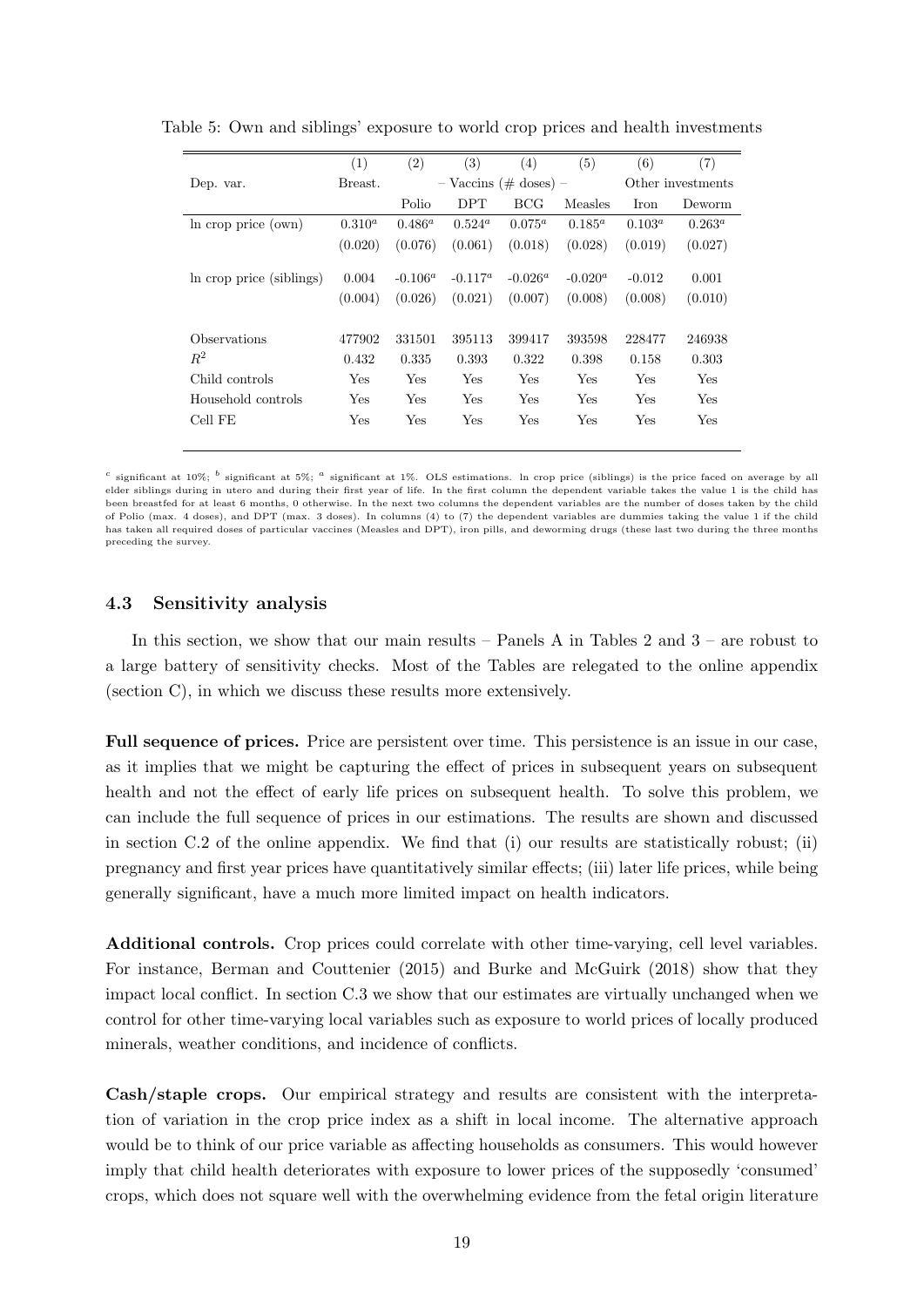Table 5: Own and siblings' exposure to world crop prices and health investments

| | (1) | (2) | (3) | (4) | (5) | (6) | (7) |
|---|---|---|---|---|---|---|---|
| Dep. var. | Breast. | – Vaccins (# doses) – | | | | Other investments | |
| | | Polio | DPT | BCG | Measles | Iron | Deworm |
| ln crop price (own) | $0.310^a$ | $0.486^a$ | $0.524^a$ | $0.075^a$ | $0.185^a$ | $0.103^a$ | $0.263^a$ |
| | (0.020) | (0.076) | (0.061) | (0.018) | (0.028) | (0.019) | (0.027) |
| ln crop price (siblings) | 0.004 | $-0.106^a$ | $-0.117^a$ | $-0.026^a$ | $-0.020^a$ | -0.012 | 0.001 |
| | (0.004) | (0.026) | (0.021) | (0.007) | (0.008) | (0.008) | (0.010) |
| Observations | 477902 | 331501 | 395113 | 399417 | 393598 | 228477 | 246938 |
| $R^2$ | 0.432 | 0.335 | 0.393 | 0.322 | 0.398 | 0.158 | 0.303 |
| Child controls | Yes | Yes | Yes | Yes | Yes | Yes | Yes |
| Household controls | Yes | Yes | Yes | Yes | Yes | Yes | Yes |
| Cell FE | Yes | Yes | Yes | Yes | Yes | Yes | Yes |

[c] significant at 10%; [b] significant at 5%; [a] significant at 1%. OLS estimations. ln crop price (siblings) is the price faced on average by all elder siblings during in utero and during their first year of life. In the first column the dependent variable takes the value 1 is the child has been breastfed for at least 6 months, 0 otherwise. In the next two columns the dependent variables are the number of doses taken by the child of Polio (max. 4 doses), and DPT (max. 3 doses). In columns (4) to (7) the dependent variables are dummies taking the value 1 if the child has taken all required doses of particular vaccines (Measles and DPT), iron pills, and deworming drugs (these last two during the three months preceding the survey.

### 4.3 Sensitivity analysis

In this section, we show that our main results – Panels A in Tables 2 and 3 – are robust to a large battery of sensitivity checks. Most of the Tables are relegated to the online appendix (section C), in which we discuss these results more extensively.

**Full sequence of prices.** Price are persistent over time. This persistence is an issue in our case, as it implies that we might be capturing the effect of prices in subsequent years on subsequent health and not the effect of early life prices on subsequent health. To solve this problem, we can include the full sequence of prices in our estimations. The results are shown and discussed in section C.2 of the online appendix. We find that (i) our results are statistically robust; (ii) pregnancy and first year prices have quantitatively similar effects; (iii) later life prices, while being generally significant, have a much more limited impact on health indicators.

**Additional controls.** Crop prices could correlate with other time-varying, cell level variables. For instance, Berman and Couttenier (2015) and Burke and McGuirk (2018) show that they impact local conflict. In section C.3 we show that our estimates are virtually unchanged when we control for other time-varying local variables such as exposure to world prices of locally produced minerals, weather conditions, and incidence of conflicts.

**Cash/staple crops.** Our empirical strategy and results are consistent with the interpretation of variation in the crop price index as a shift in local income. The alternative approach would be to think of our price variable as affecting households as consumers. This would however imply that child health deteriorates with exposure to lower prices of the supposedly 'consumed' crops, which does not square well with the overwhelming evidence from the fetal origin literature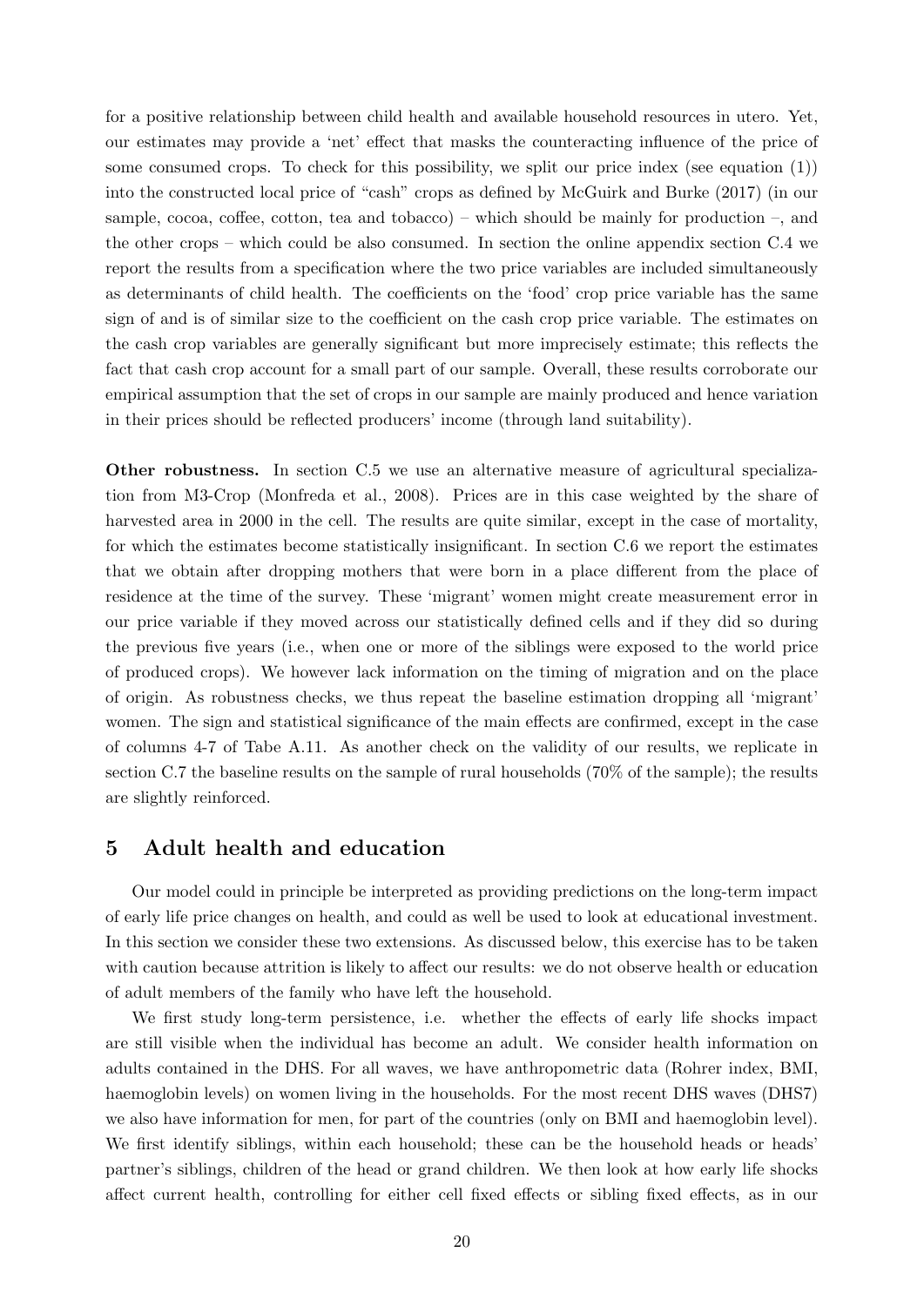for a positive relationship between child health and available household resources in utero. Yet, our estimates may provide a 'net' effect that masks the counteracting influence of the price of some consumed crops. To check for this possibility, we split our price index (see equation (1)) into the constructed local price of "cash" crops as defined by McGuirk and Burke (2017) (in our sample, cocoa, coffee, cotton, tea and tobacco) – which should be mainly for production –, and the other crops – which could be also consumed. In section the online appendix section C.4 we report the results from a specification where the two price variables are included simultaneously as determinants of child health. The coefficients on the 'food' crop price variable has the same sign of and is of similar size to the coefficient on the cash crop price variable. The estimates on the cash crop variables are generally significant but more imprecisely estimate; this reflects the fact that cash crop account for a small part of our sample. Overall, these results corroborate our empirical assumption that the set of crops in our sample are mainly produced and hence variation in their prices should be reflected producers' income (through land suitability).

**Other robustness.** In section C.5 we use an alternative measure of agricultural specialization from M3-Crop (Monfreda et al., 2008). Prices are in this case weighted by the share of harvested area in 2000 in the cell. The results are quite similar, except in the case of mortality, for which the estimates become statistically insignificant. In section C.6 we report the estimates that we obtain after dropping mothers that were born in a place different from the place of residence at the time of the survey. These 'migrant' women might create measurement error in our price variable if they moved across our statistically defined cells and if they did so during the previous five years (i.e., when one or more of the siblings were exposed to the world price of produced crops). We however lack information on the timing of migration and on the place of origin. As robustness checks, we thus repeat the baseline estimation dropping all 'migrant' women. The sign and statistical significance of the main effects are confirmed, except in the case of columns 4-7 of Tabe A.11. As another check on the validity of our results, we replicate in section C.7 the baseline results on the sample of rural households (70% of the sample); the results are slightly reinforced.

## 5 Adult health and education

Our model could in principle be interpreted as providing predictions on the long-term impact of early life price changes on health, and could as well be used to look at educational investment. In this section we consider these two extensions. As discussed below, this exercise has to be taken with caution because attrition is likely to affect our results: we do not observe health or education of adult members of the family who have left the household.

We first study long-term persistence, i.e. whether the effects of early life shocks impact are still visible when the individual has become an adult. We consider health information on adults contained in the DHS. For all waves, we have anthropometric data (Rohrer index, BMI, haemoglobin levels) on women living in the households. For the most recent DHS waves (DHS7) we also have information for men, for part of the countries (only on BMI and haemoglobin level). We first identify siblings, within each household; these can be the household heads or heads' partner's siblings, children of the head or grand children. We then look at how early life shocks affect current health, controlling for either cell fixed effects or sibling fixed effects, as in our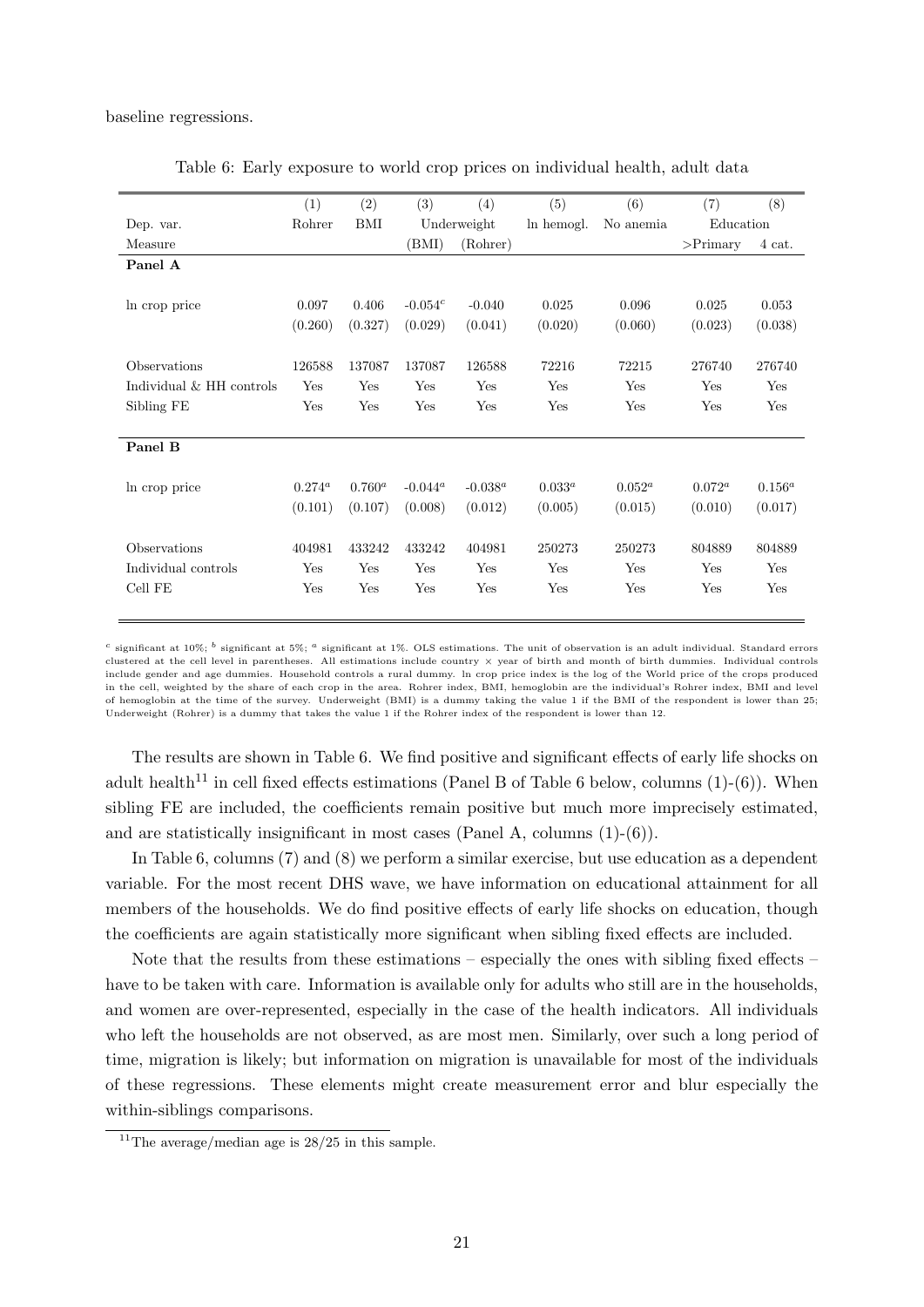baseline regressions.

Table 6: Early exposure to world crop prices on individual health, adult data

| | (1) | (2) | (3) | (4) | (5) | (6) | (7) | (8) |
|---|---|---|---|---|---|---|---|---|
| Dep. var. | Rohrer | BMI | Underweight | | ln hemogl. | No anemia | Education | |
| Measure | | | (BMI) | (Rohrer) | | | >Primary | 4 cat. |
| **Panel A** | | | | | | | | |
| ln crop price | 0.097 | 0.406 | -0.054[c] | -0.040 | 0.025 | 0.096 | 0.025 | 0.053 |
| | (0.260) | (0.327) | (0.029) | (0.041) | (0.020) | (0.060) | (0.023) | (0.038) |
| Observations | 126588 | 137087 | 137087 | 126588 | 72216 | 72215 | 276740 | 276740 |
| Individual & HH controls | Yes | Yes | Yes | Yes | Yes | Yes | Yes | Yes |
| Sibling FE | Yes | Yes | Yes | Yes | Yes | Yes | Yes | Yes |
| **Panel B** | | | | | | | | |
| ln crop price | 0.274[a] | 0.760[a] | -0.044[a] | -0.038[a] | 0.033[a] | 0.052[a] | 0.072[a] | 0.156[a] |
| | (0.101) | (0.107) | (0.008) | (0.012) | (0.005) | (0.015) | (0.010) | (0.017) |
| Observations | 404981 | 433242 | 433242 | 404981 | 250273 | 250273 | 804889 | 804889 |
| Individual controls | Yes | Yes | Yes | Yes | Yes | Yes | Yes | Yes |
| Cell FE | Yes | Yes | Yes | Yes | Yes | Yes | Yes | Yes |

[c] significant at 10%; [b] significant at 5%; [a] significant at 1%. OLS estimations. The unit of observation is an adult individual. Standard errors clustered at the cell level in parentheses. All estimations include country × year of birth and month of birth dummies. Individual controls include gender and age dummies. Household controls a rural dummy. ln crop price index is the log of the World price of the crops produced in the cell, weighted by the share of each crop in the area. Rohrer index, BMI, hemoglobin are the individual's Rohrer index, BMI and level of hemoglobin at the time of the survey. Underweight (BMI) is a dummy taking the value 1 if the BMI of the respondent is lower than 25; Underweight (Rohrer) is a dummy that takes the value 1 if the Rohrer index of the respondent is lower than 12.

The results are shown in Table 6. We find positive and significant effects of early life shocks on adult health[11] in cell fixed effects estimations (Panel B of Table 6 below, columns (1)-(6)). When sibling FE are included, the coefficients remain positive but much more imprecisely estimated, and are statistically insignificant in most cases (Panel A, columns (1)-(6)).

In Table 6, columns (7) and (8) we perform a similar exercise, but use education as a dependent variable. For the most recent DHS wave, we have information on educational attainment for all members of the households. We do find positive effects of early life shocks on education, though the coefficients are again statistically more significant when sibling fixed effects are included.

Note that the results from these estimations – especially the ones with sibling fixed effects – have to be taken with care. Information is available only for adults who still are in the households, and women are over-represented, especially in the case of the health indicators. All individuals who left the households are not observed, as are most men. Similarly, over such a long period of time, migration is likely; but information on migration is unavailable for most of the individuals of these regressions. These elements might create measurement error and blur especially the within-siblings comparisons.

[11] The average/median age is 28/25 in this sample.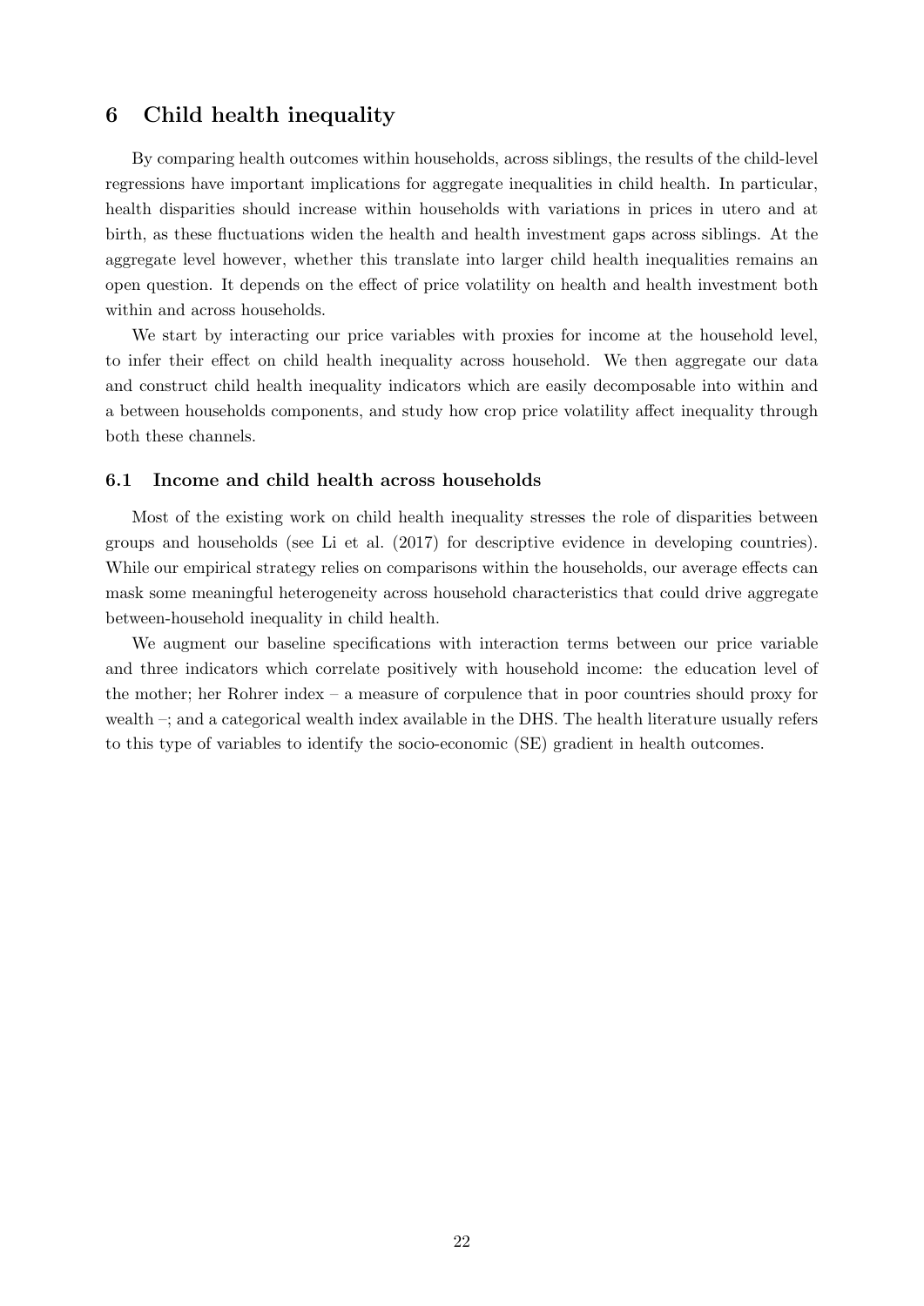# 6 Child health inequality

By comparing health outcomes within households, across siblings, the results of the child-level regressions have important implications for aggregate inequalities in child health. In particular, health disparities should increase within households with variations in prices in utero and at birth, as these fluctuations widen the health and health investment gaps across siblings. At the aggregate level however, whether this translate into larger child health inequalities remains an open question. It depends on the effect of price volatility on health and health investment both within and across households.

We start by interacting our price variables with proxies for income at the household level, to infer their effect on child health inequality across household. We then aggregate our data and construct child health inequality indicators which are easily decomposable into within and a between households components, and study how crop price volatility affect inequality through both these channels.

## 6.1 Income and child health across households

Most of the existing work on child health inequality stresses the role of disparities between groups and households (see Li et al. (2017) for descriptive evidence in developing countries). While our empirical strategy relies on comparisons within the households, our average effects can mask some meaningful heterogeneity across household characteristics that could drive aggregate between-household inequality in child health.

We augment our baseline specifications with interaction terms between our price variable and three indicators which correlate positively with household income: the education level of the mother; her Rohrer index – a measure of corpulence that in poor countries should proxy for wealth –; and a categorical wealth index available in the DHS. The health literature usually refers to this type of variables to identify the socio-economic (SE) gradient in health outcomes.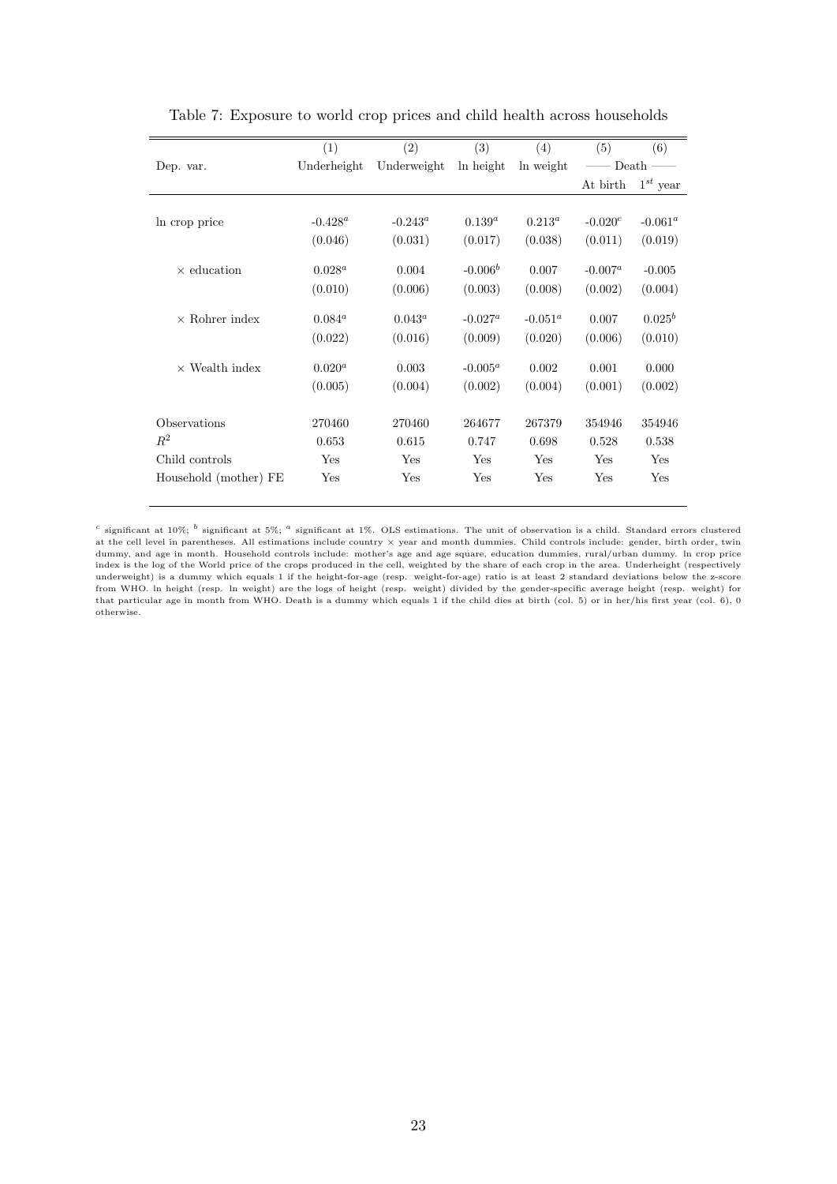Table 7: Exposure to world crop prices and child health across households

| | (1) | (2) | (3) | (4) | (5) | (6) |
|---|---|---|---|---|---|---|
| Dep. var. | Underheight | Underweight | ln height | ln weight | —— Death —— | |
| | | | | | At birth | $1^{st}$ year |
| ln crop price | -0.428[a] | -0.243[a] | 0.139[a] | 0.213[a] | -0.020[c] | -0.061[a] |
| | (0.046) | (0.031) | (0.017) | (0.038) | (0.011) | (0.019) |
| × education | 0.028[a] | 0.004 | -0.006[b] | 0.007 | -0.007[a] | -0.005 |
| | (0.010) | (0.006) | (0.003) | (0.008) | (0.002) | (0.004) |
| × Rohrer index | 0.084[a] | 0.043[a] | -0.027[a] | -0.051[a] | 0.007 | 0.025[b] |
| | (0.022) | (0.016) | (0.009) | (0.020) | (0.006) | (0.010) |
| × Wealth index | 0.020[a] | 0.003 | -0.005[a] | 0.002 | 0.001 | 0.000 |
| | (0.005) | (0.004) | (0.002) | (0.004) | (0.001) | (0.002) |
| Observations | 270460 | 270460 | 264677 | 267379 | 354946 | 354946 |
| $R^2$ | 0.653 | 0.615 | 0.747 | 0.698 | 0.528 | 0.538 |
| Child controls | Yes | Yes | Yes | Yes | Yes | Yes |
| Household (mother) FE | Yes | Yes | Yes | Yes | Yes | Yes |

[c] significant at 10%; [b] significant at 5%; [a] significant at 1%. OLS estimations. The unit of observation is a child. Standard errors clustered at the cell level in parentheses. All estimations include country × year and month dummies. Child controls include: gender, birth order, twin dummy, and age in month. Household controls include: mother's age and age square, education dummies, rural/urban dummy. ln crop price index is the log of the World price of the crops produced in the cell, weighted by the share of each crop in the area. Underheight (respectively underweight) is a dummy which equals 1 if the height-for-age (resp. weight-for-age) ratio is at least 2 standard deviations below the z-score from WHO. ln height (resp. ln weight) are the logs of height (resp. weight) divided by the gender-specific average height (resp. weight) for that particular age in month from WHO. Death is a dummy which equals 1 if the child dies at birth (col. 5) or in her/his first year (col. 6), 0 otherwise.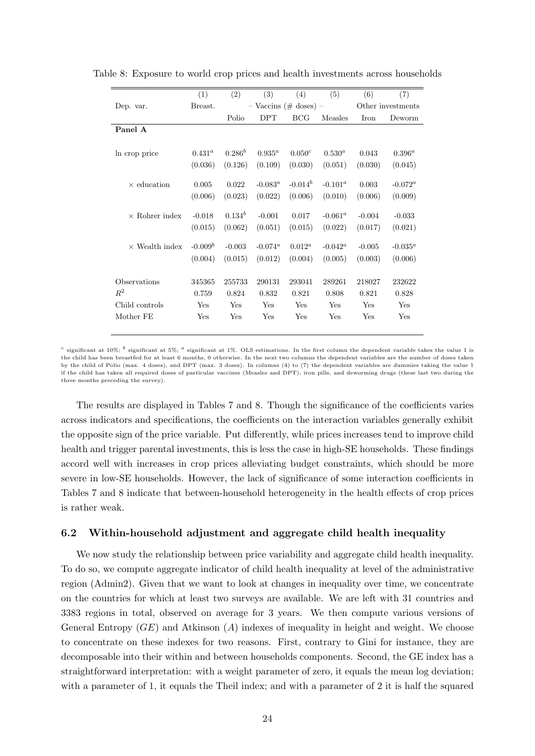Table 8: Exposure to world crop prices and health investments across households

| | (1) | (2) | (3) | (4) | (5) | (6) | (7) |
|---|---|---|---|---|---|---|---|
| Dep. var. | Breast. | – Vaccins (# doses) – | | | | Other investments | |
| | | Polio | DPT | BCG | Measles | Iron | Deworm |
| **Panel A** | | | | | | | |
| ln crop price | $0.431^a$ | $0.286^b$ | $0.935^a$ | $0.050^c$ | $0.530^a$ | 0.043 | $0.396^a$ |
| | (0.036) | (0.126) | (0.109) | (0.030) | (0.051) | (0.030) | (0.045) |
| × education | 0.005 | 0.022 | $-0.083^a$ | $-0.014^b$ | $-0.101^a$ | 0.003 | $-0.072^a$ |
| | (0.006) | (0.023) | (0.022) | (0.006) | (0.010) | (0.006) | (0.009) |
| × Rohrer index | -0.018 | $0.134^b$ | -0.001 | 0.017 | $-0.061^a$ | -0.004 | -0.033 |
| | (0.015) | (0.062) | (0.051) | (0.015) | (0.022) | (0.017) | (0.021) |
| × Wealth index | $-0.009^b$ | -0.003 | $-0.074^a$ | $0.012^a$ | $-0.042^a$ | -0.005 | $-0.035^a$ |
| | (0.004) | (0.015) | (0.012) | (0.004) | (0.005) | (0.003) | (0.006) |
| Observations | 345365 | 255733 | 290131 | 293041 | 289261 | 218027 | 232622 |
| $R^2$ | 0.759 | 0.824 | 0.832 | 0.821 | 0.808 | 0.821 | 0.828 |
| Child controls | Yes | Yes | Yes | Yes | Yes | Yes | Yes |
| Mother FE | Yes | Yes | Yes | Yes | Yes | Yes | Yes |

[c] significant at 10%; [b] significant at 5%; [a] significant at 1%. OLS estimations. In the first column the dependent variable takes the value 1 is the child has been breastfed for at least 6 months, 0 otherwise. In the next two columns the dependent variables are the number of doses taken by the child of Polio (max. 4 doses), and DPT (max. 3 doses). In columns (4) to (7) the dependent variables are dummies taking the value 1 if the child has taken all required doses of particular vaccines (Measles and DPT), iron pills, and deworming drugs (these last two during the three months preceding the survey).

The results are displayed in Tables 7 and 8. Though the significance of the coefficients varies across indicators and specifications, the coefficients on the interaction variables generally exhibit the opposite sign of the price variable. Put differently, while prices increases tend to improve child health and trigger parental investments, this is less the case in high-SE households. These findings accord well with increases in crop prices alleviating budget constraints, which should be more severe in low-SE households. However, the lack of significance of some interaction coefficients in Tables 7 and 8 indicate that between-household heterogeneity in the health effects of crop prices is rather weak.

### 6.2 Within-household adjustment and aggregate child health inequality

We now study the relationship between price variability and aggregate child health inequality. To do so, we compute aggregate indicator of child health inequality at level of the administrative region (Admin2). Given that we want to look at changes in inequality over time, we concentrate on the countries for which at least two surveys are available. We are left with 31 countries and 3383 regions in total, observed on average for 3 years. We then compute various versions of General Entropy ($GE$) and Atkinson ($A$) indexes of inequality in height and weight. We choose to concentrate on these indexes for two reasons. First, contrary to Gini for instance, they are decomposable into their within and between households components. Second, the GE index has a straightforward interpretation: with a weight parameter of zero, it equals the mean log deviation; with a parameter of 1, it equals the Theil index; and with a parameter of 2 it is half the squared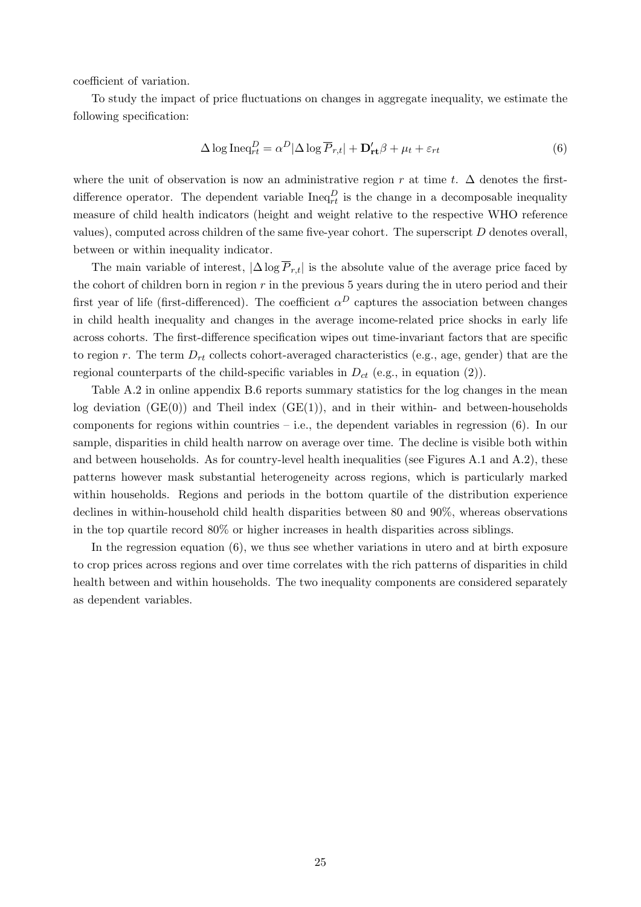coefficient of variation.

To study the impact of price fluctuations on changes in aggregate inequality, we estimate the following specification:

$$\Delta \log \text{Ineq}_{rt}^{D} = \alpha^{D} |\Delta \log \overline{P}_{r,t}| + \mathbf{D'_{rt}} \beta + \mu_t + \varepsilon_{rt} \tag{6}$$

where the unit of observation is now an administrative region $r$ at time $t$. $\Delta$ denotes the first-difference operator. The dependent variable $\text{Ineq}_{rt}^{D}$ is the change in a decomposable inequality measure of child health indicators (height and weight relative to the respective WHO reference values), computed across children of the same five-year cohort. The superscript $D$ denotes overall, between or within inequality indicator.

The main variable of interest, $|\Delta \log \overline{P}_{r,t}|$ is the absolute value of the average price faced by the cohort of children born in region $r$ in the previous 5 years during the in utero period and their first year of life (first-differenced). The coefficient $\alpha^{D}$ captures the association between changes in child health inequality and changes in the average income-related price shocks in early life across cohorts. The first-difference specification wipes out time-invariant factors that are specific to region $r$. The term $D_{rt}$ collects cohort-averaged characteristics (e.g., age, gender) that are the regional counterparts of the child-specific variables in $D_{ct}$ (e.g., in equation (2)).

Table A.2 in online appendix B.6 reports summary statistics for the log changes in the mean log deviation (GE(0)) and Theil index (GE(1)), and in their within- and between-households components for regions within countries – i.e., the dependent variables in regression (6). In our sample, disparities in child health narrow on average over time. The decline is visible both within and between households. As for country-level health inequalities (see Figures A.1 and A.2), these patterns however mask substantial heterogeneity across regions, which is particularly marked within households. Regions and periods in the bottom quartile of the distribution experience declines in within-household child health disparities between 80 and 90%, whereas observations in the top quartile record 80% or higher increases in health disparities across siblings.

In the regression equation (6), we thus see whether variations in utero and at birth exposure to crop prices across regions and over time correlates with the rich patterns of disparities in child health between and within households. The two inequality components are considered separately as dependent variables.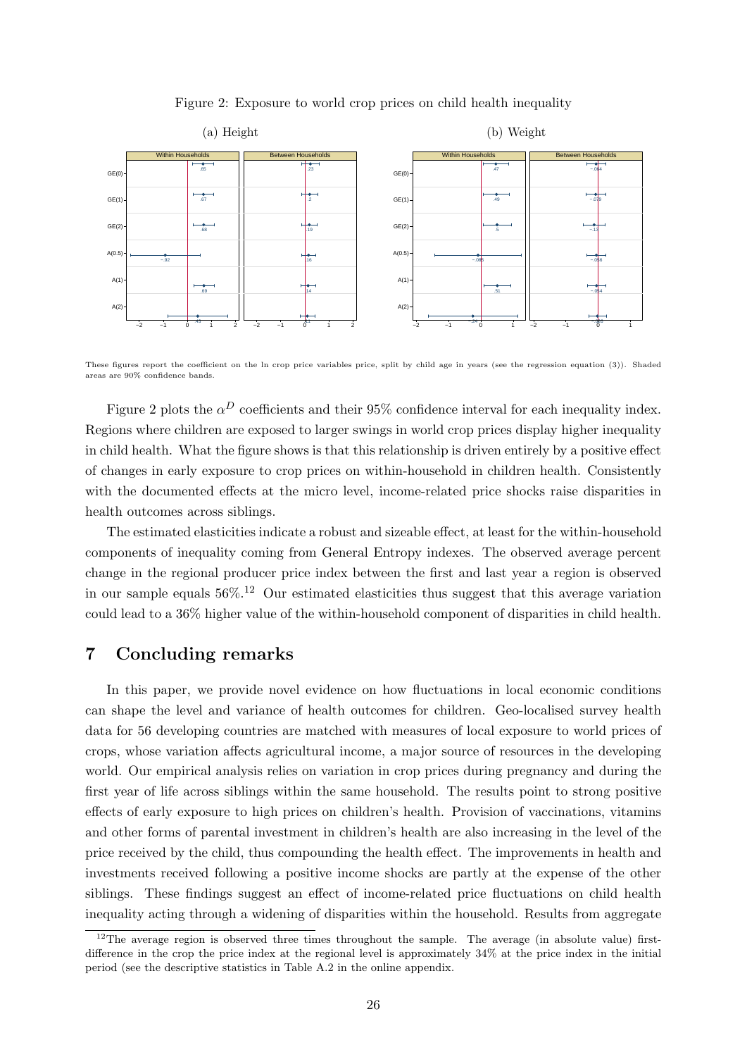Figure 2: Exposure to world crop prices on child health inequality

(a) Height

(b) Weight

These figures report the coefficient on the ln crop price variables price, split by child age in years (see the regression equation (3)). Shaded areas are 90% confidence bands.

Figure 2 plots the $\alpha^D$ coefficients and their 95% confidence interval for each inequality index. Regions where children are exposed to larger swings in world crop prices display higher inequality in child health. What the figure shows is that this relationship is driven entirely by a positive effect of changes in early exposure to crop prices on within-household in children health. Consistently with the documented effects at the micro level, income-related price shocks raise disparities in health outcomes across siblings.

The estimated elasticities indicate a robust and sizeable effect, at least for the within-household components of inequality coming from General Entropy indexes. The observed average percent change in the regional producer price index between the first and last year a region is observed in our sample equals 56%.[12] Our estimated elasticities thus suggest that this average variation could lead to a 36% higher value of the within-household component of disparities in child health.

# 7 Concluding remarks

In this paper, we provide novel evidence on how fluctuations in local economic conditions can shape the level and variance of health outcomes for children. Geo-localised survey health data for 56 developing countries are matched with measures of local exposure to world prices of crops, whose variation affects agricultural income, a major source of resources in the developing world. Our empirical analysis relies on variation in crop prices during pregnancy and during the first year of life across siblings within the same household. The results point to strong positive effects of early exposure to high prices on children's health. Provision of vaccinations, vitamins and other forms of parental investment in children's health are also increasing in the level of the price received by the child, thus compounding the health effect. The improvements in health and investments received following a positive income shocks are partly at the expense of the other siblings. These findings suggest an effect of income-related price fluctuations on child health inequality acting through a widening of disparities within the household. Results from aggregate

[12] The average region is observed three times throughout the sample. The average (in absolute value) first-difference in the crop the price index at the regional level is approximately 34% at the price index in the initial period (see the descriptive statistics in Table A.2 in the online appendix.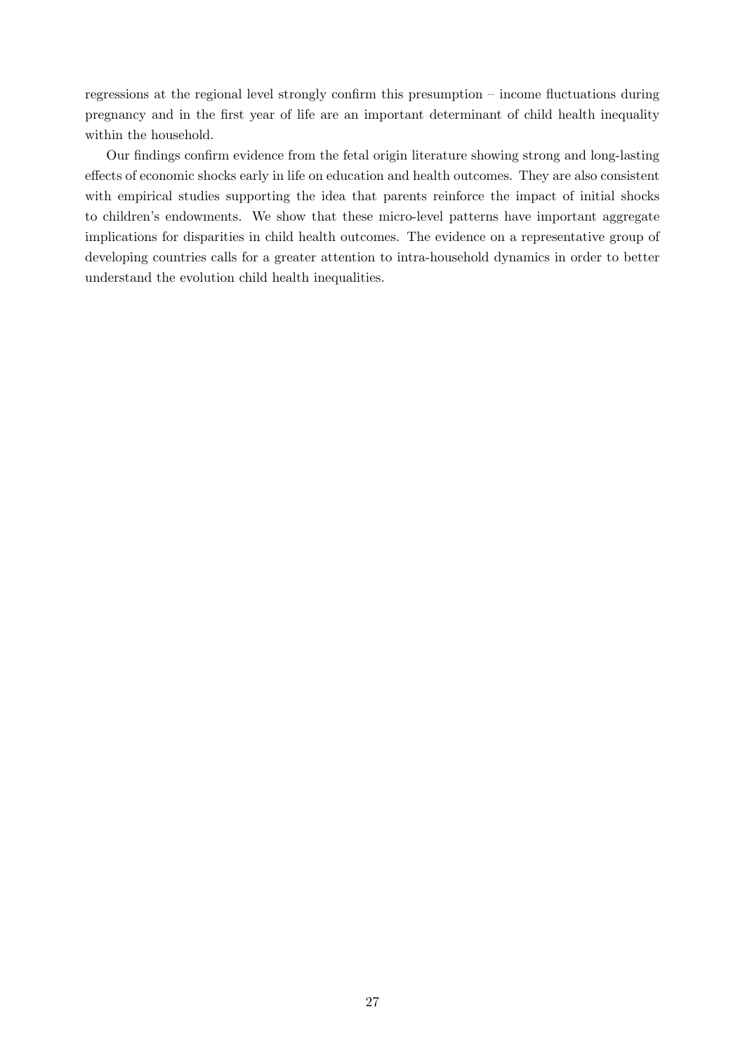regressions at the regional level strongly confirm this presumption – income fluctuations during pregnancy and in the first year of life are an important determinant of child health inequality within the household.

Our findings confirm evidence from the fetal origin literature showing strong and long-lasting effects of economic shocks early in life on education and health outcomes. They are also consistent with empirical studies supporting the idea that parents reinforce the impact of initial shocks to children's endowments. We show that these micro-level patterns have important aggregate implications for disparities in child health outcomes. The evidence on a representative group of developing countries calls for a greater attention to intra-household dynamics in order to better understand the evolution child health inequalities.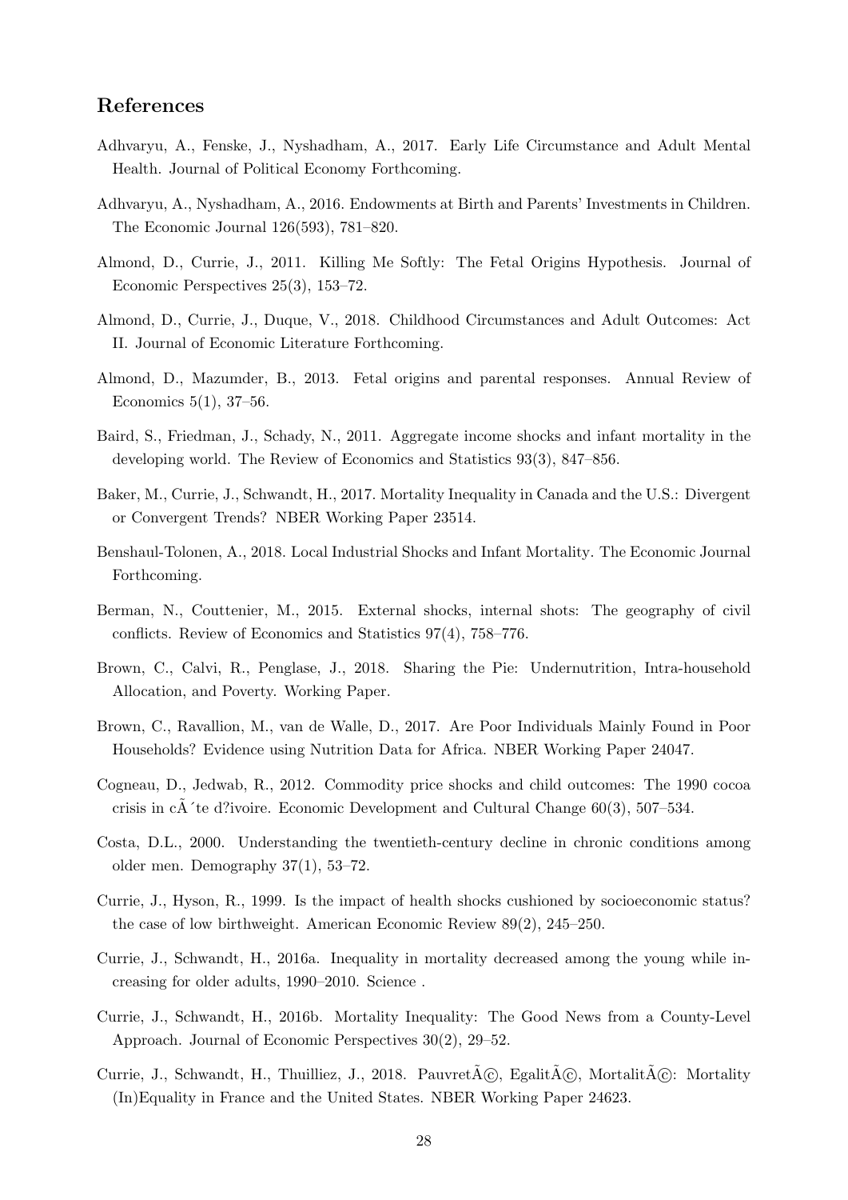## References

Adhvaryu, A., Fenske, J., Nyshadham, A., 2017. Early Life Circumstance and Adult Mental Health. Journal of Political Economy Forthcoming.

Adhvaryu, A., Nyshadham, A., 2016. Endowments at Birth and Parents' Investments in Children. The Economic Journal 126(593), 781–820.

Almond, D., Currie, J., 2011. Killing Me Softly: The Fetal Origins Hypothesis. Journal of Economic Perspectives 25(3), 153–72.

Almond, D., Currie, J., Duque, V., 2018. Childhood Circumstances and Adult Outcomes: Act II. Journal of Economic Literature Forthcoming.

Almond, D., Mazumder, B., 2013. Fetal origins and parental responses. Annual Review of Economics 5(1), 37–56.

Baird, S., Friedman, J., Schady, N., 2011. Aggregate income shocks and infant mortality in the developing world. The Review of Economics and Statistics 93(3), 847–856.

Baker, M., Currie, J., Schwandt, H., 2017. Mortality Inequality in Canada and the U.S.: Divergent or Convergent Trends? NBER Working Paper 23514.

Benshaul-Tolonen, A., 2018. Local Industrial Shocks and Infant Mortality. The Economic Journal Forthcoming.

Berman, N., Couttenier, M., 2015. External shocks, internal shots: The geography of civil conflicts. Review of Economics and Statistics 97(4), 758–776.

Brown, C., Calvi, R., Penglase, J., 2018. Sharing the Pie: Undernutrition, Intra-household Allocation, and Poverty. Working Paper.

Brown, C., Ravallion, M., van de Walle, D., 2017. Are Poor Individuals Mainly Found in Poor Households? Evidence using Nutrition Data for Africa. NBER Working Paper 24047.

Cogneau, D., Jedwab, R., 2012. Commodity price shocks and child outcomes: The 1990 cocoa crisis in cÃ´te d?ivoire. Economic Development and Cultural Change 60(3), 507–534.

Costa, D.L., 2000. Understanding the twentieth-century decline in chronic conditions among older men. Demography 37(1), 53–72.

Currie, J., Hyson, R., 1999. Is the impact of health shocks cushioned by socioeconomic status? the case of low birthweight. American Economic Review 89(2), 245–250.

Currie, J., Schwandt, H., 2016a. Inequality in mortality decreased among the young while increasing for older adults, 1990–2010. Science .

Currie, J., Schwandt, H., 2016b. Mortality Inequality: The Good News from a County-Level Approach. Journal of Economic Perspectives 30(2), 29–52.

Currie, J., Schwandt, H., Thuilliez, J., 2018. PauvretÃ©, EgalitÃ©, MortalitÃ©: Mortality (In)Equality in France and the United States. NBER Working Paper 24623.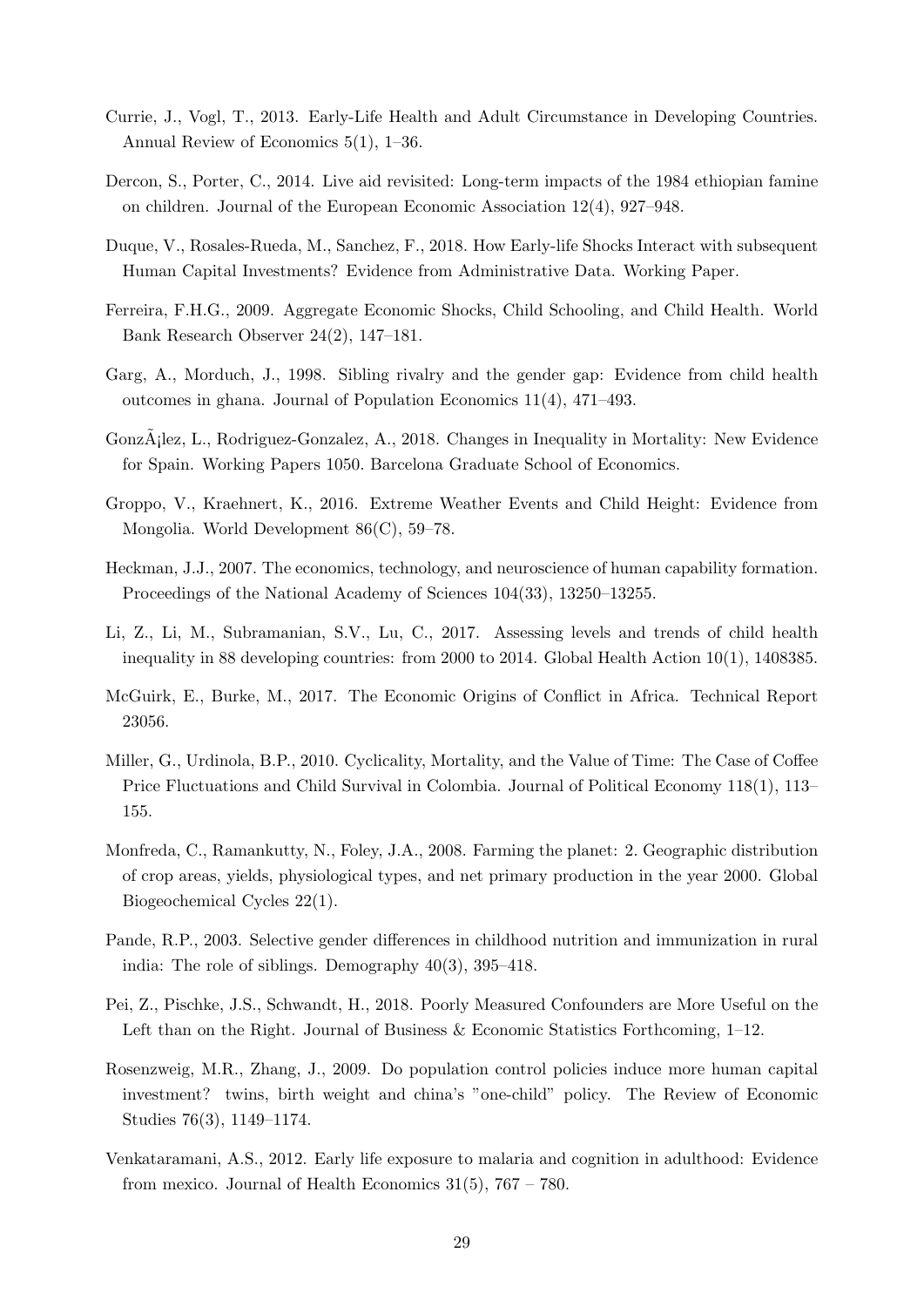Currie, J., Vogl, T., 2013. Early-Life Health and Adult Circumstance in Developing Countries. Annual Review of Economics 5(1), 1–36.

Dercon, S., Porter, C., 2014. Live aid revisited: Long-term impacts of the 1984 ethiopian famine on children. Journal of the European Economic Association 12(4), 927–948.

Duque, V., Rosales-Rueda, M., Sanchez, F., 2018. How Early-life Shocks Interact with subsequent Human Capital Investments? Evidence from Administrative Data. Working Paper.

Ferreira, F.H.G., 2009. Aggregate Economic Shocks, Child Schooling, and Child Health. World Bank Research Observer 24(2), 147–181.

Garg, A., Morduch, J., 1998. Sibling rivalry and the gender gap: Evidence from child health outcomes in ghana. Journal of Population Economics 11(4), 471–493.

GonzÃ¡lez, L., Rodriguez-Gonzalez, A., 2018. Changes in Inequality in Mortality: New Evidence for Spain. Working Papers 1050. Barcelona Graduate School of Economics.

Groppo, V., Kraehnert, K., 2016. Extreme Weather Events and Child Height: Evidence from Mongolia. World Development 86(C), 59–78.

Heckman, J.J., 2007. The economics, technology, and neuroscience of human capability formation. Proceedings of the National Academy of Sciences 104(33), 13250–13255.

Li, Z., Li, M., Subramanian, S.V., Lu, C., 2017. Assessing levels and trends of child health inequality in 88 developing countries: from 2000 to 2014. Global Health Action 10(1), 1408385.

McGuirk, E., Burke, M., 2017. The Economic Origins of Conflict in Africa. Technical Report 23056.

Miller, G., Urdinola, B.P., 2010. Cyclicality, Mortality, and the Value of Time: The Case of Coffee Price Fluctuations and Child Survival in Colombia. Journal of Political Economy 118(1), 113–155.

Monfreda, C., Ramankutty, N., Foley, J.A., 2008. Farming the planet: 2. Geographic distribution of crop areas, yields, physiological types, and net primary production in the year 2000. Global Biogeochemical Cycles 22(1).

Pande, R.P., 2003. Selective gender differences in childhood nutrition and immunization in rural india: The role of siblings. Demography 40(3), 395–418.

Pei, Z., Pischke, J.S., Schwandt, H., 2018. Poorly Measured Confounders are More Useful on the Left than on the Right. Journal of Business & Economic Statistics Forthcoming, 1–12.

Rosenzweig, M.R., Zhang, J., 2009. Do population control policies induce more human capital investment? twins, birth weight and china's "one-child" policy. The Review of Economic Studies 76(3), 1149–1174.

Venkataramani, A.S., 2012. Early life exposure to malaria and cognition in adulthood: Evidence from mexico. Journal of Health Economics 31(5), 767 – 780.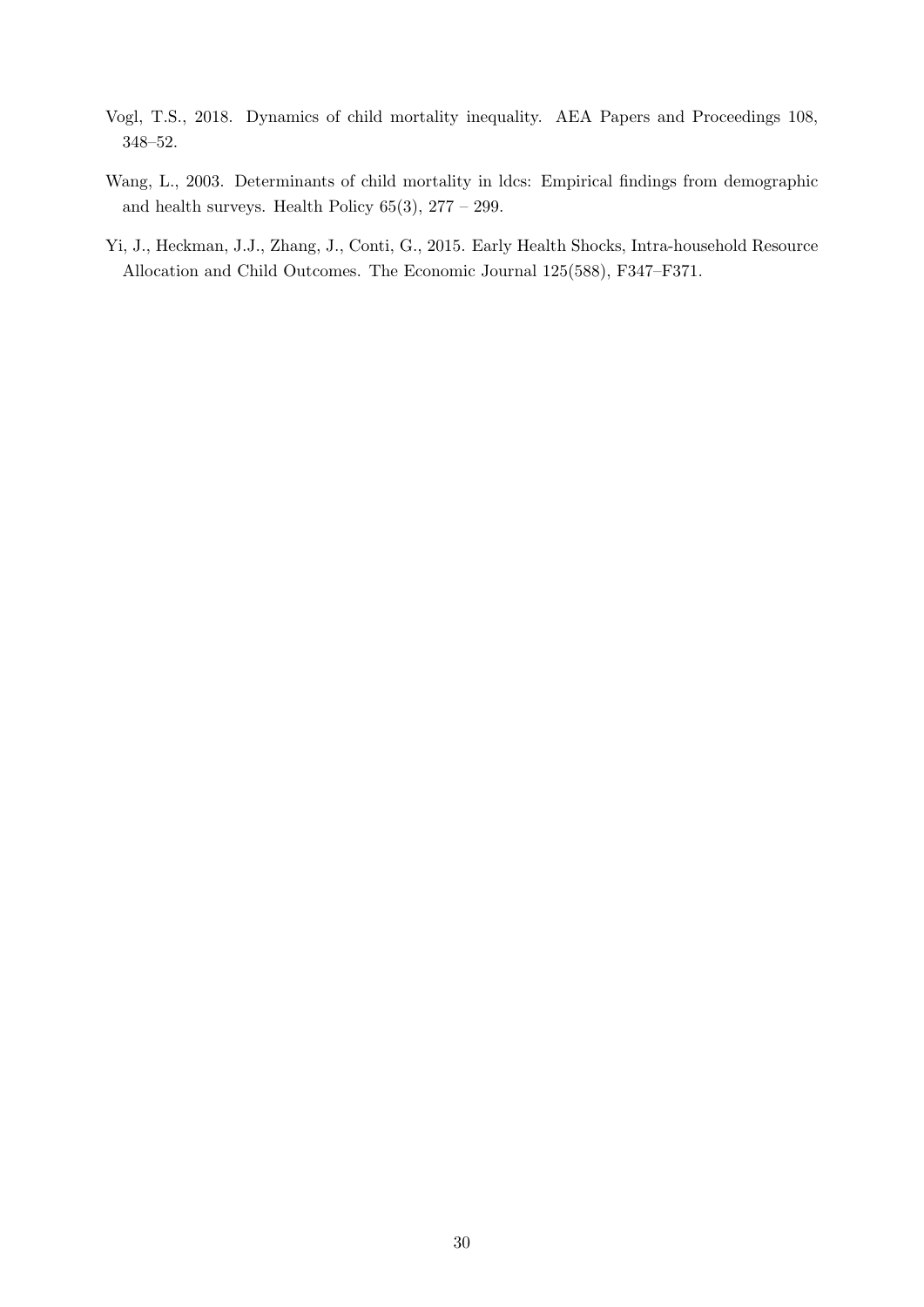Vogl, T.S., 2018. Dynamics of child mortality inequality. AEA Papers and Proceedings 108, 348–52.

Wang, L., 2003. Determinants of child mortality in ldcs: Empirical findings from demographic and health surveys. Health Policy 65(3), 277 – 299.

Yi, J., Heckman, J.J., Zhang, J., Conti, G., 2015. Early Health Shocks, Intra-household Resource Allocation and Child Outcomes. The Economic Journal 125(588), F347–F371.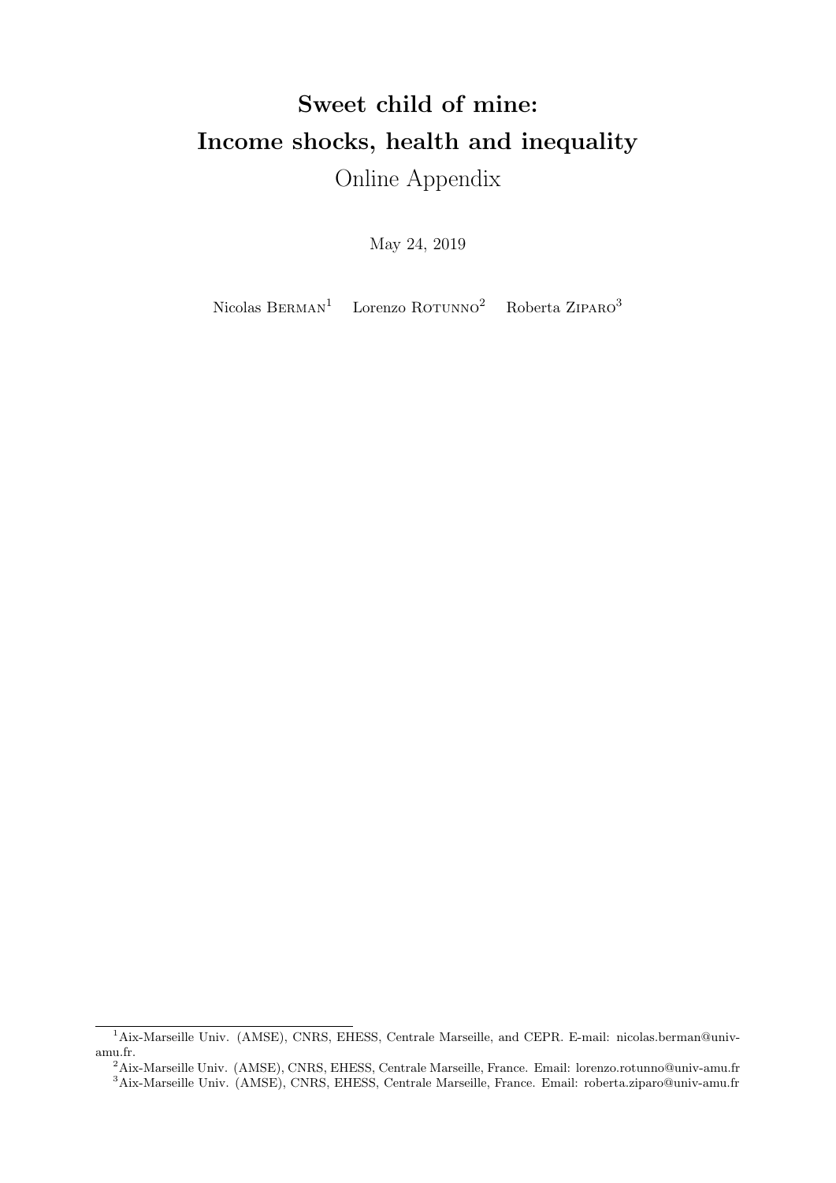# Sweet child of mine: Income shocks, health and inequality

Online Appendix

May 24, 2019

Nicolas Berman[1] Lorenzo Rotunno[2] Roberta Ziparo[3]

[1] Aix-Marseille Univ. (AMSE), CNRS, EHESS, Centrale Marseille, and CEPR. E-mail: nicolas.berman@univ-amu.fr.

[2] Aix-Marseille Univ. (AMSE), CNRS, EHESS, Centrale Marseille, France. Email: lorenzo.rotunno@univ-amu.fr

[3] Aix-Marseille Univ. (AMSE), CNRS, EHESS, Centrale Marseille, France. Email: roberta.ziparo@univ-amu.fr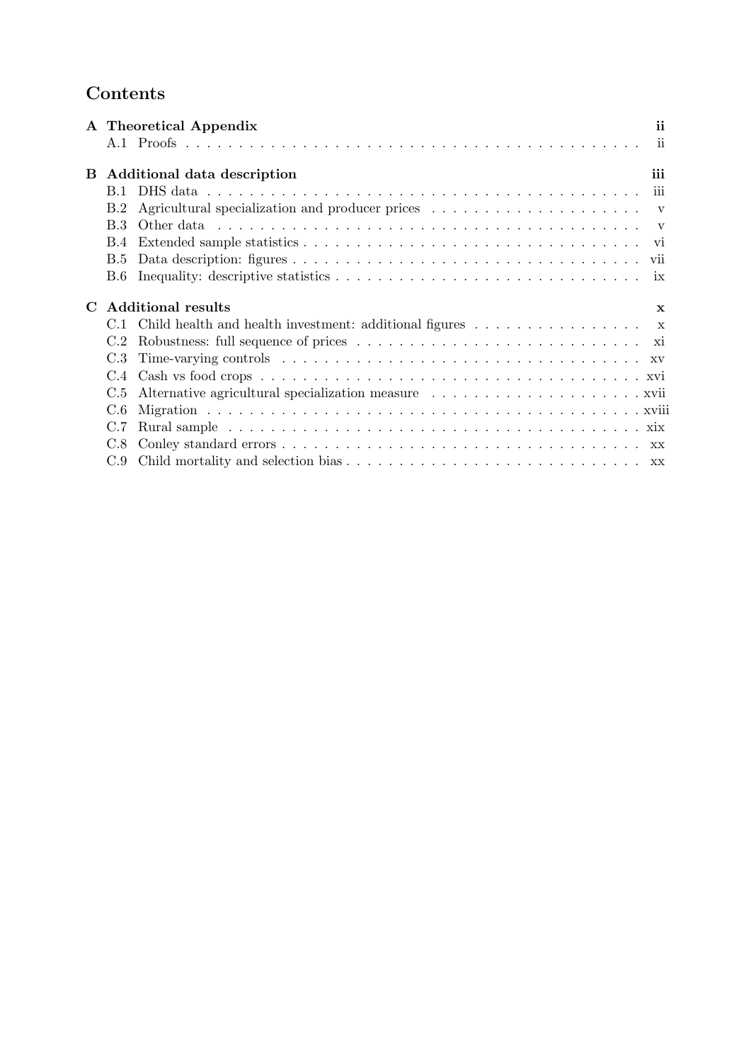## Contents

**A Theoretical Appendix** **ii**
- A.1 Proofs . . . . . . . . . . . . . . . . . . . . . . . . . . . . . . . . . . . . . . . . . ii

**B Additional data description** **iii**
- B.1 DHS data . . . . . . . . . . . . . . . . . . . . . . . . . . . . . . . . . . . . . . . iii
- B.2 Agricultural specialization and producer prices . . . . . . . . . . . . . . . . . . . v
- B.3 Other data . . . . . . . . . . . . . . . . . . . . . . . . . . . . . . . . . . . . . . v
- B.4 Extended sample statistics . . . . . . . . . . . . . . . . . . . . . . . . . . . . . vi
- B.5 Data description: figures . . . . . . . . . . . . . . . . . . . . . . . . . . . . . . vii
- B.6 Inequality: descriptive statistics . . . . . . . . . . . . . . . . . . . . . . . . . . ix

**C Additional results** **x**
- C.1 Child health and health investment: additional figures . . . . . . . . . . . . . . x
- C.2 Robustness: full sequence of prices . . . . . . . . . . . . . . . . . . . . . . . . xi
- C.3 Time-varying controls . . . . . . . . . . . . . . . . . . . . . . . . . . . . . . . xv
- C.4 Cash vs food crops . . . . . . . . . . . . . . . . . . . . . . . . . . . . . . . . xvi
- C.5 Alternative agricultural specialization measure . . . . . . . . . . . . . . . . . xvii
- C.6 Migration . . . . . . . . . . . . . . . . . . . . . . . . . . . . . . . . . . . . . xviii
- C.7 Rural sample . . . . . . . . . . . . . . . . . . . . . . . . . . . . . . . . . . . xix
- C.8 Conley standard errors . . . . . . . . . . . . . . . . . . . . . . . . . . . . . . xx
- C.9 Child mortality and selection bias . . . . . . . . . . . . . . . . . . . . . . . . xx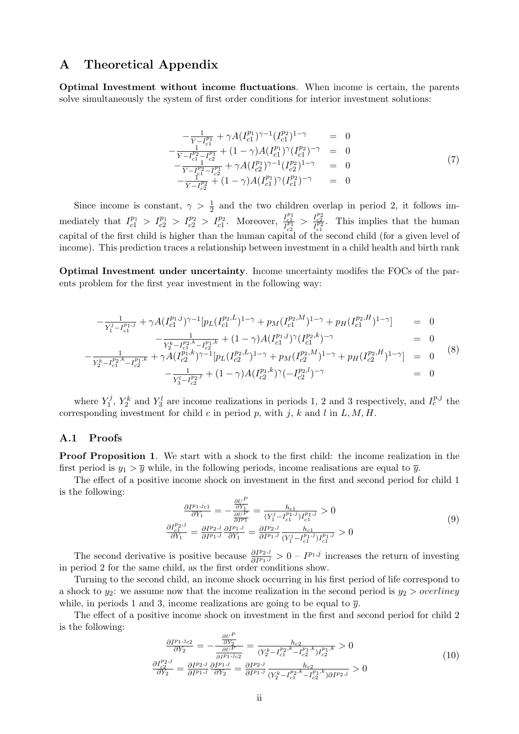# A Theoretical Appendix

**Optimal Investment without income fluctuations**. When income is certain, the parents solve simultaneously the system of first order conditions for interior investment solutions:

$$
\begin{array}{rcl}
-\frac{1}{Y-I_{c1}^{p1}} + \gamma A(I_{c1}^{p1})^{\gamma-1}(I_{c1}^{p2})^{1-\gamma} & = & 0 \\
-\frac{1}{Y-I_{c1}^{p2}-I_{c2}^{p1}} + (1-\gamma)A(I_{c1}^{p1})^{\gamma}(I_{c1}^{p2})^{-\gamma} & = & 0 \\
-\frac{1}{Y-I_{c1}^{p2}-I_{c2}^{p1}} + \gamma A(I_{c2}^{p1})^{\gamma-1}(I_{c2}^{p2})^{1-\gamma} & = & 0 \\
-\frac{1}{Y-I_{c2}^{p2}} + (1-\gamma)A(I_{c1}^{p1})^{\gamma}(I_{c1}^{p2})^{-\gamma} & = & 0
\end{array}
\tag{7}
$$

Since income is constant, $\gamma > \frac{1}{2}$ and the two children overlap in period 2, it follows immediately that $I_{c1}^{p1} > I_{c2}^{p1} > I_{c2}^{p2} > I_{c1}^{p2}$. Moreover, $\frac{I_{c1}^{p1}}{I_{c2}^{p1}} > \frac{I_{c2}^{p2}}{I_{c1}^{p2}}$. This implies that the human capital of the first child is higher than the human capital of the second child (for a given level of income). This prediction traces a relationship between investment in a child health and birth rank

**Optimal Investment under uncertainty**. Income uncertainty modifes the FOCs of the parents problem for the first year investment in the following way:

$$
\begin{array}{rcl}
-\frac{1}{Y_1^j-I_{c1}^{p_1,j}} + \gamma A(I_{c1}^{p_1,j})^{\gamma-1}[p_L(I_{c1}^{p_2,L})^{1-\gamma} + p_M(I_{c1}^{p_2,M})^{1-\gamma} + p_H(I_{c1}^{p_2,H})^{1-\gamma}] & = & 0 \\
-\frac{1}{Y_2^k-I_{c1}^{p_2,k}-I_{c2}^{p_1,k}} + (1-\gamma)A(I_{c1}^{p_1,j})^{\gamma}(I_{c2}^{p_2,k})^{-\gamma} & = & 0 \\
-\frac{1}{Y_2^k-I_{c1}^{p_2,k}-I_{c2}^{p_1,k}} + \gamma A(I_{c2}^{p_1,k})^{\gamma-1}[p_L(I_{c2}^{p_2,L})^{1-\gamma} + p_M(I_{c2}^{p_2,M})^{1-\gamma} + p_H(I_{c2}^{p_2,H})^{1-\gamma}] & = & 0 \\
-\frac{1}{Y_3^l-I_{c2}^{p_2,l}} + (1-\gamma)A(I_{c2}^{p_1,k})^{\gamma}(-I_{c2}^{p_2,l})^{-\gamma} & = & 0
\end{array}
\tag{8}
$$

where $Y_1^j$, $Y_2^k$ and $Y_3^l$ are income realizations in periods 1, 2 and 3 respectively, and $I_c^{p,j}$ the corresponding investment for child $c$ in period $p$, with $j$, $k$ and $l$ in $L, M, H$.

## A.1 Proofs

**Proof Proposition 1**. We start with a shock to the first child: the income realization in the first period is $y_1 > \overline{y}$ while, in the following periods, income realisations are equal to $\overline{y}$.

The effect of a positive income shock on investment in the first and second period for child 1 is the following:

$$
\begin{array}{c}
\frac{\partial I^{p_1,j}c1}{\partial Y_1} = -\frac{\frac{\partial U^P}{\partial Y_1}}{\frac{\partial U^P}{\partial I^{P1}}} = \frac{h_{c1}}{(Y_1^j-I_{c1}^{p_1,j})I_{c1}^{p_1,j}} > 0 \\
\frac{\partial I_{c1}^{p_2,j}}{\partial Y_1} = \frac{\partial I^{p_2,j}}{\partial I^{p_1,j}}\frac{\partial I^{p_1,j}}{\partial Y_1} = \frac{\partial I^{p_2,j}}{\partial I^{p_1,j}}\frac{h_{c1}}{(Y_1^j-I_{c1}^{p_1,j})I_{c1}^{p_1,j}} > 0
\end{array}
\tag{9}
$$

The second derivative is positive because $\frac{\partial I^{p_2,j}}{\partial I^{p_1,j}} > 0$ – $I^{p_1,j}$ increases the return of investing in period 2 for the same child, as the first order conditions show.

Turning to the second child, an income shock occurring in his first period of life correspond to a shock to $y_2$: we assume now that the income realization in the second period is $y_2 > overliney$ while, in periods 1 and 3, income realizations are going to be equal to $\overline{y}$.

The effect of a positive income shock on investment in the first and second period for child 2 is the following:

$$
\begin{array}{c}
\frac{\partial I^{p_1,j}c2}{\partial Y_2} = -\frac{\frac{\partial U^P}{\partial Y_2}}{\frac{\partial U^P}{\partial I^{p_1,j}c2}} = \frac{h_{c2}}{(Y_2^k-I_{c1}^{p_2,k}-I_{c2}^{p_1,k})I_{c2}^{p_1,k}} > 0 \\
\frac{\partial I_{c2}^{p_2,j}}{\partial Y_2} = \frac{\partial I^{p_2,j}}{\partial I^{p_1,j}}\frac{\partial I^{p_1,j}}{\partial Y_2} = \frac{\partial I^{p_2,j}}{\partial I^{p_1,j}}\frac{h_{c2}}{(Y_2^k-I_{c1}^{p_2,k}-I_{c2}^{p_1,k})\partial I^{p_2,j}} > 0
\end{array}
\tag{10}
$$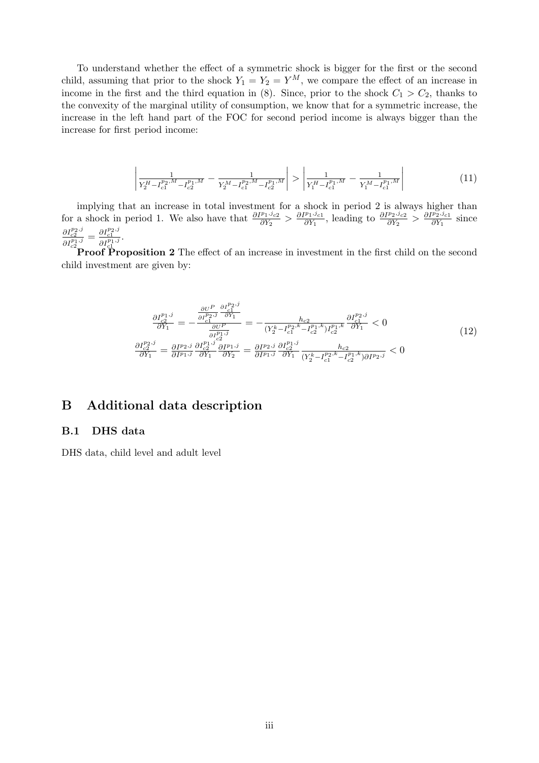To understand whether the effect of a symmetric shock is bigger for the first or the second child, assuming that prior to the shock $Y_1 = Y_2 = Y^M$, we compare the effect of an increase in income in the first and the third equation in (8). Since, prior to the shock $C_1 > C_2$, thanks to the convexity of the marginal utility of consumption, we know that for a symmetric increase, the increase in the left hand part of the FOC for second period income is always bigger than the increase for first period income:

$$\left| \frac{1}{Y_2^H - I_{c1}^{p_2,M} - I_{c2}^{p_1,M}} - \frac{1}{Y_2^M - I_{c1}^{p_2,M} - I_{c2}^{p_1,M}} \right| > \left| \frac{1}{Y_1^H - I_{c1}^{p_1,M}} - \frac{1}{Y_1^M - I_{c1}^{p_1,M}} \right| \tag{11}$$

implying that an increase in total investment for a shock in period 2 is always higher than for a shock in period 1. We also have that $\frac{\partial I^{p_1,j_{c2}}}{\partial Y_2} > \frac{\partial I^{p_1,j_{c1}}}{\partial Y_1}$, leading to $\frac{\partial I^{p_2,j_{c2}}}{\partial Y_2} > \frac{\partial I^{p_2,j_{c1}}}{\partial Y_1}$ since $\frac{\partial I_{c2}^{p_2,j}}{\partial I_{c2}^{p_1,j}} = \frac{\partial I_{c1}^{p_2,j}}{\partial I_{c1}^{p_1,j}}$.

**Proof Proposition 2** The effect of an increase in investment in the first child on the second child investment are given by:

$$\begin{aligned}
\frac{\partial I_{c2}^{p_1,j}}{\partial Y_1} &= -\frac{\frac{\partial U^P}{\partial I_{c1}^{p_2,j}} \frac{\partial I_{c1}^{p_2,j}}{\partial Y_1}}{\frac{\partial U^P}{\partial I_{c2}^{p_1,j}}} = -\frac{h_{c2}}{(Y_2^k - I_{c1}^{p_2,k} - I_{c2}^{p_1,k}) I_{c2}^{p_1,k}} \frac{\partial I_{c1}^{p_2,j}}{\partial Y_1} < 0 \\
\frac{\partial I_{c2}^{p_2,j}}{\partial Y_1} &= \frac{\partial I^{p_2,j}}{\partial I^{p_1,j}} \frac{\partial I_{c2}^{p_1,j}}{\partial Y_1} \frac{\partial I^{p_1,j}}{\partial Y_2} = \frac{\partial I^{p_2,j}}{\partial I^{p_1,j}} \frac{\partial I_{c2}^{p_1,j}}{\partial Y_1} \frac{h_{c2}}{(Y_2^k - I_{c1}^{p_2,k} - I_{c2}^{p_1,k}) \partial I^{p_2,j}} < 0
\end{aligned} \tag{12}$$

# B Additional data description

## B.1 DHS data

DHS data, child level and adult level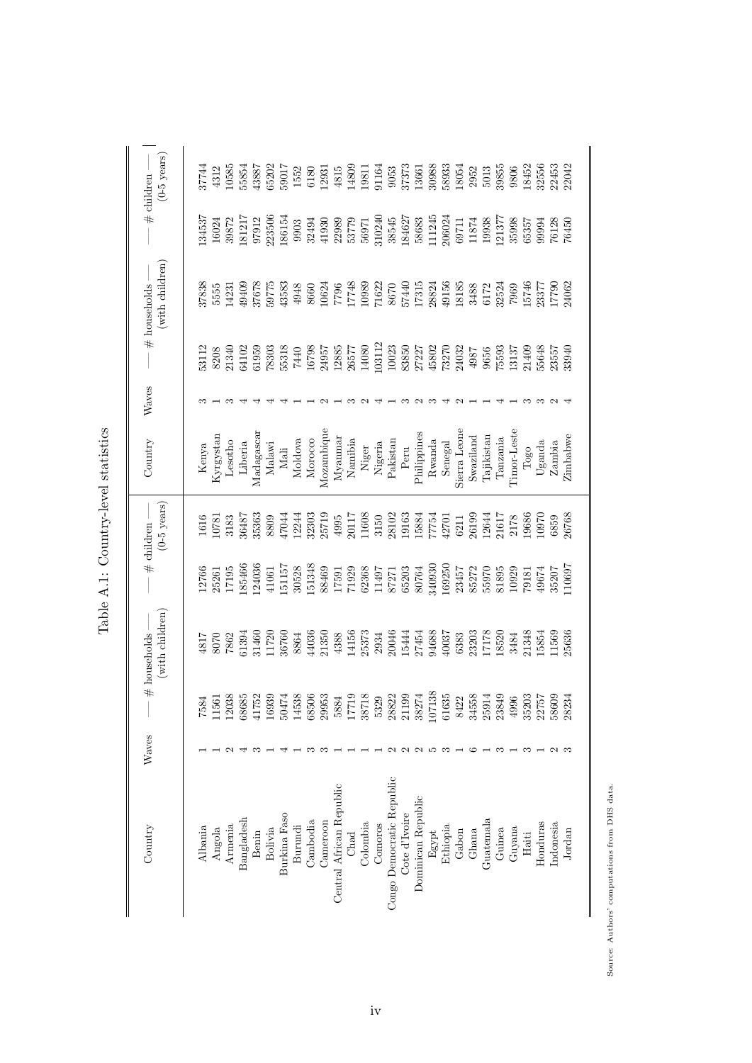Table A.1: Country-level statistics

| Country | Waves | # households | # households (with children) | # children | # children (0-5 years) | Country | Waves | # households | # households (with children) | # children | # children (0-5 years) |
|---|---|---|---|---|---|---|---|---|---|---|---|
| Albania | 1 | 7584 | 4817 | 12766 | 1616 | Kenya | 3 | 53112 | 37838 | 134537 | 37744 |
| Angola | 1 | 11561 | 8070 | 25261 | 10781 | Kyrgystan | 1 | 8208 | 5555 | 16024 | 4312 |
| Armenia | 2 | 12038 | 7862 | 17195 | 3183 | Lesotho | 3 | 21340 | 14231 | 39872 | 10585 |
| Bangladesh | 4 | 68685 | 61394 | 185466 | 36487 | Liberia | 4 | 64102 | 49409 | 181217 | 55854 |
| Benin | 3 | 41752 | 31460 | 124036 | 35363 | Madagascar | 4 | 61959 | 37678 | 97912 | 43887 |
| Bolivia | 1 | 16939 | 11720 | 41061 | 8809 | Malawi | 4 | 78303 | 59775 | 223506 | 65202 |
| Burkina Faso | 4 | 50474 | 36760 | 151157 | 47044 | Mali | 4 | 55318 | 43583 | 186154 | 59017 |
| Burundi | 1 | 14538 | 8864 | 30528 | 12244 | Moldova | 1 | 7440 | 4948 | 9903 | 1552 |
| Cambodia | 3 | 68506 | 44036 | 151348 | 32303 | Morocco | 1 | 16798 | 8660 | 32494 | 6180 |
| Cameroon | 3 | 29953 | 21350 | 88469 | 25719 | Mozambique | 2 | 24957 | 10624 | 41930 | 12931 |
| Central African Republic | 1 | 5884 | 4388 | 17591 | 4995 | Myanmar | 1 | 12885 | 7796 | 22989 | 4815 |
| Chad | 1 | 17719 | 14156 | 71929 | 20117 | Namibia | 3 | 26577 | 17748 | 53779 | 14809 |
| Colombia | 1 | 38718 | 25373 | 62368 | 11608 | Niger | 2 | 14080 | 10989 | 56971 | 19811 |
| Comoros | 1 | 5329 | 2934 | 11497 | 3150 | Nigeria | 4 | 103112 | 71622 | 310240 | 91164 |
| Congo Democratic Republic | 2 | 28822 | 20046 | 87271 | 28102 | Pakistan | 1 | 10023 | 8670 | 38545 | 9053 |
| Cote d'Ivoire | 2 | 21199 | 15444 | 65203 | 19163 | Peru | 3 | 83850 | 57440 | 184627 | 37373 |
| Dominican Republic | 2 | 38274 | 27454 | 80764 | 15884 | Philippines | 2 | 27227 | 17315 | 58683 | 13661 |
| Egypt | 5 | 107138 | 94688 | 340930 | 77754 | Rwanda | 3 | 45802 | 28824 | 111245 | 30988 |
| Ethiopia | 3 | 61635 | 40037 | 169250 | 42701 | Senegal | 4 | 73270 | 49156 | 206024 | 58933 |
| Gabon | 1 | 8422 | 6383 | 23457 | 6211 | Sierra Leone | 2 | 24032 | 18185 | 69711 | 18054 |
| Ghana | 6 | 34558 | 23203 | 85272 | 26199 | Swaziland | 1 | 4987 | 3488 | 11874 | 2952 |
| Guatemala | 1 | 25914 | 17178 | 55970 | 12644 | Tajikistan | 1 | 9656 | 6172 | 19938 | 5013 |
| Guinea | 3 | 23849 | 18520 | 81895 | 21617 | Tanzania | 4 | 75593 | 32524 | 121377 | 39855 |
| Guyana | 1 | 4996 | 3484 | 10929 | 2178 | Timor-Leste | 1 | 13137 | 7969 | 35998 | 9806 |
| Haiti | 3 | 35203 | 21348 | 79181 | 19686 | Togo | 3 | 21409 | 15746 | 65357 | 18452 |
| Honduras | 1 | 22757 | 15854 | 49674 | 10970 | Uganda | 3 | 55648 | 23377 | 99994 | 32556 |
| Indonesia | 2 | 58609 | 11569 | 35207 | 6859 | Zambia | 2 | 23557 | 17790 | 76128 | 22453 |
| Jordan | 3 | 28234 | 25636 | 110697 | 26768 | Zimbabwe | 4 | 33940 | 24062 | 76450 | 22042 |

Source: Authors' computations from DHS data.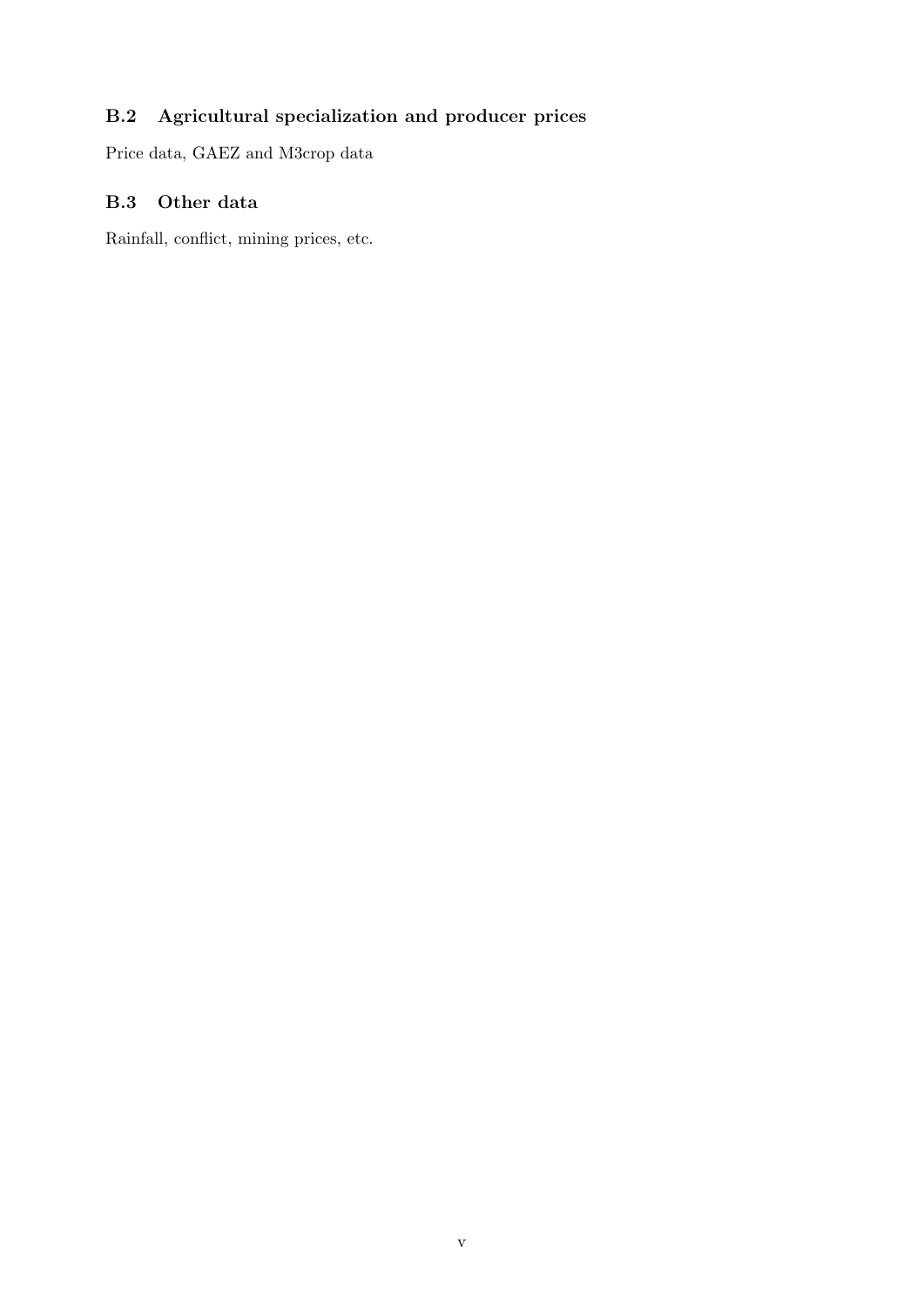### B.2 Agricultural specialization and producer prices

Price data, GAEZ and M3crop data

### B.3 Other data

Rainfall, conflict, mining prices, etc.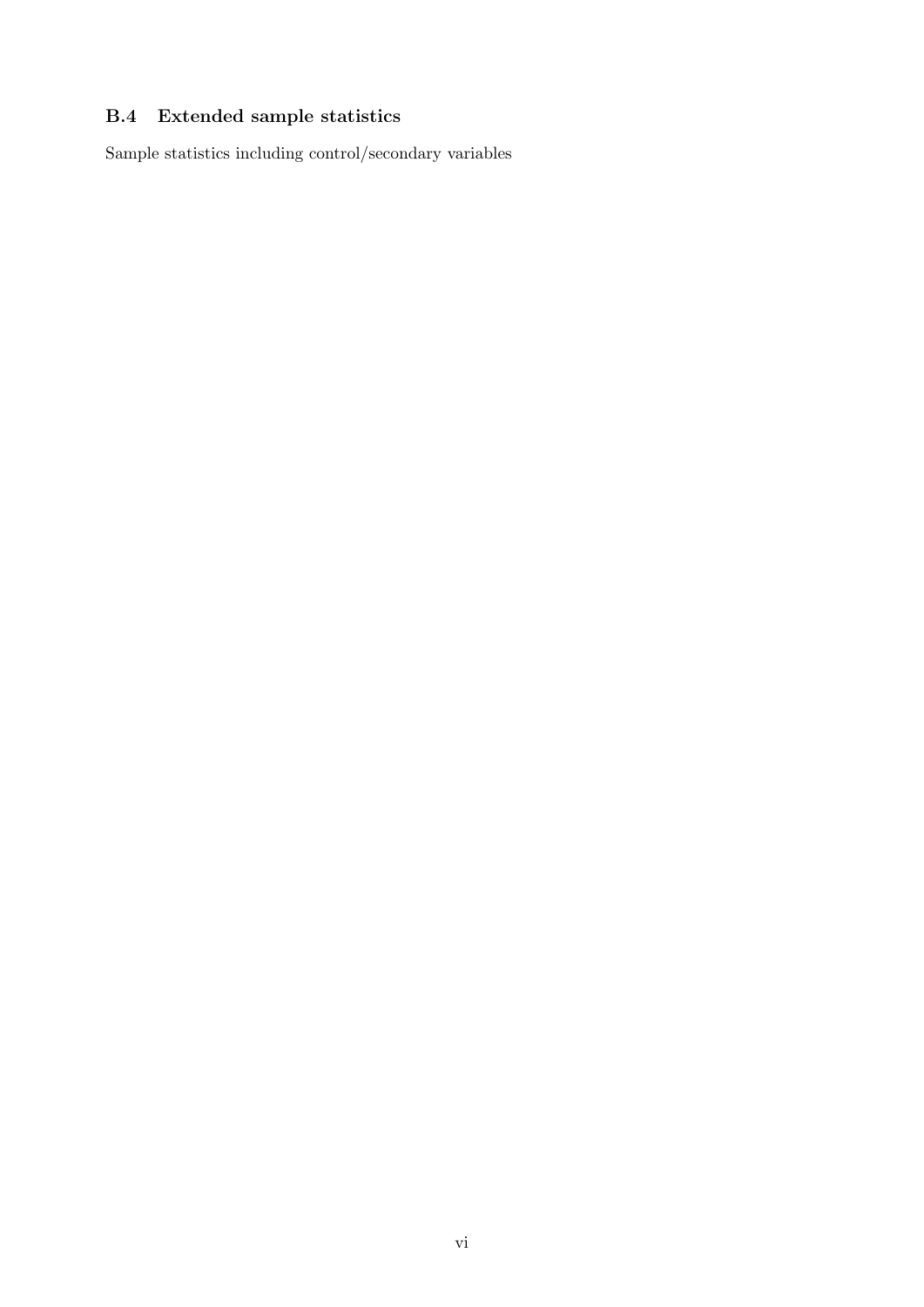### B.4 Extended sample statistics

Sample statistics including control/secondary variables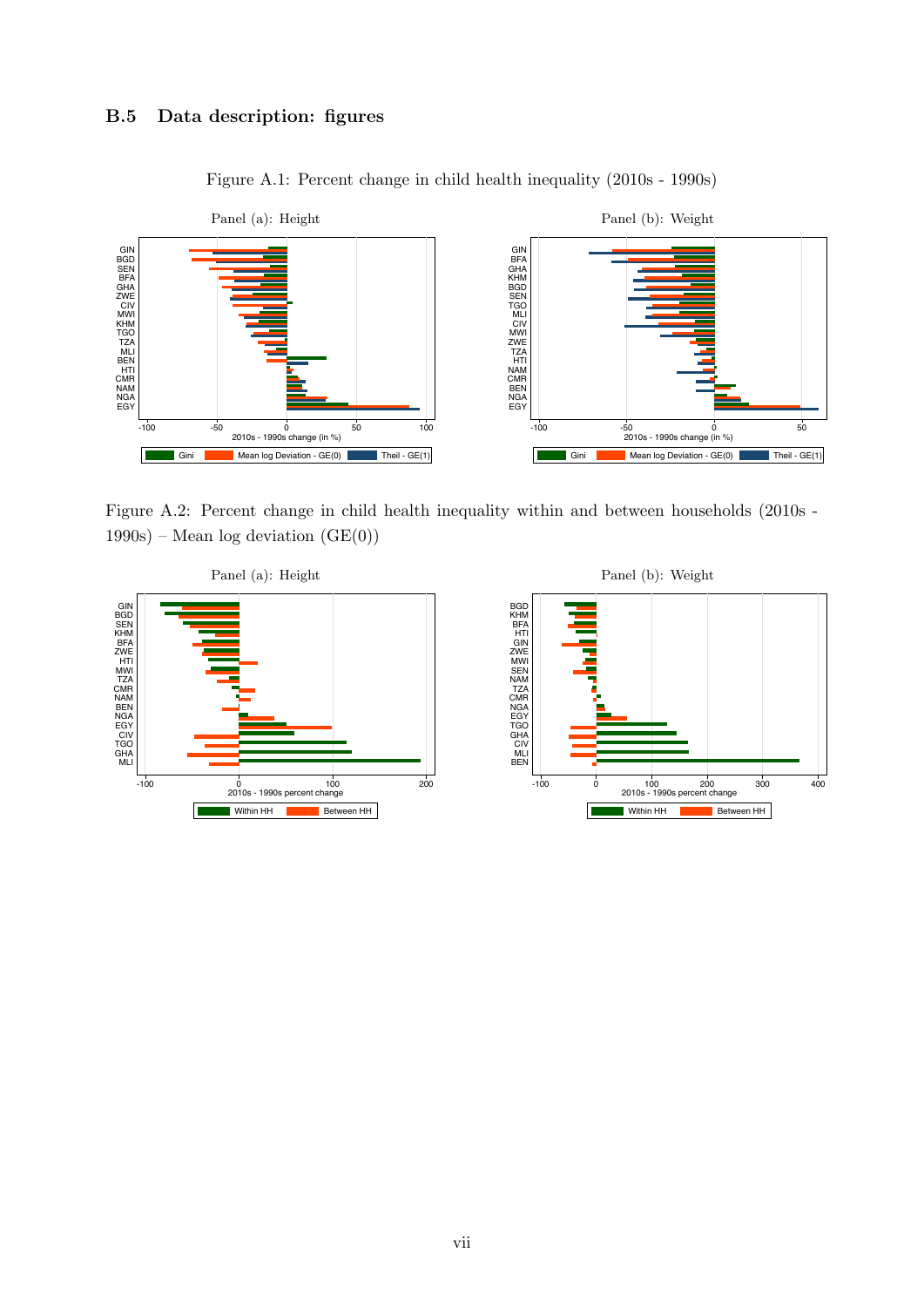### B.5 Data description: figures

Figure A.1: Percent change in child health inequality (2010s - 1990s)

Figure A.2: Percent change in child health inequality within and between households (2010s - 1990s) – Mean log deviation (GE(0))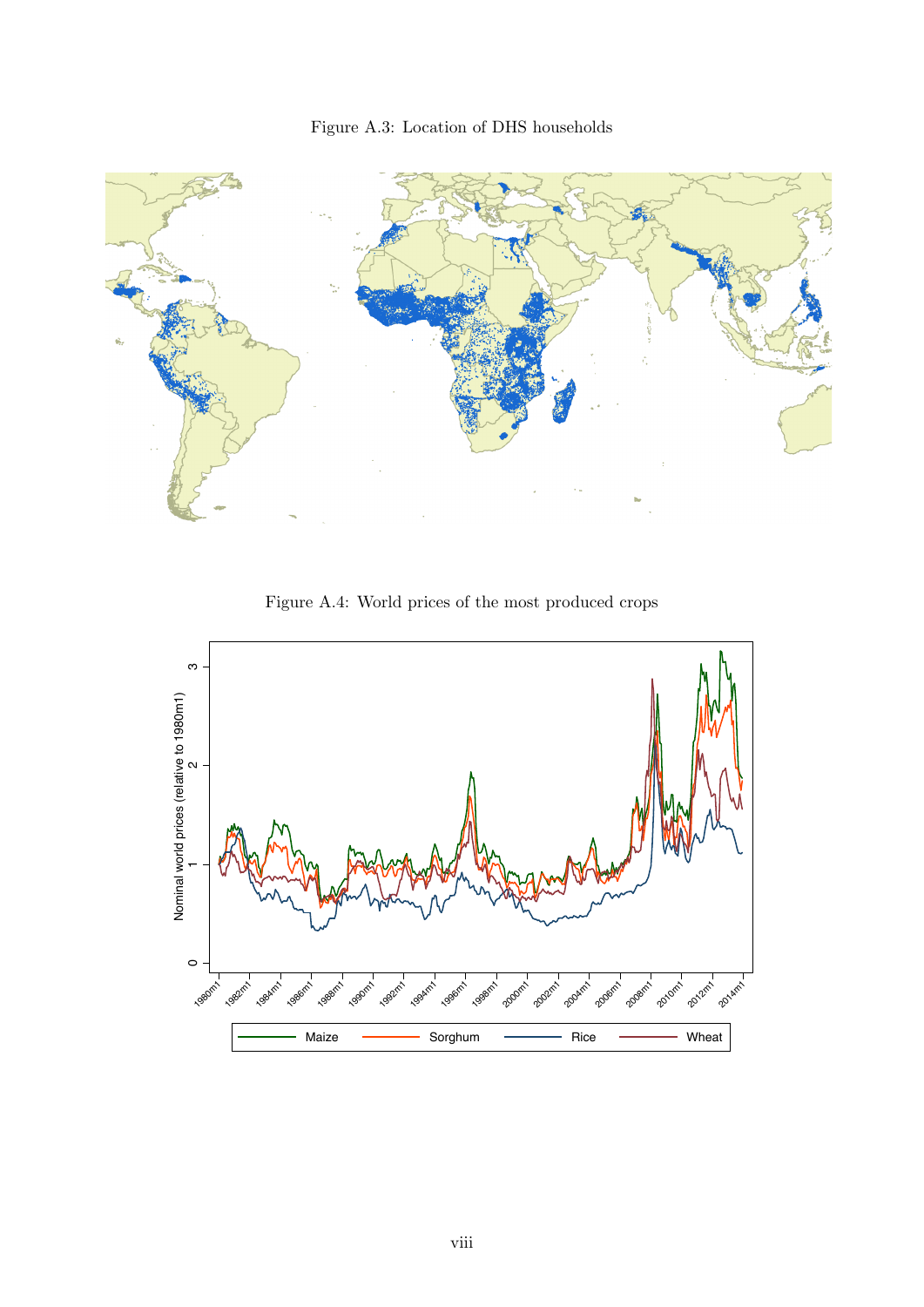Figure A.3: Location of DHS households

Figure A.4: World prices of the most produced crops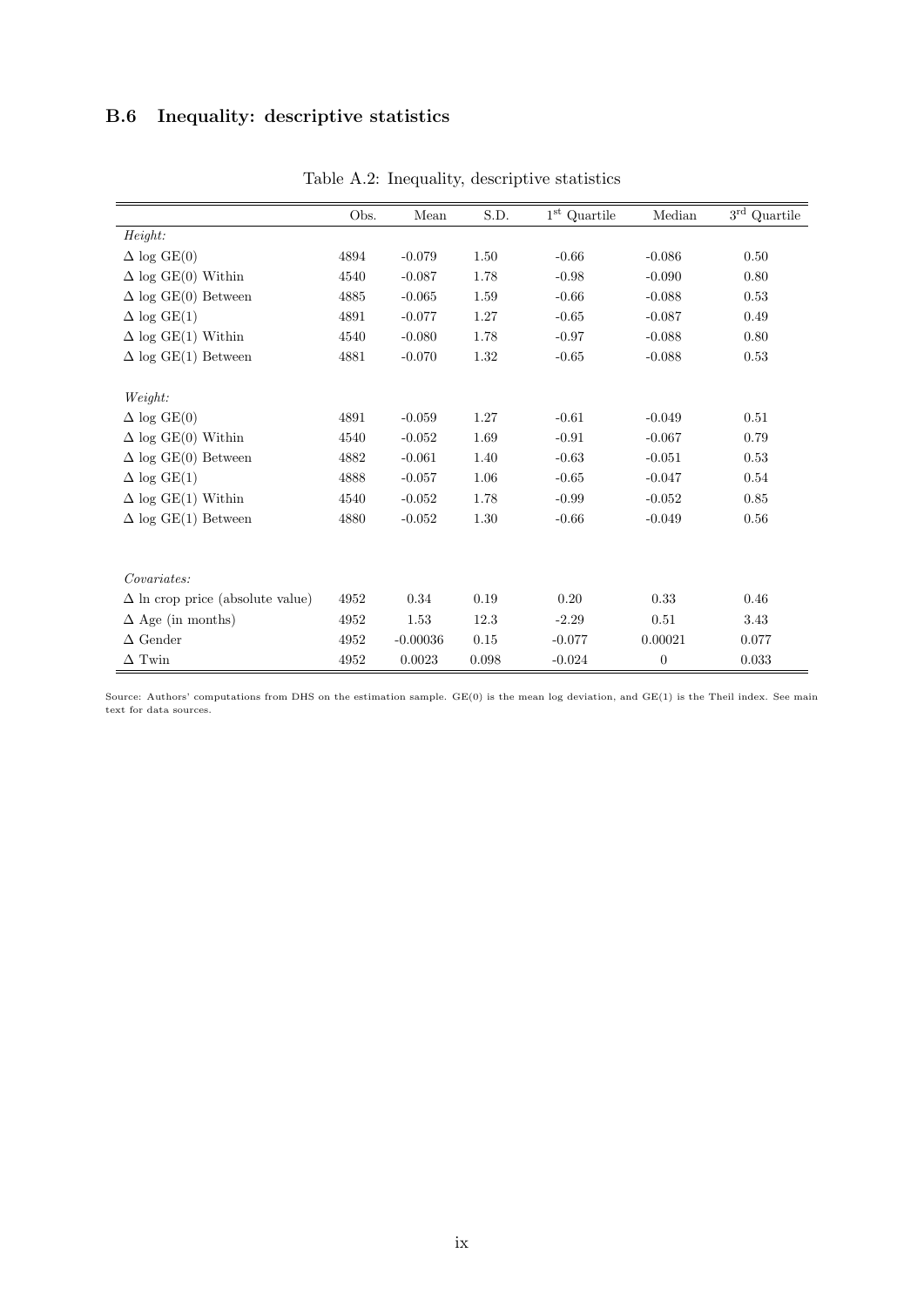### B.6 Inequality: descriptive statistics

Table A.2: Inequality, descriptive statistics

| | Obs. | Mean | S.D. | $1^{st}$ Quartile | Median | $3^{rd}$ Quartile |
|---|---|---|---|---|---|---|
| *Height:* | | | | | | |
| $\Delta$ log GE(0) | 4894 | -0.079 | 1.50 | -0.66 | -0.086 | 0.50 |
| $\Delta$ log GE(0) Within | 4540 | -0.087 | 1.78 | -0.98 | -0.090 | 0.80 |
| $\Delta$ log GE(0) Between | 4885 | -0.065 | 1.59 | -0.66 | -0.088 | 0.53 |
| $\Delta$ log GE(1) | 4891 | -0.077 | 1.27 | -0.65 | -0.087 | 0.49 |
| $\Delta$ log GE(1) Within | 4540 | -0.080 | 1.78 | -0.97 | -0.088 | 0.80 |
| $\Delta$ log GE(1) Between | 4881 | -0.070 | 1.32 | -0.65 | -0.088 | 0.53 |
| *Weight:* | | | | | | |
| $\Delta$ log GE(0) | 4891 | -0.059 | 1.27 | -0.61 | -0.049 | 0.51 |
| $\Delta$ log GE(0) Within | 4540 | -0.052 | 1.69 | -0.91 | -0.067 | 0.79 |
| $\Delta$ log GE(0) Between | 4882 | -0.061 | 1.40 | -0.63 | -0.051 | 0.53 |
| $\Delta$ log GE(1) | 4888 | -0.057 | 1.06 | -0.65 | -0.047 | 0.54 |
| $\Delta$ log GE(1) Within | 4540 | -0.052 | 1.78 | -0.99 | -0.052 | 0.85 |
| $\Delta$ log GE(1) Between | 4880 | -0.052 | 1.30 | -0.66 | -0.049 | 0.56 |
| *Covariates:* | | | | | | |
| $\Delta$ ln crop price (absolute value) | 4952 | 0.34 | 0.19 | 0.20 | 0.33 | 0.46 |
| $\Delta$ Age (in months) | 4952 | 1.53 | 12.3 | -2.29 | 0.51 | 3.43 |
| $\Delta$ Gender | 4952 | -0.00036 | 0.15 | -0.077 | 0.00021 | 0.077 |
| $\Delta$ Twin | 4952 | 0.0023 | 0.098 | -0.024 | 0 | 0.033 |

Source: Authors' computations from DHS on the estimation sample. GE(0) is the mean log deviation, and GE(1) is the Theil index. See main text for data sources.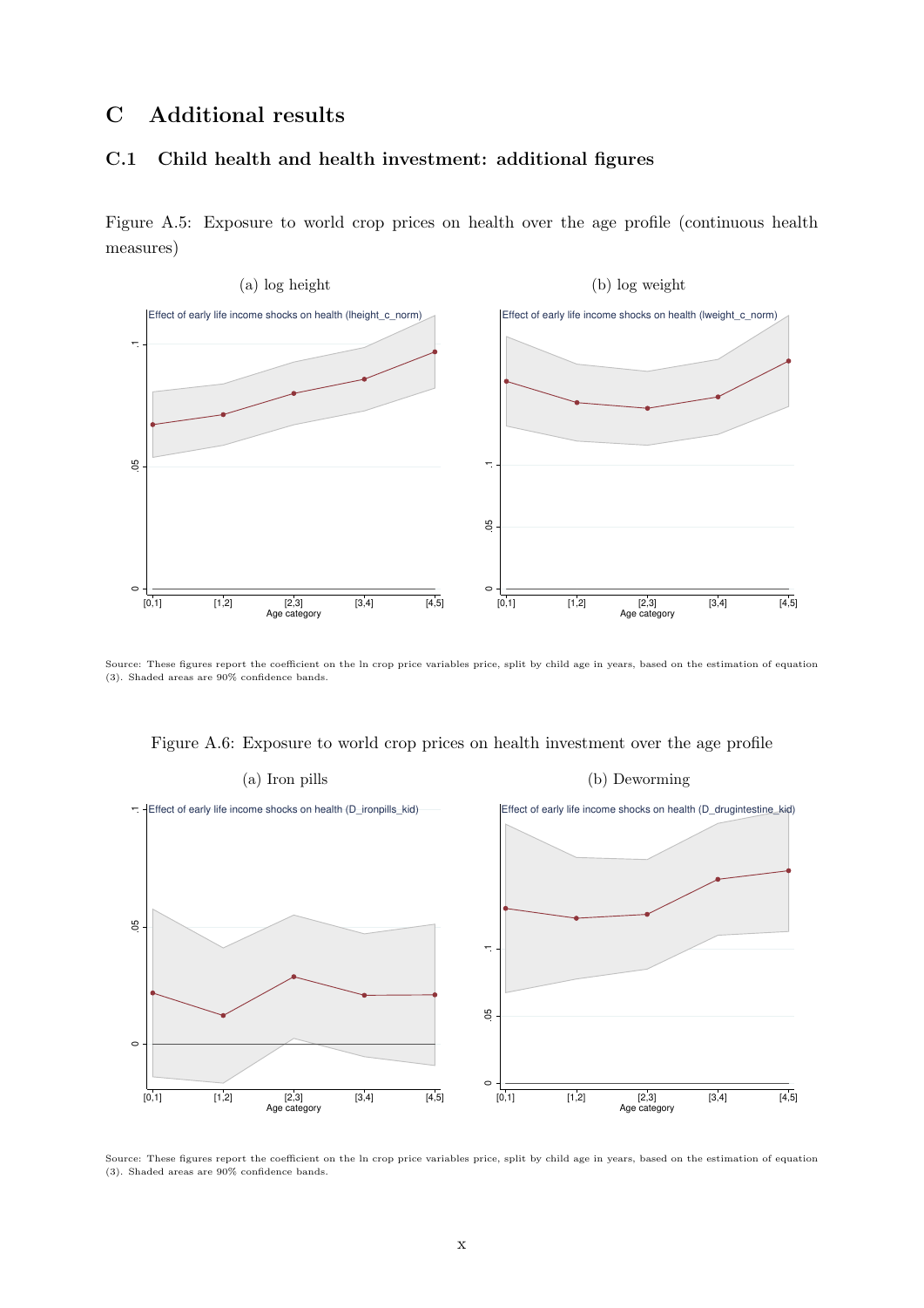# C Additional results

## C.1 Child health and health investment: additional figures

Figure A.5: Exposure to world crop prices on health over the age profile (continuous health measures)

(a) log height

(b) log weight

Source: These figures report the coefficient on the ln crop price variables price, split by child age in years, based on the estimation of equation (3). Shaded areas are 90% confidence bands.

Figure A.6: Exposure to world crop prices on health investment over the age profile

(a) Iron pills

(b) Deworming

Source: These figures report the coefficient on the ln crop price variables price, split by child age in years, based on the estimation of equation (3). Shaded areas are 90% confidence bands.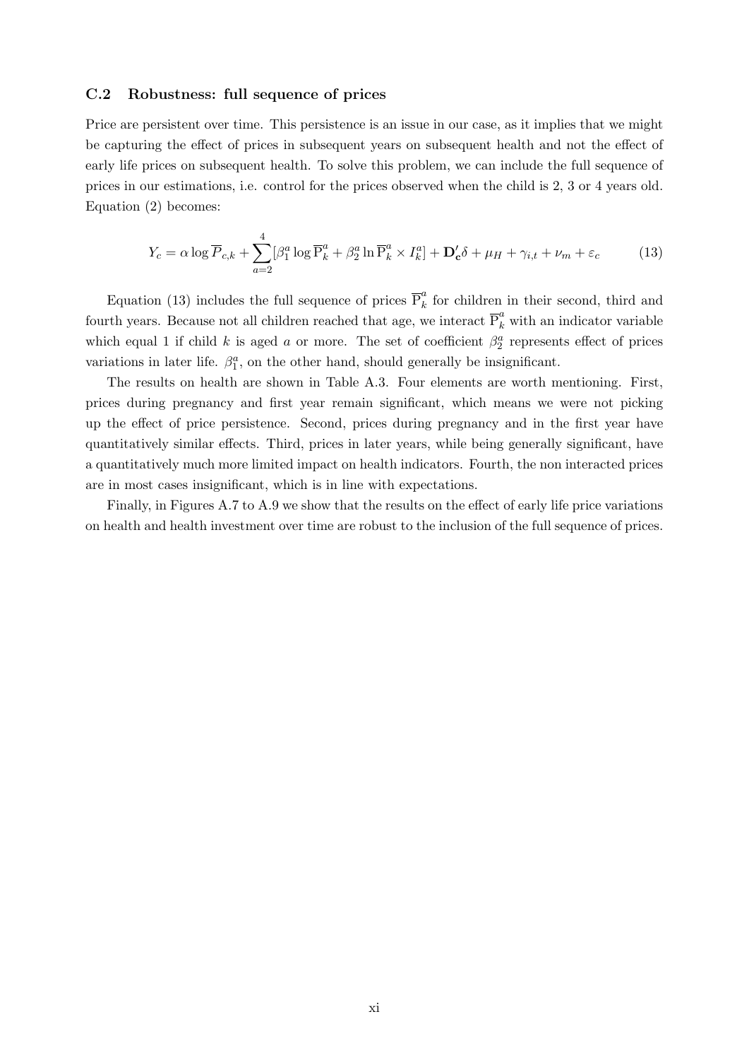### C.2 Robustness: full sequence of prices

Price are persistent over time. This persistence is an issue in our case, as it implies that we might be capturing the effect of prices in subsequent years on subsequent health and not the effect of early life prices on subsequent health. To solve this problem, we can include the full sequence of prices in our estimations, i.e. control for the prices observed when the child is 2, 3 or 4 years old. Equation (2) becomes:

$$Y_c = \alpha \log \overline{P}_{c,k} + \sum_{a=2}^{4} [\beta_1^a \log \overline{\mathrm{P}}_k^a + \beta_2^a \ln \overline{\mathrm{P}}_k^a \times I_k^a] + \mathbf{D_c'}\delta + \mu_H + \gamma_{i,t} + \nu_m + \varepsilon_c \tag{13}$$

Equation (13) includes the full sequence of prices $\overline{\mathrm{P}}_k^a$ for children in their second, third and fourth years. Because not all children reached that age, we interact $\overline{\mathrm{P}}_k^a$ with an indicator variable which equal 1 if child $k$ is aged $a$ or more. The set of coefficient $\beta_2^a$ represents effect of prices variations in later life. $\beta_1^a$, on the other hand, should generally be insignificant.

The results on health are shown in Table A.3. Four elements are worth mentioning. First, prices during pregnancy and first year remain significant, which means we were not picking up the effect of price persistence. Second, prices during pregnancy and in the first year have quantitatively similar effects. Third, prices in later years, while being generally significant, have a quantitatively much more limited impact on health indicators. Fourth, the non interacted prices are in most cases insignificant, which is in line with expectations.

Finally, in Figures A.7 to A.9 we show that the results on the effect of early life price variations on health and health investment over time are robust to the inclusion of the full sequence of prices.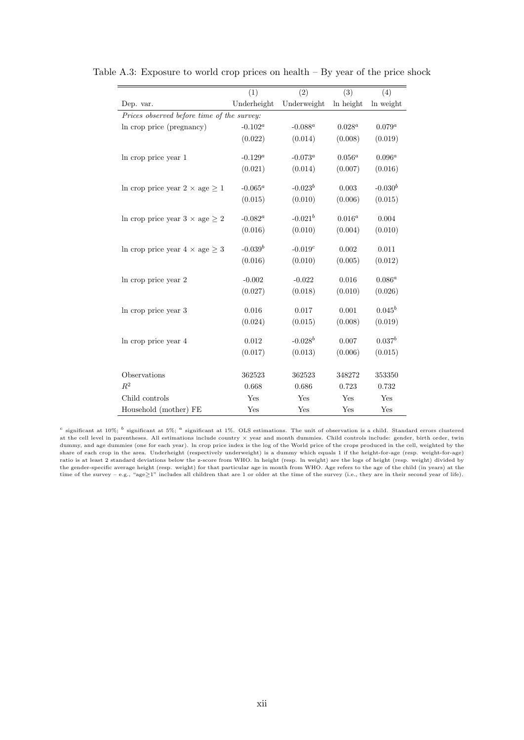Table A.3: Exposure to world crop prices on health – By year of the price shock

| | (1) | (2) | (3) | (4) |
|---|---|---|---|---|
| Dep. var. | Underheight | Underweight | ln height | ln weight |
| *Prices observed before time of the survey:* | | | | |
| ln crop price (pregnancy) | -0.102[a] | -0.088[a] | 0.028[a] | 0.079[a] |
| | (0.022) | (0.014) | (0.008) | (0.019) |
| ln crop price year 1 | -0.129[a] | -0.073[a] | 0.056[a] | 0.096[a] |
| | (0.021) | (0.014) | (0.007) | (0.016) |
| ln crop price year 2 $\times$ age $\geq 1$ | -0.065[a] | -0.023[b] | 0.003 | -0.030[b] |
| | (0.015) | (0.010) | (0.006) | (0.015) |
| ln crop price year 3 $\times$ age $\geq 2$ | -0.082[a] | -0.021[b] | 0.016[a] | 0.004 |
| | (0.016) | (0.010) | (0.004) | (0.010) |
| ln crop price year 4 $\times$ age $\geq 3$ | -0.039[b] | -0.019[c] | 0.002 | 0.011 |
| | (0.016) | (0.010) | (0.005) | (0.012) |
| ln crop price year 2 | -0.002 | -0.022 | 0.016 | 0.086[a] |
| | (0.027) | (0.018) | (0.010) | (0.026) |
| ln crop price year 3 | 0.016 | 0.017 | 0.001 | 0.045[b] |
| | (0.024) | (0.015) | (0.008) | (0.019) |
| ln crop price year 4 | 0.012 | -0.028[b] | 0.007 | 0.037[b] |
| | (0.017) | (0.013) | (0.006) | (0.015) |
| Observations | 362523 | 362523 | 348272 | 353350 |
| $R^2$ | 0.668 | 0.686 | 0.723 | 0.732 |
| Child controls | Yes | Yes | Yes | Yes |
| Household (mother) FE | Yes | Yes | Yes | Yes |

[c] significant at 10%; [b] significant at 5%; [a] significant at 1%. OLS estimations. The unit of observation is a child. Standard errors clustered at the cell level in parentheses. All estimations include country $\times$ year and month dummies. Child controls include: gender, birth order, twin dummy, and age dummies (one for each year). ln crop price index is the log of the World price of the crops produced in the cell, weighted by the share of each crop in the area. Underheight (respectively underweight) is a dummy which equals 1 if the height-for-age (resp. weight-for-age) ratio is at least 2 standard deviations below the z-score from WHO. ln height (resp. ln weight) are the logs of height (resp. weight) divided by the gender-specific average height (resp. weight) for that particular age in month from WHO. Age refers to the age of the child (in years) at the time of the survey – e.g., "age$\geq$1" includes all children that are 1 or older at the time of the survey (i.e., they are in their second year of life).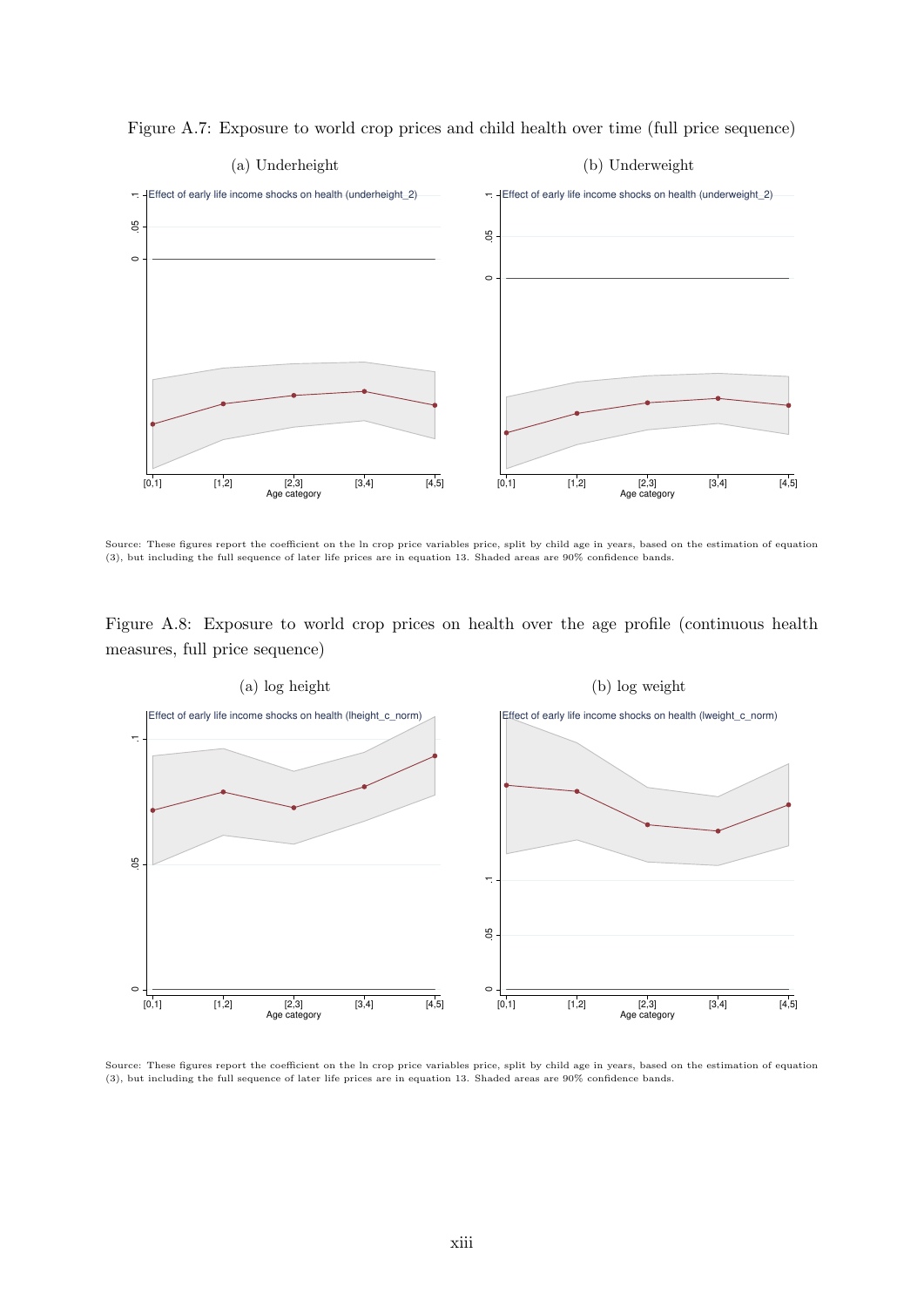Figure A.7: Exposure to world crop prices and child health over time (full price sequence)

(a) Underheight

(b) Underweight

Source: These figures report the coefficient on the ln crop price variables price, split by child age in years, based on the estimation of equation (3), but including the full sequence of later life prices are in equation 13. Shaded areas are 90% confidence bands.

Figure A.8: Exposure to world crop prices on health over the age profile (continuous health measures, full price sequence)

(a) log height

(b) log weight

Source: These figures report the coefficient on the ln crop price variables price, split by child age in years, based on the estimation of equation (3), but including the full sequence of later life prices are in equation 13. Shaded areas are 90% confidence bands.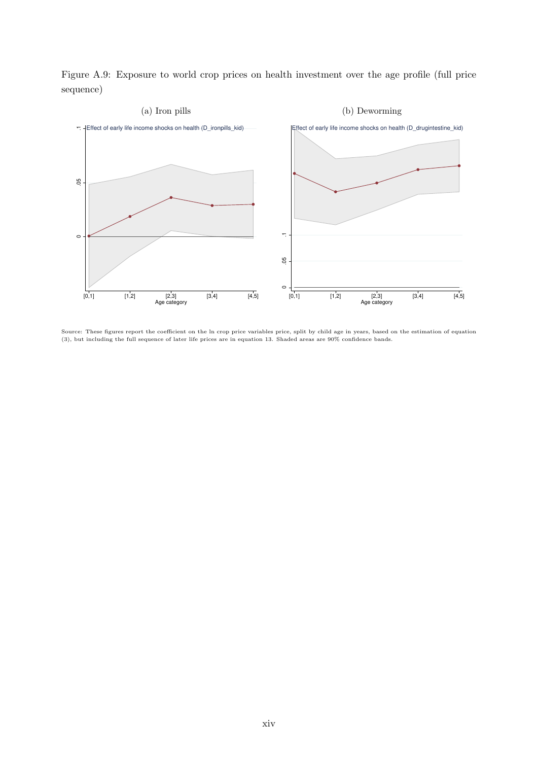Figure A.9: Exposure to world crop prices on health investment over the age profile (full price sequence)

(a) Iron pills

(b) Deworming

Source: These figures report the coefficient on the ln crop price variables price, split by child age in years, based on the estimation of equation (3), but including the full sequence of later life prices are in equation 13. Shaded areas are 90% confidence bands.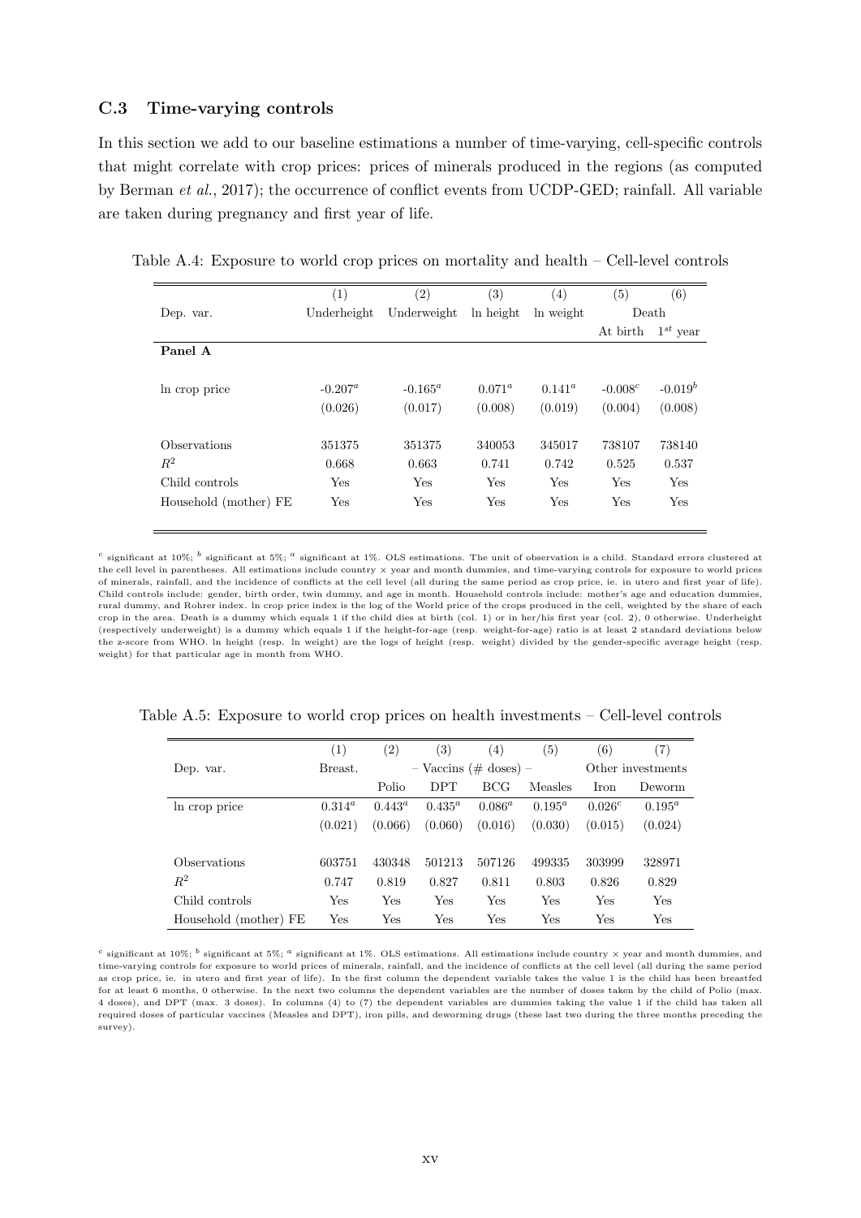### C.3 Time-varying controls

In this section we add to our baseline estimations a number of time-varying, cell-specific controls that might correlate with crop prices: prices of minerals produced in the regions (as computed by Berman *et al.*, 2017); the occurrence of conflict events from UCDP-GED; rainfall. All variable are taken during pregnancy and first year of life.

Table A.4: Exposure to world crop prices on mortality and health – Cell-level controls

| | (1) | (2) | (3) | (4) | (5) | (6) |
|---|---|---|---|---|---|---|
| Dep. var. | Underheight | Underweight | ln height | ln weight | Death | |
| | | | | | At birth | $1^{st}$ year |
| **Panel A** | | | | | | |
| ln crop price | $-0.207^a$ | $-0.165^a$ | $0.071^a$ | $0.141^a$ | $-0.008^c$ | $-0.019^b$ |
| | (0.026) | (0.017) | (0.008) | (0.019) | (0.004) | (0.008) |
| Observations | 351375 | 351375 | 340053 | 345017 | 738107 | 738140 |
| $R^2$ | 0.668 | 0.663 | 0.741 | 0.742 | 0.525 | 0.537 |
| Child controls | Yes | Yes | Yes | Yes | Yes | Yes |
| Household (mother) FE | Yes | Yes | Yes | Yes | Yes | Yes |

[c] significant at 10%; [b] significant at 5%; [a] significant at 1%. OLS estimations. The unit of observation is a child. Standard errors clustered at the cell level in parentheses. All estimations include country × year and month dummies, and time-varying controls for exposure to world prices of minerals, rainfall, and the incidence of conflicts at the cell level (all during the same period as crop price, ie. in utero and first year of life). Child controls include: gender, birth order, twin dummy, and age in month. Household controls include: mother's age and education dummies, rural dummy, and Rohrer index. ln crop price index is the log of the World price of the crops produced in the cell, weighted by the share of each crop in the area. Death is a dummy which equals 1 if the child dies at birth (col. 1) or in her/his first year (col. 2), 0 otherwise. Underheight (respectively underweight) is a dummy which equals 1 if the height-for-age (resp. weight-for-age) ratio is at least 2 standard deviations below the z-score from WHO. ln height (resp. ln weight) are the logs of height (resp. weight) divided by the gender-specific average height (resp. weight) for that particular age in month from WHO.

Table A.5: Exposure to world crop prices on health investments – Cell-level controls

| | (1) | (2) | (3) | (4) | (5) | (6) | (7) |
|---|---|---|---|---|---|---|---|
| Dep. var. | Breast. | – Vaccins (# doses) – | | | | Other investments | |
| | | Polio | DPT | BCG | Measles | Iron | Deworm |
| ln crop price | $0.314^a$ | $0.443^a$ | $0.435^a$ | $0.086^a$ | $0.195^a$ | $0.026^c$ | $0.195^a$ |
| | (0.021) | (0.066) | (0.060) | (0.016) | (0.030) | (0.015) | (0.024) |
| Observations | 603751 | 430348 | 501213 | 507126 | 499335 | 303999 | 328971 |
| $R^2$ | 0.747 | 0.819 | 0.827 | 0.811 | 0.803 | 0.826 | 0.829 |
| Child controls | Yes | Yes | Yes | Yes | Yes | Yes | Yes |
| Household (mother) FE | Yes | Yes | Yes | Yes | Yes | Yes | Yes |

[c] significant at 10%; [b] significant at 5%; [a] significant at 1%. OLS estimations. All estimations include country × year and month dummies, and time-varying controls for exposure to world prices of minerals, rainfall, and the incidence of conflicts at the cell level (all during the same period as crop price, ie. in utero and first year of life). In the first column the dependent variable takes the value 1 is the child has been breastfed for at least 6 months, 0 otherwise. In the next two columns the dependent variables are the number of doses taken by the child of Polio (max. 4 doses), and DPT (max. 3 doses). In columns (4) to (7) the dependent variables are dummies taking the value 1 if the child has taken all required doses of particular vaccines (Measles and DPT), iron pills, and deworming drugs (these last two during the three months preceding the survey).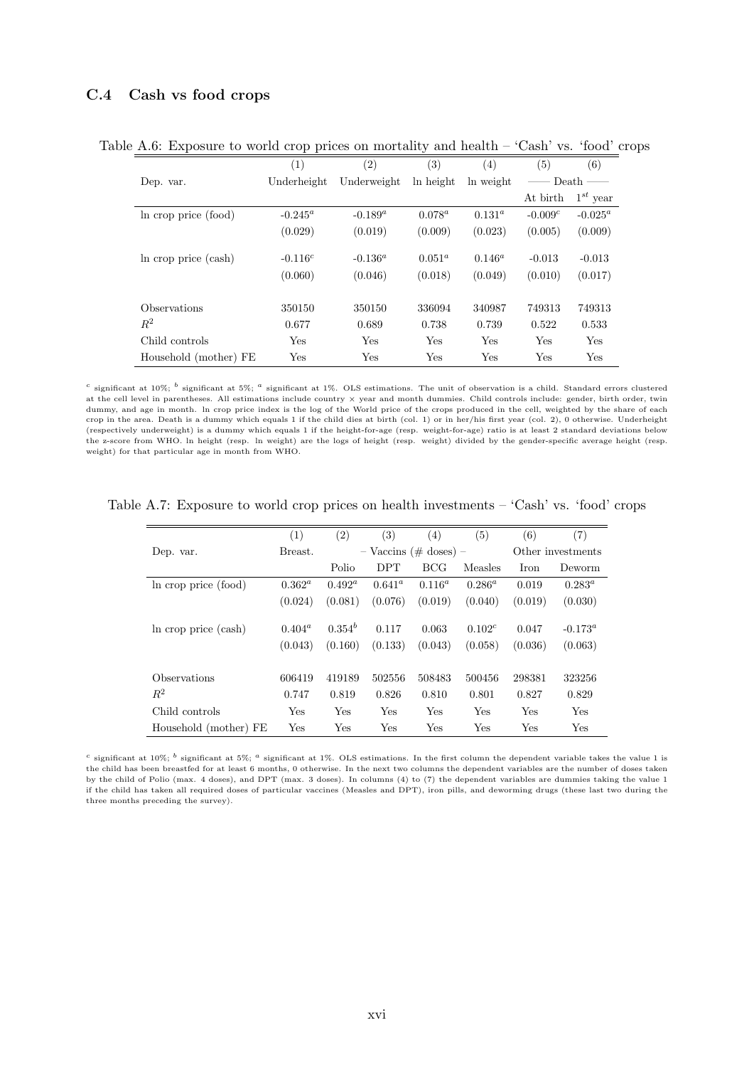### C.4 Cash vs food crops

Table A.6: Exposure to world crop prices on mortality and health – 'Cash' vs. 'food' crops

| | (1) | (2) | (3) | (4) | (5) | (6) |
|---|---|---|---|---|---|---|
| Dep. var. | Underheight | Underweight | ln height | ln weight | —— Death —— | |
| | | | | | At birth | $1^{st}$ year |
| ln crop price (food) | $-0.245^a$ | $-0.189^a$ | $0.078^a$ | $0.131^a$ | $-0.009^c$ | $-0.025^a$ |
| | (0.029) | (0.019) | (0.009) | (0.023) | (0.005) | (0.009) |
| ln crop price (cash) | $-0.116^c$ | $-0.136^a$ | $0.051^a$ | $0.146^a$ | -0.013 | -0.013 |
| | (0.060) | (0.046) | (0.018) | (0.049) | (0.010) | (0.017) |
| Observations | 350150 | 350150 | 336094 | 340987 | 749313 | 749313 |
| $R^2$ | 0.677 | 0.689 | 0.738 | 0.739 | 0.522 | 0.533 |
| Child controls | Yes | Yes | Yes | Yes | Yes | Yes |
| Household (mother) FE | Yes | Yes | Yes | Yes | Yes | Yes |

[c] significant at 10%; [b] significant at 5%; [a] significant at 1%. OLS estimations. The unit of observation is a child. Standard errors clustered at the cell level in parentheses. All estimations include country × year and month dummies. Child controls include: gender, birth order, twin dummy, and age in month. ln crop price index is the log of the World price of the crops produced in the cell, weighted by the share of each crop in the area. Death is a dummy which equals 1 if the child dies at birth (col. 1) or in her/his first year (col. 2), 0 otherwise. Underheight (respectively underweight) is a dummy which equals 1 if the height-for-age (resp. weight-for-age) ratio is at least 2 standard deviations below the z-score from WHO. ln height (resp. ln weight) are the logs of height (resp. weight) divided by the gender-specific average height (resp. weight) for that particular age in month from WHO.

Table A.7: Exposure to world crop prices on health investments – 'Cash' vs. 'food' crops

| | (1) | (2) | (3) | (4) | (5) | (6) | (7) |
|---|---|---|---|---|---|---|---|
| Dep. var. | Breast. | – Vaccins (# doses) – | | | | Other investments | |
| | | Polio | DPT | BCG | Measles | Iron | Deworm |
| ln crop price (food) | $0.362^a$ | $0.492^a$ | $0.641^a$ | $0.116^a$ | $0.286^a$ | 0.019 | $0.283^a$ |
| | (0.024) | (0.081) | (0.076) | (0.019) | (0.040) | (0.019) | (0.030) |
| ln crop price (cash) | $0.404^a$ | $0.354^b$ | 0.117 | 0.063 | $0.102^c$ | 0.047 | $-0.173^a$ |
| | (0.043) | (0.160) | (0.133) | (0.043) | (0.058) | (0.036) | (0.063) |
| Observations | 606419 | 419189 | 502556 | 508483 | 500456 | 298381 | 323256 |
| $R^2$ | 0.747 | 0.819 | 0.826 | 0.810 | 0.801 | 0.827 | 0.829 |
| Child controls | Yes | Yes | Yes | Yes | Yes | Yes | Yes |
| Household (mother) FE | Yes | Yes | Yes | Yes | Yes | Yes | Yes |

[c] significant at 10%; [b] significant at 5%; [a] significant at 1%. OLS estimations. In the first column the dependent variable takes the value 1 is the child has been breastfed for at least 6 months, 0 otherwise. In the next two columns the dependent variables are the number of doses taken by the child of Polio (max. 4 doses), and DPT (max. 3 doses). In columns (4) to (7) the dependent variables are dummies taking the value 1 if the child has taken all required doses of particular vaccines (Measles and DPT), iron pills, and deworming drugs (these last two during the three months preceding the survey).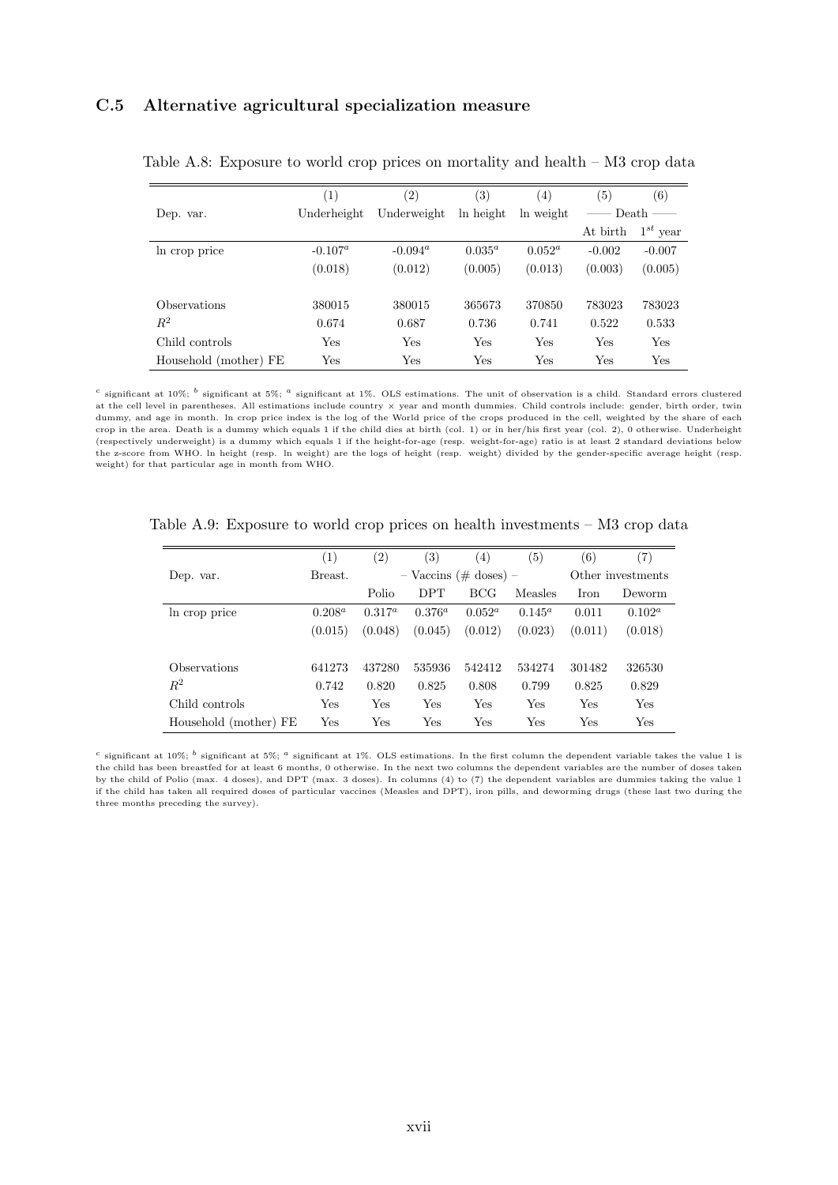### C.5 Alternative agricultural specialization measure

Table A.8: Exposure to world crop prices on mortality and health – M3 crop data

| | (1) | (2) | (3) | (4) | (5) | (6) |
|---|---|---|---|---|---|---|
| Dep. var. | Underheight | Underweight | ln height | ln weight | —— Death —— | |
| | | | | | At birth | $1^{st}$ year |
| ln crop price | -0.107[a] | -0.094[a] | 0.035[a] | 0.052[a] | -0.002 | -0.007 |
| | (0.018) | (0.012) | (0.005) | (0.013) | (0.003) | (0.005) |
| Observations | 380015 | 380015 | 365673 | 370850 | 783023 | 783023 |
| $R^2$ | 0.674 | 0.687 | 0.736 | 0.741 | 0.522 | 0.533 |
| Child controls | Yes | Yes | Yes | Yes | Yes | Yes |
| Household (mother) FE | Yes | Yes | Yes | Yes | Yes | Yes |

[c] significant at 10%; [b] significant at 5%; [a] significant at 1%. OLS estimations. The unit of observation is a child. Standard errors clustered at the cell level in parentheses. All estimations include country × year and month dummies. Child controls include: gender, birth order, twin dummy, and age in month. ln crop price index is the log of the World price of the crops produced in the cell, weighted by the share of each crop in the area. Death is a dummy which equals 1 if the child dies at birth (col. 1) or in her/his first year (col. 2), 0 otherwise. Underheight (respectively underweight) is a dummy which equals 1 if the height-for-age (resp. weight-for-age) ratio is at least 2 standard deviations below the z-score from WHO. ln height (resp. ln weight) are the logs of height (resp. weight) divided by the gender-specific average height (resp. weight) for that particular age in month from WHO.

Table A.9: Exposure to world crop prices on health investments – M3 crop data

| | (1) | (2) | (3) | (4) | (5) | (6) | (7) |
|---|---|---|---|---|---|---|---|
| Dep. var. | Breast. | – Vaccins (# doses) – | | | | Other investments | |
| | | Polio | DPT | BCG | Measles | Iron | Deworm |
| ln crop price | 0.208[a] | 0.317[a] | 0.376[a] | 0.052[a] | 0.145[a] | 0.011 | 0.102[a] |
| | (0.015) | (0.048) | (0.045) | (0.012) | (0.023) | (0.011) | (0.018) |
| Observations | 641273 | 437280 | 535936 | 542412 | 534274 | 301482 | 326530 |
| $R^2$ | 0.742 | 0.820 | 0.825 | 0.808 | 0.799 | 0.825 | 0.829 |
| Child controls | Yes | Yes | Yes | Yes | Yes | Yes | Yes |
| Household (mother) FE | Yes | Yes | Yes | Yes | Yes | Yes | Yes |

[c] significant at 10%; [b] significant at 5%; [a] significant at 1%. OLS estimations. In the first column the dependent variable takes the value 1 is the child has been breastfed for at least 6 months, 0 otherwise. In the next two columns the dependent variables are the number of doses taken by the child of Polio (max. 4 doses), and DPT (max. 3 doses). In columns (4) to (7) the dependent variables are dummies taking the value 1 if the child has taken all required doses of particular vaccines (Measles and DPT), iron pills, and deworming drugs (these last two during the three months preceding the survey).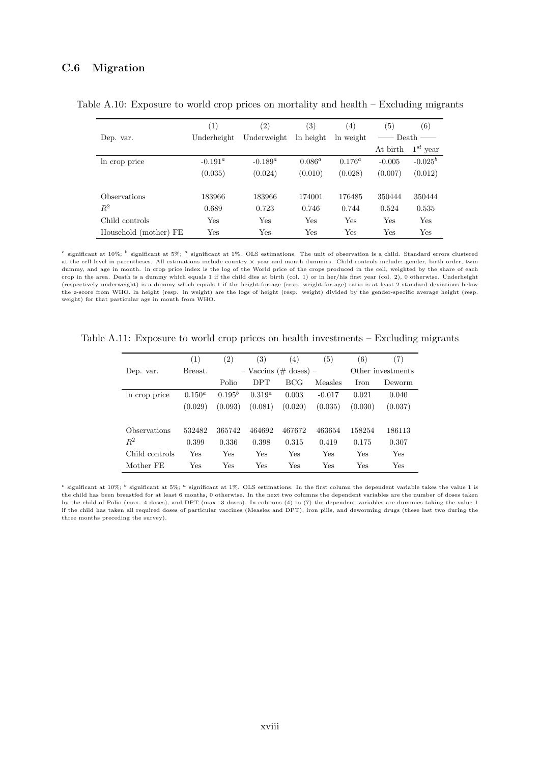### C.6 Migration

Table A.10: Exposure to world crop prices on mortality and health – Excluding migrants

| | (1) | (2) | (3) | (4) | (5) | (6) |
|---|---|---|---|---|---|---|
| Dep. var. | Underheight | Underweight | ln height | ln weight | —— Death —— | |
| | | | | | At birth | $1^{st}$ year |
| ln crop price | -0.191[a] | -0.189[a] | 0.086[a] | 0.176[a] | -0.005 | -0.025[b] |
| | (0.035) | (0.024) | (0.010) | (0.028) | (0.007) | (0.012) |
| Observations | 183966 | 183966 | 174001 | 176485 | 350444 | 350444 |
| $R^2$ | 0.689 | 0.723 | 0.746 | 0.744 | 0.524 | 0.535 |
| Child controls | Yes | Yes | Yes | Yes | Yes | Yes |
| Household (mother) FE | Yes | Yes | Yes | Yes | Yes | Yes |

[c] significant at 10%; [b] significant at 5%; [a] significant at 1%. OLS estimations. The unit of observation is a child. Standard errors clustered at the cell level in parentheses. All estimations include country × year and month dummies. Child controls include: gender, birth order, twin dummy, and age in month. ln crop price index is the log of the World price of the crops produced in the cell, weighted by the share of each crop in the area. Death is a dummy which equals 1 if the child dies at birth (col. 1) or in her/his first year (col. 2), 0 otherwise. Underheight (respectively underweight) is a dummy which equals 1 if the height-for-age (resp. weight-for-age) ratio is at least 2 standard deviations below the z-score from WHO. ln height (resp. ln weight) are the logs of height (resp. weight) divided by the gender-specific average height (resp. weight) for that particular age in month from WHO.

Table A.11: Exposure to world crop prices on health investments – Excluding migrants

| | (1) | (2) | (3) | (4) | (5) | (6) | (7) |
|---|---|---|---|---|---|---|---|
| Dep. var. | Breast. | – Vaccins (# doses) – | | | | Other investments | |
| | | Polio | DPT | BCG | Measles | Iron | Deworm |
| ln crop price | 0.150[a] | 0.195[b] | 0.319[a] | 0.003 | -0.017 | 0.021 | 0.040 |
| | (0.029) | (0.093) | (0.081) | (0.020) | (0.035) | (0.030) | (0.037) |
| Observations | 532482 | 365742 | 464692 | 467672 | 463654 | 158254 | 186113 |
| $R^2$ | 0.399 | 0.336 | 0.398 | 0.315 | 0.419 | 0.175 | 0.307 |
| Child controls | Yes | Yes | Yes | Yes | Yes | Yes | Yes |
| Mother FE | Yes | Yes | Yes | Yes | Yes | Yes | Yes |

[c] significant at 10%; [b] significant at 5%; [a] significant at 1%. OLS estimations. In the first column the dependent variable takes the value 1 is the child has been breastfed for at least 6 months, 0 otherwise. In the next two columns the dependent variables are the number of doses taken by the child of Polio (max. 4 doses), and DPT (max. 3 doses). In columns (4) to (7) the dependent variables are dummies taking the value 1 if the child has taken all required doses of particular vaccines (Measles and DPT), iron pills, and deworming drugs (these last two during the three months preceding the survey).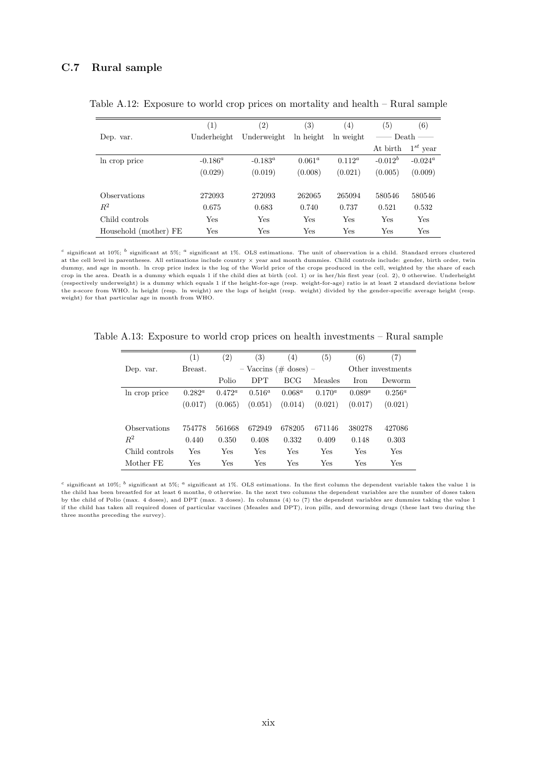### C.7 Rural sample

Table A.12: Exposure to world crop prices on mortality and health – Rural sample

| | (1) | (2) | (3) | (4) | (5) | (6) |
|---|---|---|---|---|---|---|
| Dep. var. | Underheight | Underweight | ln height | ln weight | —— Death —— | |
| | | | | | At birth | $1^{st}$ year |
| ln crop price | -0.186[a] | -0.183[a] | 0.061[a] | 0.112[a] | -0.012[b] | -0.024[a] |
| | (0.029) | (0.019) | (0.008) | (0.021) | (0.005) | (0.009) |
| Observations | 272093 | 272093 | 262065 | 265094 | 580546 | 580546 |
| $R^2$ | 0.675 | 0.683 | 0.740 | 0.737 | 0.521 | 0.532 |
| Child controls | Yes | Yes | Yes | Yes | Yes | Yes |
| Household (mother) FE | Yes | Yes | Yes | Yes | Yes | Yes |

[c] significant at 10%; [b] significant at 5%; [a] significant at 1%. OLS estimations. The unit of observation is a child. Standard errors clustered at the cell level in parentheses. All estimations include country × year and month dummies. Child controls include: gender, birth order, twin dummy, and age in month. ln crop price index is the log of the World price of the crops produced in the cell, weighted by the share of each crop in the area. Death is a dummy which equals 1 if the child dies at birth (col. 1) or in her/his first year (col. 2), 0 otherwise. Underheight (respectively underweight) is a dummy which equals 1 if the height-for-age (resp. weight-for-age) ratio is at least 2 standard deviations below the z-score from WHO. ln height (resp. ln weight) are the logs of height (resp. weight) divided by the gender-specific average height (resp. weight) for that particular age in month from WHO.

Table A.13: Exposure to world crop prices on health investments – Rural sample

| | (1) | (2) | (3) | (4) | (5) | (6) | (7) |
|---|---|---|---|---|---|---|---|
| Dep. var. | Breast. | – Vaccins (# doses) – | | | | Other investments | |
| | | Polio | DPT | BCG | Measles | Iron | Deworm |
| ln crop price | 0.282[a] | 0.472[a] | 0.516[a] | 0.068[a] | 0.170[a] | 0.089[a] | 0.256[a] |
| | (0.017) | (0.065) | (0.051) | (0.014) | (0.021) | (0.017) | (0.021) |
| Observations | 754778 | 561668 | 672949 | 678205 | 671146 | 380278 | 427086 |
| $R^2$ | 0.440 | 0.350 | 0.408 | 0.332 | 0.409 | 0.148 | 0.303 |
| Child controls | Yes | Yes | Yes | Yes | Yes | Yes | Yes |
| Mother FE | Yes | Yes | Yes | Yes | Yes | Yes | Yes |

[c] significant at 10%; [b] significant at 5%; [a] significant at 1%. OLS estimations. In the first column the dependent variable takes the value 1 is the child has been breastfed for at least 6 months, 0 otherwise. In the next two columns the dependent variables are the number of doses taken by the child of Polio (max. 4 doses), and DPT (max. 3 doses). In columns (4) to (7) the dependent variables are dummies taking the value 1 if the child has taken all required doses of particular vaccines (Measles and DPT), iron pills, and deworming drugs (these last two during the three months preceding the survey).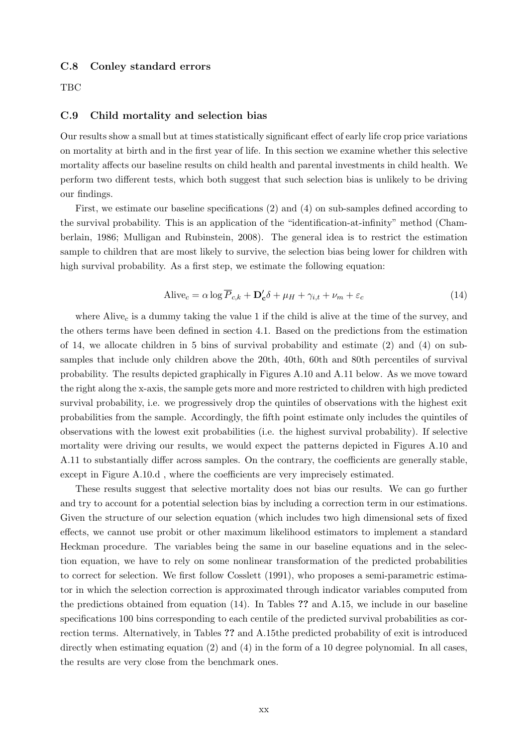### C.8 Conley standard errors

TBC

### C.9 Child mortality and selection bias

Our results show a small but at times statistically significant effect of early life crop price variations on mortality at birth and in the first year of life. In this section we examine whether this selective mortality affects our baseline results on child health and parental investments in child health. We perform two different tests, which both suggest that such selection bias is unlikely to be driving our findings.

First, we estimate our baseline specifications (2) and (4) on sub-samples defined according to the survival probability. This is an application of the "identification-at-infinity" method (Chamberlain, 1986; Mulligan and Rubinstein, 2008). The general idea is to restrict the estimation sample to children that are most likely to survive, the selection bias being lower for children with high survival probability. As a first step, we estimate the following equation:

$$\text{Alive}_c = \alpha \log \overline{P}_{c,k} + \mathbf{D_c'}\delta + \mu_H + \gamma_{i,t} + \nu_m + \varepsilon_c \tag{14}$$

where $\text{Alive}_c$ is a dummy taking the value 1 if the child is alive at the time of the survey, and the others terms have been defined in section 4.1. Based on the predictions from the estimation of 14, we allocate children in 5 bins of survival probability and estimate (2) and (4) on sub-samples that include only children above the 20th, 40th, 60th and 80th percentiles of survival probability. The results depicted graphically in Figures A.10 and A.11 below. As we move toward the right along the x-axis, the sample gets more and more restricted to children with high predicted survival probability, i.e. we progressively drop the quintiles of observations with the highest exit probabilities from the sample. Accordingly, the fifth point estimate only includes the quintiles of observations with the lowest exit probabilities (i.e. the highest survival probability). If selective mortality were driving our results, we would expect the patterns depicted in Figures A.10 and A.11 to substantially differ across samples. On the contrary, the coefficients are generally stable, except in Figure A.10.d , where the coefficients are very imprecisely estimated.

These results suggest that selective mortality does not bias our results. We can go further and try to account for a potential selection bias by including a correction term in our estimations. Given the structure of our selection equation (which includes two high dimensional sets of fixed effects, we cannot use probit or other maximum likelihood estimators to implement a standard Heckman procedure. The variables being the same in our baseline equations and in the selection equation, we have to rely on some nonlinear transformation of the predicted probabilities to correct for selection. We first follow Cosslett (1991), who proposes a semi-parametric estimator in which the selection correction is approximated through indicator variables computed from the predictions obtained from equation (14). In Tables **??** and A.15, we include in our baseline specifications 100 bins corresponding to each centile of the predicted survival probabilities as correction terms. Alternatively, in Tables **??** and A.15the predicted probability of exit is introduced directly when estimating equation (2) and (4) in the form of a 10 degree polynomial. In all cases, the results are very close from the benchmark ones.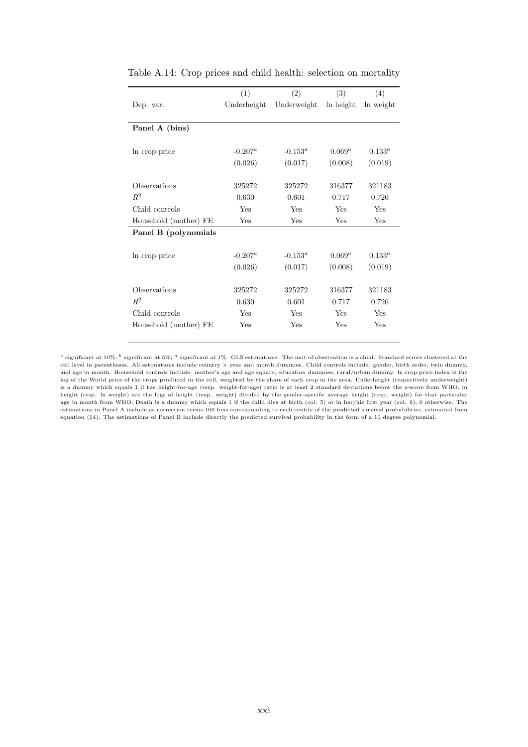Table A.14: Crop prices and child health: selection on mortality

| | (1) | (2) | (3) | (4) |
|---|---|---|---|---|
| Dep. var. | Underheight | Underweight | ln height | ln weight |
| **Panel A (bins)** | | | | |
| ln crop price | -0.207[a] | -0.153[a] | 0.069[a] | 0.133[a] |
| | (0.026) | (0.017) | (0.008) | (0.019) |
| Observations | 325272 | 325272 | 316377 | 321183 |
| $R^2$ | 0.630 | 0.601 | 0.717 | 0.726 |
| Child controls | Yes | Yes | Yes | Yes |
| Household (mother) FE | Yes | Yes | Yes | Yes |
| **Panel B (polynomials** | | | | |
| ln crop price | -0.207[a] | -0.153[a] | 0.069[a] | 0.133[a] |
| | (0.026) | (0.017) | (0.008) | (0.019) |
| Observations | 325272 | 325272 | 316377 | 321183 |
| $R^2$ | 0.630 | 0.601 | 0.717 | 0.726 |
| Child controls | Yes | Yes | Yes | Yes |
| Household (mother) FE | Yes | Yes | Yes | Yes |

[c] significant at 10%; [b] significant at 5%; [a] significant at 1%. OLS estimations. The unit of observation is a child. Standard errors clustered at the cell level in parentheses. All estimations include country × year and month dummies. Child controls include: gender, birth order, twin dummy, and age in month. Household controls include: mother's age and age square, education dummies, rural/urban dummy. ln crop price index is the log of the World price of the crops produced in the cell, weighted by the share of each crop in the area. Underheight (respectively underweight) is a dummy which equals 1 if the height-for-age (resp. weight-for-age) ratio is at least 2 standard deviations below the z-score from WHO. ln height (resp. ln weight) are the logs of height (resp. weight) divided by the gender-specific average height (resp. weight) for that particular age in month from WHO. Death is a dummy which equals 1 if the child dies at birth (col. 5) or in her/his first year (col. 6), 0 otherwise. The estimations in Panel A include as correction terms 100 bins corresponding to each centile of the predicted survival probabilities, estimated from equation (14). The estimations of Panel B include directly the predicted survival probability in the form of a 10 degree polynomial.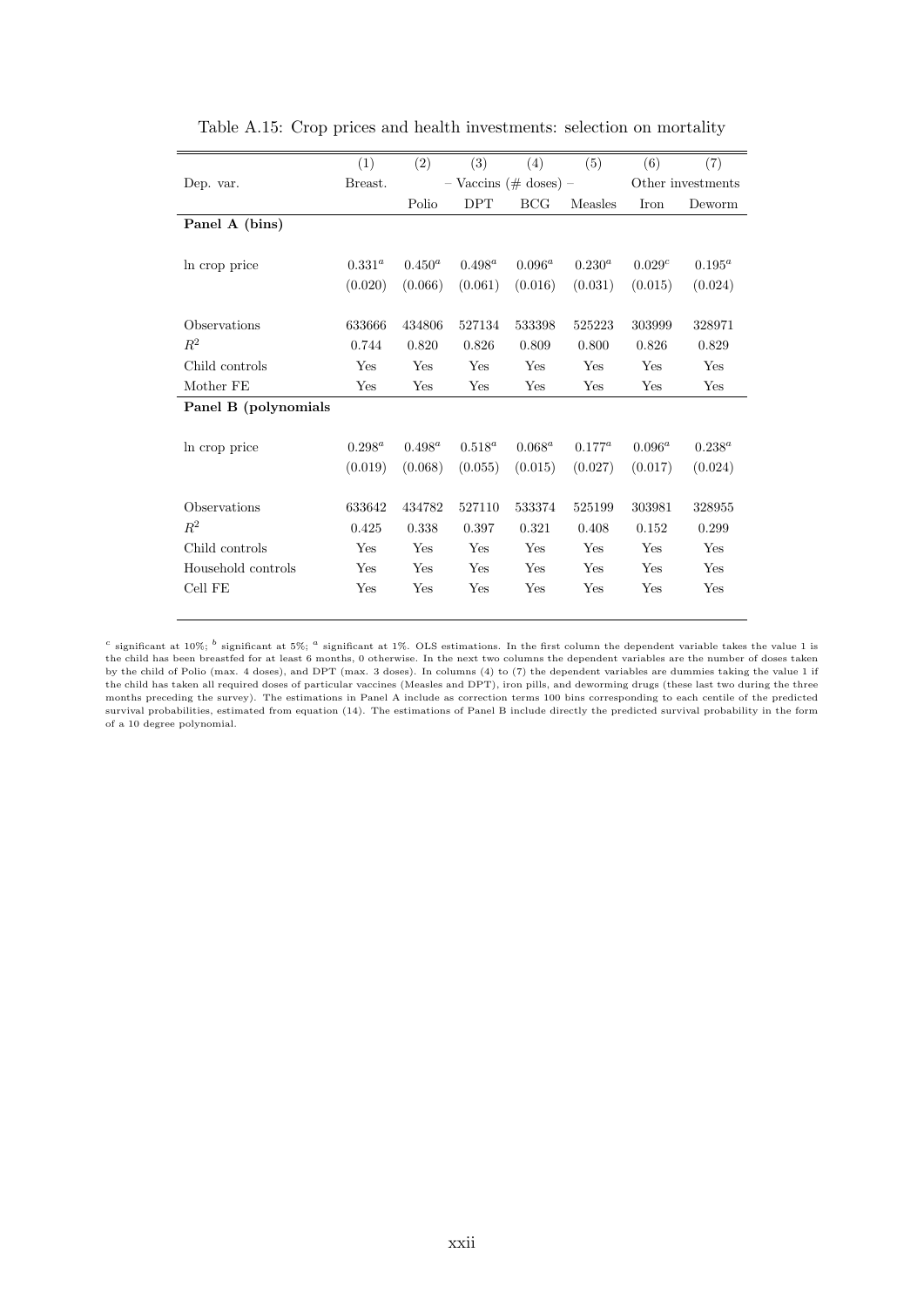Table A.15: Crop prices and health investments: selection on mortality

| | (1) | (2) | (3) | (4) | (5) | (6) | (7) |
|---|---|---|---|---|---|---|---|
| Dep. var. | Breast. | – Vaccins (# doses) – | | | | Other investments | |
| | | Polio | DPT | BCG | Measles | Iron | Deworm |
| **Panel A (bins)** | | | | | | | |
| ln crop price | $0.331^a$ | $0.450^a$ | $0.498^a$ | $0.096^a$ | $0.230^a$ | $0.029^c$ | $0.195^a$ |
| | (0.020) | (0.066) | (0.061) | (0.016) | (0.031) | (0.015) | (0.024) |
| Observations | 633666 | 434806 | 527134 | 533398 | 525223 | 303999 | 328971 |
| $R^2$ | 0.744 | 0.820 | 0.826 | 0.809 | 0.800 | 0.826 | 0.829 |
| Child controls | Yes | Yes | Yes | Yes | Yes | Yes | Yes |
| Mother FE | Yes | Yes | Yes | Yes | Yes | Yes | Yes |
| **Panel B (polynomials** | | | | | | | |
| ln crop price | $0.298^a$ | $0.498^a$ | $0.518^a$ | $0.068^a$ | $0.177^a$ | $0.096^a$ | $0.238^a$ |
| | (0.019) | (0.068) | (0.055) | (0.015) | (0.027) | (0.017) | (0.024) |
| Observations | 633642 | 434782 | 527110 | 533374 | 525199 | 303981 | 328955 |
| $R^2$ | 0.425 | 0.338 | 0.397 | 0.321 | 0.408 | 0.152 | 0.299 |
| Child controls | Yes | Yes | Yes | Yes | Yes | Yes | Yes |
| Household controls | Yes | Yes | Yes | Yes | Yes | Yes | Yes |
| Cell FE | Yes | Yes | Yes | Yes | Yes | Yes | Yes |

[c] significant at 10%; [b] significant at 5%; [a] significant at 1%. OLS estimations. In the first column the dependent variable takes the value 1 is the child has been breastfed for at least 6 months, 0 otherwise. In the next two columns the dependent variables are the number of doses taken by the child of Polio (max. 4 doses), and DPT (max. 3 doses). In columns (4) to (7) the dependent variables are dummies taking the value 1 if the child has taken all required doses of particular vaccines (Measles and DPT), iron pills, and deworming drugs (these last two during the three months preceding the survey). The estimations in Panel A include as correction terms 100 bins corresponding to each centile of the predicted survival probabilities, estimated from equation (14). The estimations of Panel B include directly the predicted survival probability in the form of a 10 degree polynomial.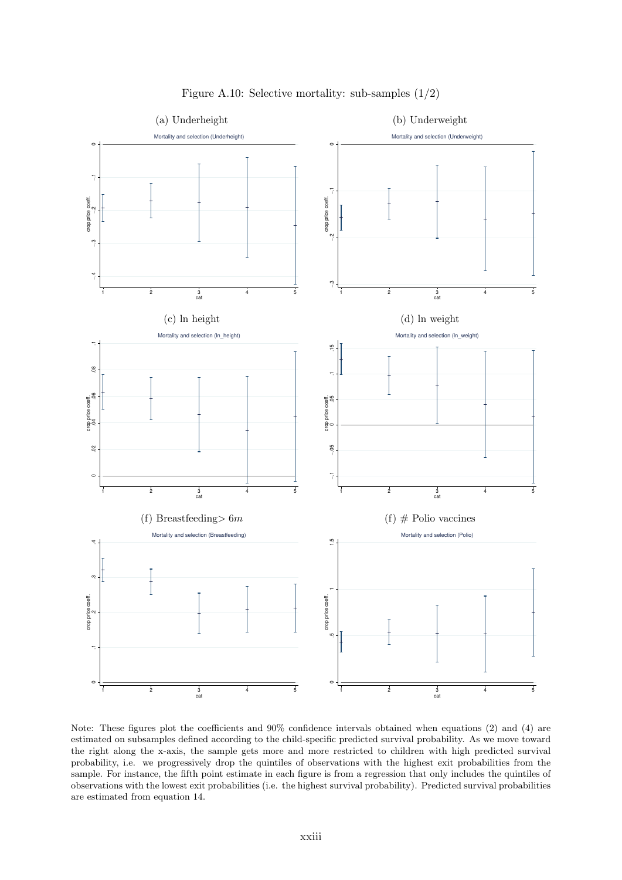Figure A.10: Selective mortality: sub-samples (1/2)

(a) Underheight

(b) Underweight

(c) ln height

(d) ln weight

(f) Breastfeeding$>6m$

(f) # Polio vaccines

Note: These figures plot the coefficients and 90% confidence intervals obtained when equations (2) and (4) are estimated on subsamples defined according to the child-specific predicted survival probability. As we move toward the right along the x-axis, the sample gets more and more restricted to children with high predicted survival probability, i.e. we progressively drop the quintiles of observations with the highest exit probabilities from the sample. For instance, the fifth point estimate in each figure is from a regression that only includes the quintiles of observations with the lowest exit probabilities (i.e. the highest survival probability). Predicted survival probabilities are estimated from equation 14.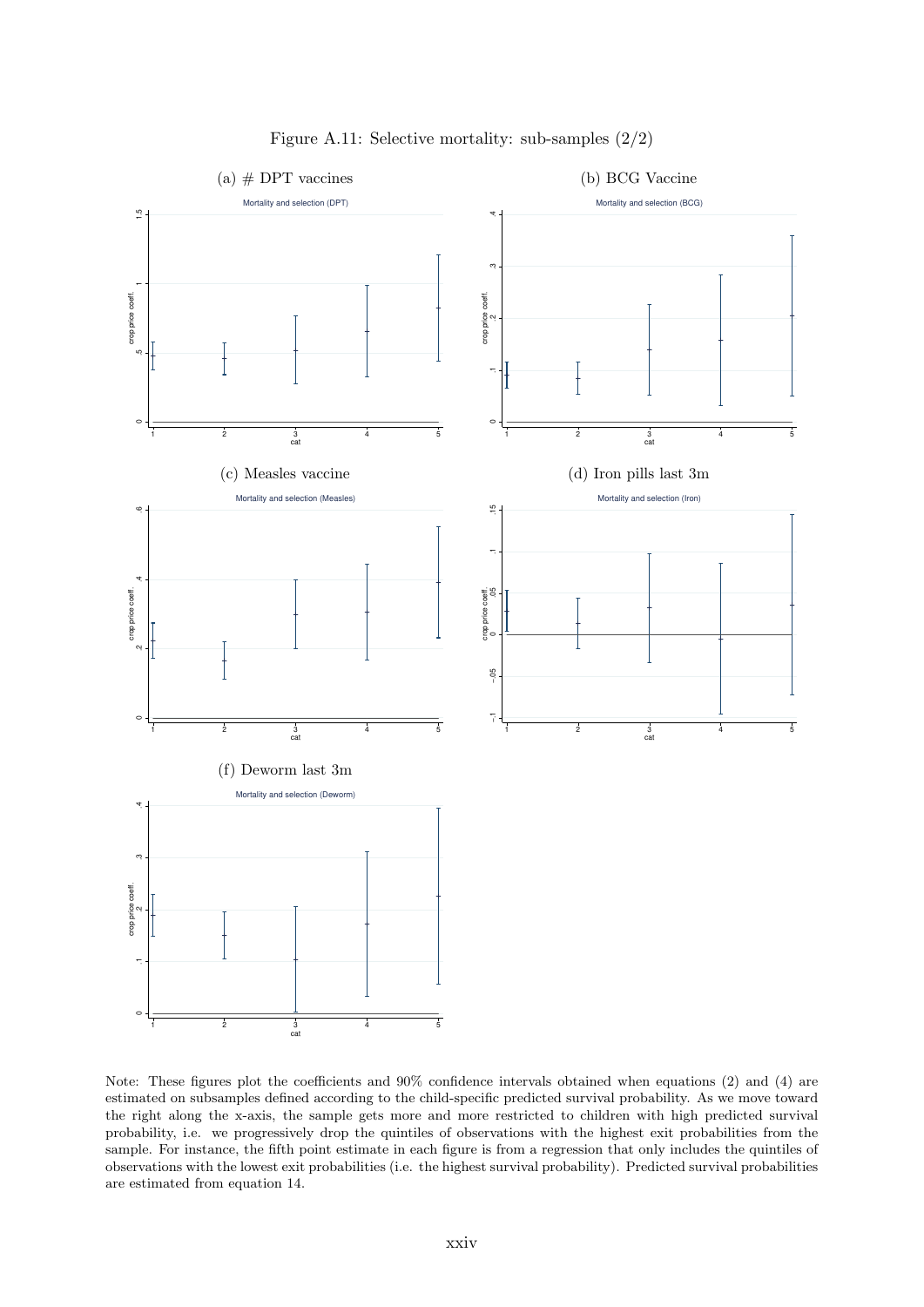Figure A.11: Selective mortality: sub-samples (2/2)

(a) # DPT vaccines

Mortality and selection (DPT)

crop price coeff.

0
.5
1
1.5

1 2 3 4 5

cat

(b) BCG Vaccine

Mortality and selection (BCG)

crop price coeff.

0
.1
.2
.3
.4

1 2 3 4 5

cat

(c) Measles vaccine

Mortality and selection (Measles)

crop price coeff.

0
.2
.4
.6

1 2 3 4 5

cat

(d) Iron pills last 3m

Mortality and selection (Iron)

crop price coeff.

-.1
-.05
0
.05
.1
.15

1 2 3 4 5

cat

(f) Deworm last 3m

Mortality and selection (Deworm)

crop price coeff.

0
.1
.2
.3
.4

1 2 3 4 5

cat

Note: These figures plot the coefficients and 90% confidence intervals obtained when equations (2) and (4) are estimated on subsamples defined according to the child-specific predicted survival probability. As we move toward the right along the x-axis, the sample gets more and more restricted to children with high predicted survival probability, i.e. we progressively drop the quintiles of observations with the highest exit probabilities from the sample. For instance, the fifth point estimate in each figure is from a regression that only includes the quintiles of observations with the lowest exit probabilities (i.e. the highest survival probability). Predicted survival probabilities are estimated from equation 14.